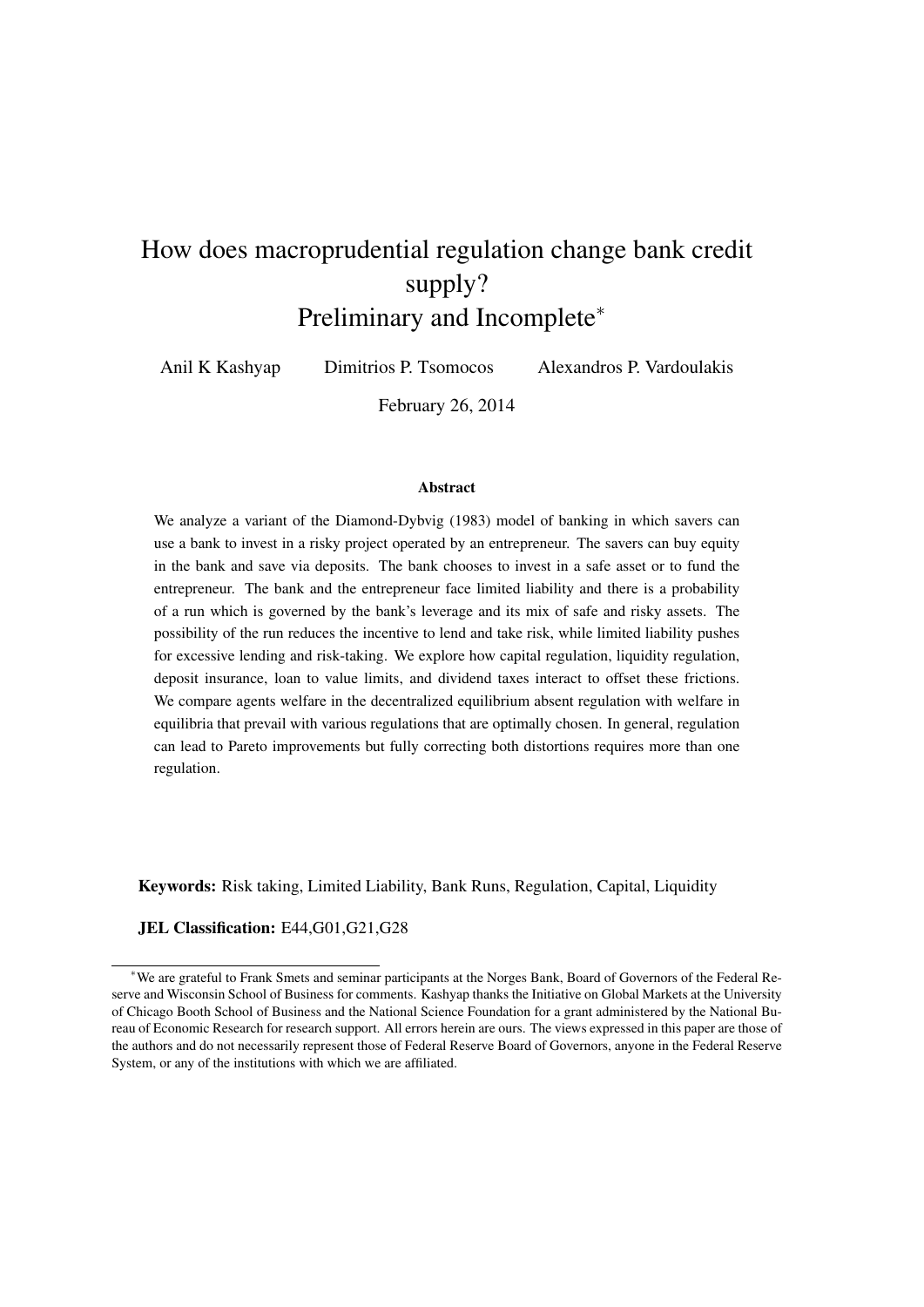# How does macroprudential regulation change bank credit supply?
# Preliminary and Incomplete*

Anil K Kashyap    Dimitrios P. Tsomocos    Alexandros P. Vardoulakis

February 26, 2014

### Abstract

We analyze a variant of the Diamond-Dybvig (1983) model of banking in which savers can use a bank to invest in a risky project operated by an entrepreneur. The savers can buy equity in the bank and save via deposits. The bank chooses to invest in a safe asset or to fund the entrepreneur. The bank and the entrepreneur face limited liability and there is a probability of a run which is governed by the bank's leverage and its mix of safe and risky assets. The possibility of the run reduces the incentive to lend and take risk, while limited liability pushes for excessive lending and risk-taking. We explore how capital regulation, liquidity regulation, deposit insurance, loan to value limits, and dividend taxes interact to offset these frictions. We compare agents welfare in the decentralized equilibrium absent regulation with welfare in equilibria that prevail with various regulations that are optimally chosen. In general, regulation can lead to Pareto improvements but fully correcting both distortions requires more than one regulation.

**Keywords:** Risk taking, Limited Liability, Bank Runs, Regulation, Capital, Liquidity

**JEL Classification:** E44,G01,G21,G28

---

*We are grateful to Frank Smets and seminar participants at the Norges Bank, Board of Governors of the Federal Reserve and Wisconsin School of Business for comments. Kashyap thanks the Initiative on Global Markets at the University of Chicago Booth School of Business and the National Science Foundation for a grant administered by the National Bureau of Economic Research for research support. All errors herein are ours. The views expressed in this paper are those of the authors and do not necessarily represent those of Federal Reserve Board of Governors, anyone in the Federal Reserve System, or any of the institutions with which we are affiliated.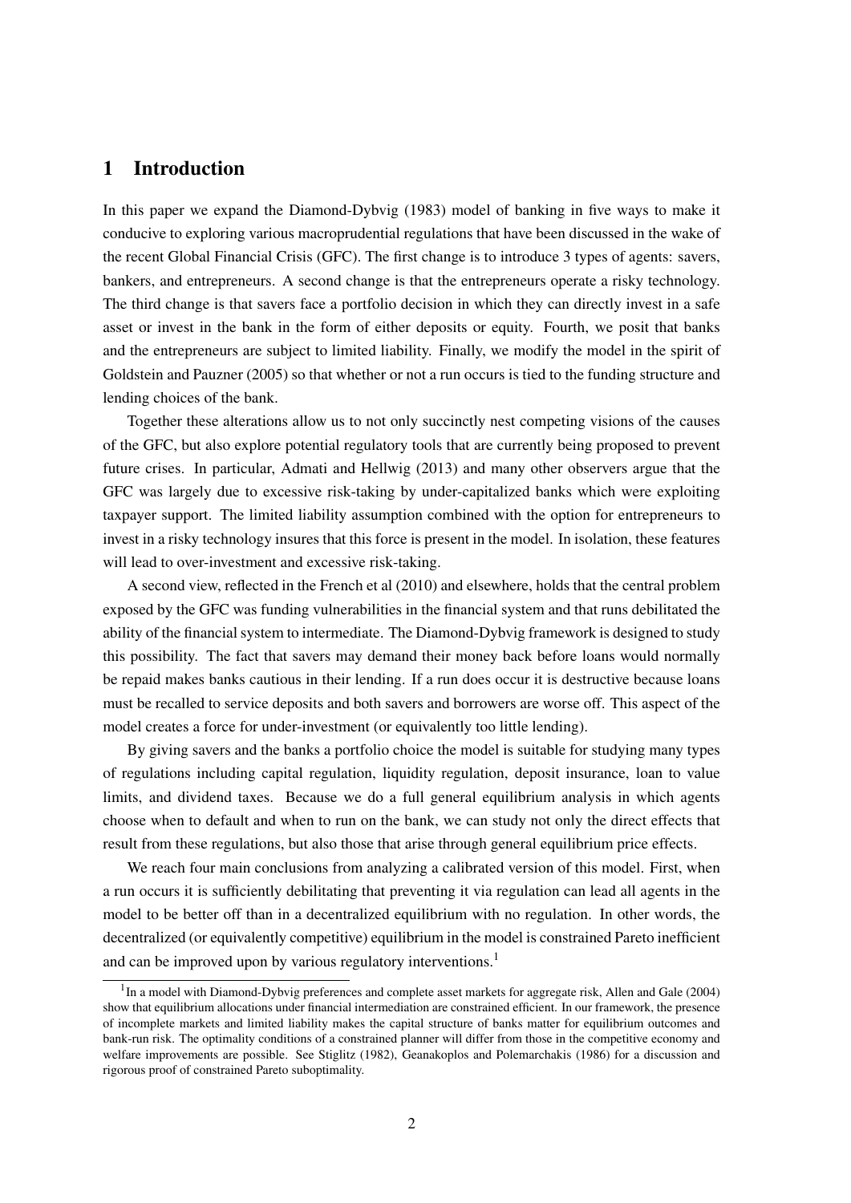# 1 Introduction

In this paper we expand the Diamond-Dybvig (1983) model of banking in five ways to make it conducive to exploring various macroprudential regulations that have been discussed in the wake of the recent Global Financial Crisis (GFC). The first change is to introduce 3 types of agents: savers, bankers, and entrepreneurs. A second change is that the entrepreneurs operate a risky technology. The third change is that savers face a portfolio decision in which they can directly invest in a safe asset or invest in the bank in the form of either deposits or equity. Fourth, we posit that banks and the entrepreneurs are subject to limited liability. Finally, we modify the model in the spirit of Goldstein and Pauzner (2005) so that whether or not a run occurs is tied to the funding structure and lending choices of the bank.

Together these alterations allow us to not only succinctly nest competing visions of the causes of the GFC, but also explore potential regulatory tools that are currently being proposed to prevent future crises. In particular, Admati and Hellwig (2013) and many other observers argue that the GFC was largely due to excessive risk-taking by under-capitalized banks which were exploiting taxpayer support. The limited liability assumption combined with the option for entrepreneurs to invest in a risky technology insures that this force is present in the model. In isolation, these features will lead to over-investment and excessive risk-taking.

A second view, reflected in the French et al (2010) and elsewhere, holds that the central problem exposed by the GFC was funding vulnerabilities in the financial system and that runs debilitated the ability of the financial system to intermediate. The Diamond-Dybvig framework is designed to study this possibility. The fact that savers may demand their money back before loans would normally be repaid makes banks cautious in their lending. If a run does occur it is destructive because loans must be recalled to service deposits and both savers and borrowers are worse off. This aspect of the model creates a force for under-investment (or equivalently too little lending).

By giving savers and the banks a portfolio choice the model is suitable for studying many types of regulations including capital regulation, liquidity regulation, deposit insurance, loan to value limits, and dividend taxes. Because we do a full general equilibrium analysis in which agents choose when to default and when to run on the bank, we can study not only the direct effects that result from these regulations, but also those that arise through general equilibrium price effects.

We reach four main conclusions from analyzing a calibrated version of this model. First, when a run occurs it is sufficiently debilitating that preventing it via regulation can lead all agents in the model to be better off than in a decentralized equilibrium with no regulation. In other words, the decentralized (or equivalently competitive) equilibrium in the model is constrained Pareto inefficient and can be improved upon by various regulatory interventions.[1]

[1] In a model with Diamond-Dybvig preferences and complete asset markets for aggregate risk, Allen and Gale (2004) show that equilibrium allocations under financial intermediation are constrained efficient. In our framework, the presence of incomplete markets and limited liability makes the capital structure of banks matter for equilibrium outcomes and bank-run risk. The optimality conditions of a constrained planner will differ from those in the competitive economy and welfare improvements are possible. See Stiglitz (1982), Geanakoplos and Polemarchakis (1986) for a discussion and rigorous proof of constrained Pareto suboptimality.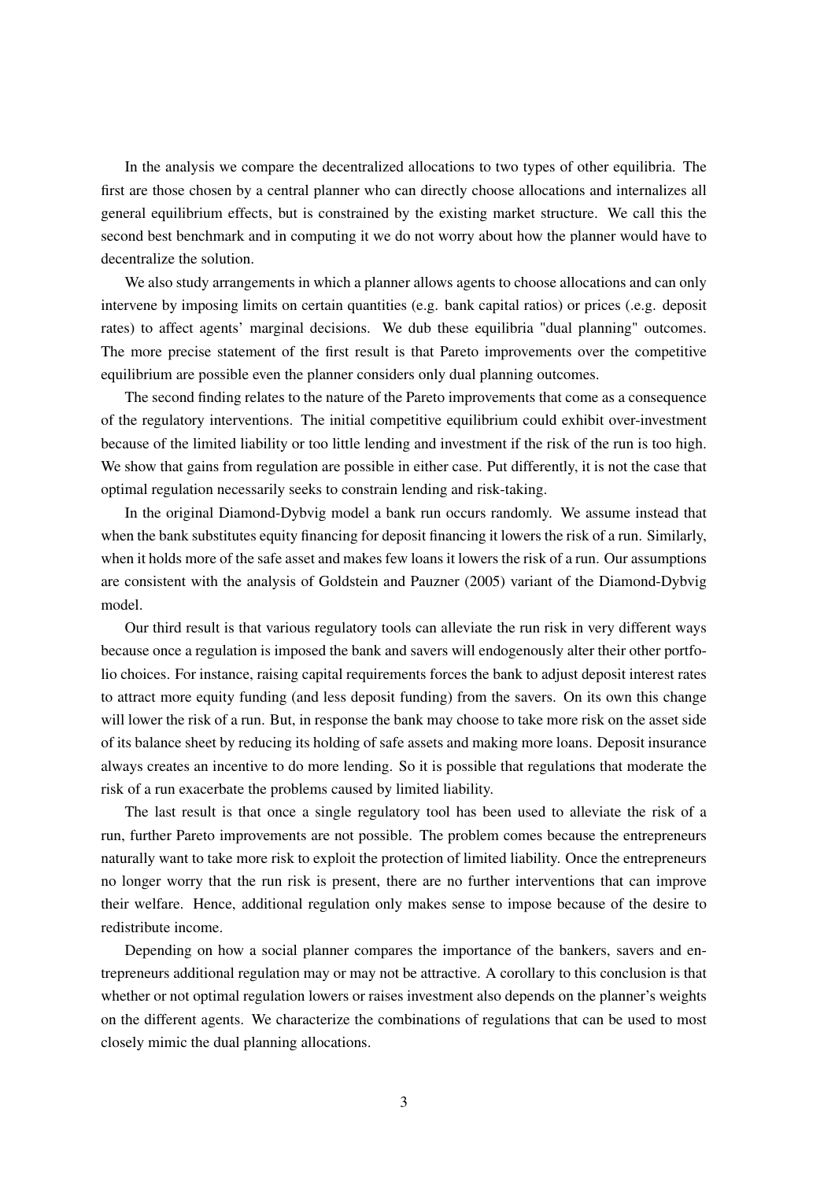In the analysis we compare the decentralized allocations to two types of other equilibria. The first are those chosen by a central planner who can directly choose allocations and internalizes all general equilibrium effects, but is constrained by the existing market structure. We call this the second best benchmark and in computing it we do not worry about how the planner would have to decentralize the solution.

We also study arrangements in which a planner allows agents to choose allocations and can only intervene by imposing limits on certain quantities (e.g. bank capital ratios) or prices (.e.g. deposit rates) to affect agents' marginal decisions. We dub these equilibria "dual planning" outcomes. The more precise statement of the first result is that Pareto improvements over the competitive equilibrium are possible even the planner considers only dual planning outcomes.

The second finding relates to the nature of the Pareto improvements that come as a consequence of the regulatory interventions. The initial competitive equilibrium could exhibit over-investment because of the limited liability or too little lending and investment if the risk of the run is too high. We show that gains from regulation are possible in either case. Put differently, it is not the case that optimal regulation necessarily seeks to constrain lending and risk-taking.

In the original Diamond-Dybvig model a bank run occurs randomly. We assume instead that when the bank substitutes equity financing for deposit financing it lowers the risk of a run. Similarly, when it holds more of the safe asset and makes few loans it lowers the risk of a run. Our assumptions are consistent with the analysis of Goldstein and Pauzner (2005) variant of the Diamond-Dybvig model.

Our third result is that various regulatory tools can alleviate the run risk in very different ways because once a regulation is imposed the bank and savers will endogenously alter their other portfolio choices. For instance, raising capital requirements forces the bank to adjust deposit interest rates to attract more equity funding (and less deposit funding) from the savers. On its own this change will lower the risk of a run. But, in response the bank may choose to take more risk on the asset side of its balance sheet by reducing its holding of safe assets and making more loans. Deposit insurance always creates an incentive to do more lending. So it is possible that regulations that moderate the risk of a run exacerbate the problems caused by limited liability.

The last result is that once a single regulatory tool has been used to alleviate the risk of a run, further Pareto improvements are not possible. The problem comes because the entrepreneurs naturally want to take more risk to exploit the protection of limited liability. Once the entrepreneurs no longer worry that the run risk is present, there are no further interventions that can improve their welfare. Hence, additional regulation only makes sense to impose because of the desire to redistribute income.

Depending on how a social planner compares the importance of the bankers, savers and entrepreneurs additional regulation may or may not be attractive. A corollary to this conclusion is that whether or not optimal regulation lowers or raises investment also depends on the planner's weights on the different agents. We characterize the combinations of regulations that can be used to most closely mimic the dual planning allocations.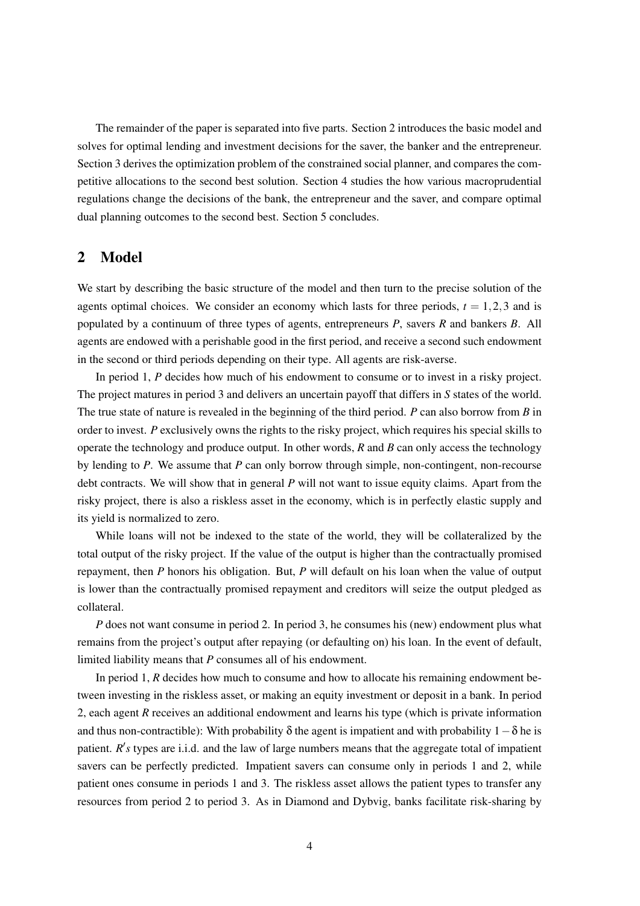The remainder of the paper is separated into five parts. Section 2 introduces the basic model and solves for optimal lending and investment decisions for the saver, the banker and the entrepreneur. Section 3 derives the optimization problem of the constrained social planner, and compares the competitive allocations to the second best solution. Section 4 studies the how various macroprudential regulations change the decisions of the bank, the entrepreneur and the saver, and compare optimal dual planning outcomes to the second best. Section 5 concludes.

## 2 Model

We start by describing the basic structure of the model and then turn to the precise solution of the agents optimal choices. We consider an economy which lasts for three periods, $t = 1, 2, 3$ and is populated by a continuum of three types of agents, entrepreneurs $P$, savers $R$ and bankers $B$. All agents are endowed with a perishable good in the first period, and receive a second such endowment in the second or third periods depending on their type. All agents are risk-averse.

In period 1, $P$ decides how much of his endowment to consume or to invest in a risky project. The project matures in period 3 and delivers an uncertain payoff that differs in $S$ states of the world. The true state of nature is revealed in the beginning of the third period. $P$ can also borrow from $B$ in order to invest. $P$ exclusively owns the rights to the risky project, which requires his special skills to operate the technology and produce output. In other words, $R$ and $B$ can only access the technology by lending to $P$. We assume that $P$ can only borrow through simple, non-contingent, non-recourse debt contracts. We will show that in general $P$ will not want to issue equity claims. Apart from the risky project, there is also a riskless asset in the economy, which is in perfectly elastic supply and its yield is normalized to zero.

While loans will not be indexed to the state of the world, they will be collateralized by the total output of the risky project. If the value of the output is higher than the contractually promised repayment, then $P$ honors his obligation. But, $P$ will default on his loan when the value of output is lower than the contractually promised repayment and creditors will seize the output pledged as collateral.

$P$ does not want consume in period 2. In period 3, he consumes his (new) endowment plus what remains from the project's output after repaying (or defaulting on) his loan. In the event of default, limited liability means that $P$ consumes all of his endowment.

In period 1, $R$ decides how much to consume and how to allocate his remaining endowment between investing in the riskless asset, or making an equity investment or deposit in a bank. In period 2, each agent $R$ receives an additional endowment and learns his type (which is private information and thus non-contractible): With probability $\delta$ the agent is impatient and with probability $1-\delta$ he is patient. $R's$ types are i.i.d. and the law of large numbers means that the aggregate total of impatient savers can be perfectly predicted. Impatient savers can consume only in periods 1 and 2, while patient ones consume in periods 1 and 3. The riskless asset allows the patient types to transfer any resources from period 2 to period 3. As in Diamond and Dybvig, banks facilitate risk-sharing by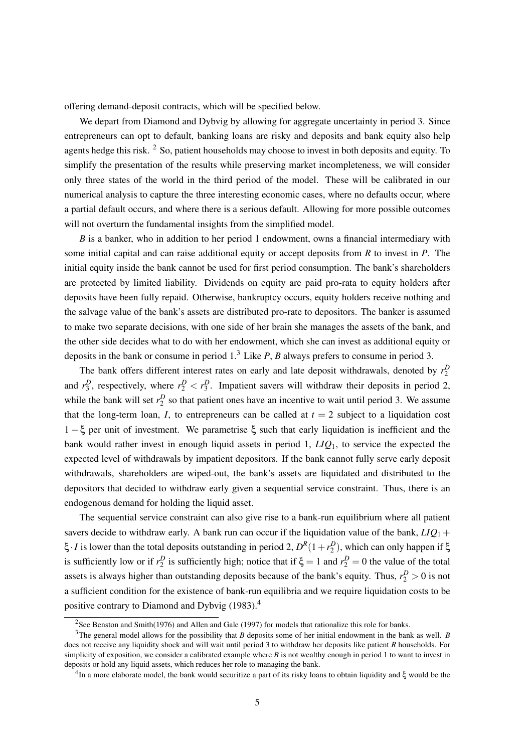offering demand-deposit contracts, which will be specified below.

We depart from Diamond and Dybvig by allowing for aggregate uncertainty in period 3. Since entrepreneurs can opt to default, banking loans are risky and deposits and bank equity also help agents hedge this risk. [2] So, patient households may choose to invest in both deposits and equity. To simplify the presentation of the results while preserving market incompleteness, we will consider only three states of the world in the third period of the model. These will be calibrated in our numerical analysis to capture the three interesting economic cases, where no defaults occur, where a partial default occurs, and where there is a serious default. Allowing for more possible outcomes will not overturn the fundamental insights from the simplified model.

$B$ is a banker, who in addition to her period 1 endowment, owns a financial intermediary with some initial capital and can raise additional equity or accept deposits from $R$ to invest in $P$. The initial equity inside the bank cannot be used for first period consumption. The bank's shareholders are protected by limited liability. Dividends on equity are paid pro-rata to equity holders after deposits have been fully repaid. Otherwise, bankruptcy occurs, equity holders receive nothing and the salvage value of the bank's assets are distributed pro-rate to depositors. The banker is assumed to make two separate decisions, with one side of her brain she manages the assets of the bank, and the other side decides what to do with her endowment, which she can invest as additional equity or deposits in the bank or consume in period 1.[3] Like $P$, $B$ always prefers to consume in period 3.

The bank offers different interest rates on early and late deposit withdrawals, denoted by $r_2^D$ and $r_3^D$, respectively, where $r_2^D < r_3^D$. Impatient savers will withdraw their deposits in period 2, while the bank will set $r_2^D$ so that patient ones have an incentive to wait until period 3. We assume that the long-term loan, $I$, to entrepreneurs can be called at $t = 2$ subject to a liquidation cost $1-\xi$ per unit of investment. We parametrise $\xi$ such that early liquidation is inefficient and the bank would rather invest in enough liquid assets in period 1, $LIQ_1$, to service the expected the expected level of withdrawals by impatient depositors. If the bank cannot fully serve early deposit withdrawals, shareholders are wiped-out, the bank's assets are liquidated and distributed to the depositors that decided to withdraw early given a sequential service constraint. Thus, there is an endogenous demand for holding the liquid asset.

The sequential service constraint can also give rise to a bank-run equilibrium where all patient savers decide to withdraw early. A bank run can occur if the liquidation value of the bank, $LIQ_1 + \xi \cdot I$ is lower than the total deposits outstanding in period 2, $D^R(1+r_2^D)$, which can only happen if $\xi$ is sufficiently low or if $r_2^D$ is sufficiently high; notice that if $\xi = 1$ and $r_2^D = 0$ the value of the total assets is always higher than outstanding deposits because of the bank's equity. Thus, $r_2^D > 0$ is not a sufficient condition for the existence of bank-run equilibria and we require liquidation costs to be positive contrary to Diamond and Dybvig (1983).[4]

---

[2] See Benston and Smith(1976) and Allen and Gale (1997) for models that rationalize this role for banks.

[3] The general model allows for the possibility that $B$ deposits some of her initial endowment in the bank as well. $B$ does not receive any liquidity shock and will wait until period 3 to withdraw her deposits like patient $R$ households. For simplicity of exposition, we consider a calibrated example where $B$ is not wealthy enough in period 1 to want to invest in deposits or hold any liquid assets, which reduces her role to managing the bank.

[4] In a more elaborate model, the bank would securitize a part of its risky loans to obtain liquidity and $\xi$ would be the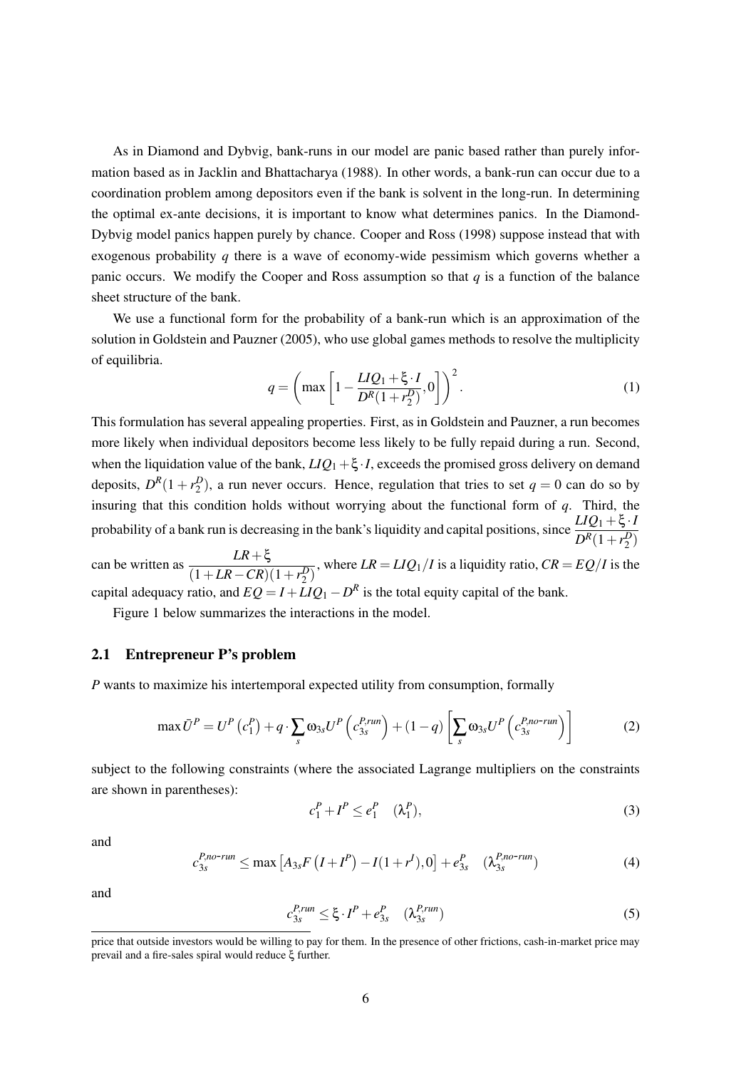As in Diamond and Dybvig, bank-runs in our model are panic based rather than purely information based as in Jacklin and Bhattacharya (1988). In other words, a bank-run can occur due to a coordination problem among depositors even if the bank is solvent in the long-run. In determining the optimal ex-ante decisions, it is important to know what determines panics. In the Diamond-Dybvig model panics happen purely by chance. Cooper and Ross (1998) suppose instead that with exogenous probability $q$ there is a wave of economy-wide pessimism which governs whether a panic occurs. We modify the Cooper and Ross assumption so that $q$ is a function of the balance sheet structure of the bank.

We use a functional form for the probability of a bank-run which is an approximation of the solution in Goldstein and Pauzner (2005), who use global games methods to resolve the multiplicity of equilibria.

$$q = \left( \max \left[ 1 - \frac{LIQ_1 + \xi \cdot I}{D^R(1+r_2^D)}, 0 \right] \right)^2. \tag{1}$$

This formulation has several appealing properties. First, as in Goldstein and Pauzner, a run becomes more likely when individual depositors become less likely to be fully repaid during a run. Second, when the liquidation value of the bank, $LIQ_1 + \xi \cdot I$, exceeds the promised gross delivery on demand deposits, $D^R(1+r_2^D)$, a run never occurs. Hence, regulation that tries to set $q = 0$ can do so by insuring that this condition holds without worrying about the functional form of $q$. Third, the probability of a bank run is decreasing in the bank's liquidity and capital positions, since $\frac{LIQ_1 + \xi \cdot I}{D^R(1+r_2^D)}$ can be written as $\frac{LR + \xi}{(1 + LR - CR)(1+r_2^D)}$, where $LR = LIQ_1/I$ is a liquidity ratio, $CR = EQ/I$ is the capital adequacy ratio, and $EQ = I + LIQ_1 - D^R$ is the total equity capital of the bank.

Figure 1 below summarizes the interactions in the model.

## 2.1 Entrepreneur P's problem

$P$ wants to maximize his intertemporal expected utility from consumption, formally

$$\max \bar{U}^P = U^P\left(c_1^P\right) + q \cdot \sum_s \omega_{3s} U^P\left(c_{3s}^{P,run}\right) + (1-q)\left[\sum_s \omega_{3s} U^P\left(c_{3s}^{P,no\text{-}run}\right)\right] \tag{2}$$

subject to the following constraints (where the associated Lagrange multipliers on the constraints are shown in parentheses):

$$c_1^P + I^P \leq e_1^P \quad (\lambda_1^P), \tag{3}$$

and

$$c_{3s}^{P,no\text{-}run} \leq \max\left[A_{3s}F\left(I + I^P\right) - I(1+r^I), 0\right] + e_{3s}^P \quad (\lambda_{3s}^{P,no\text{-}run}) \tag{4}$$

and

$$c_{3s}^{P,run} \leq \xi \cdot I^P + e_{3s}^P \quad (\lambda_{3s}^{P,run}) \tag{5}$$

price that outside investors would be willing to pay for them. In the presence of other frictions, cash-in-market price may prevail and a fire-sales spiral would reduce $\xi$ further.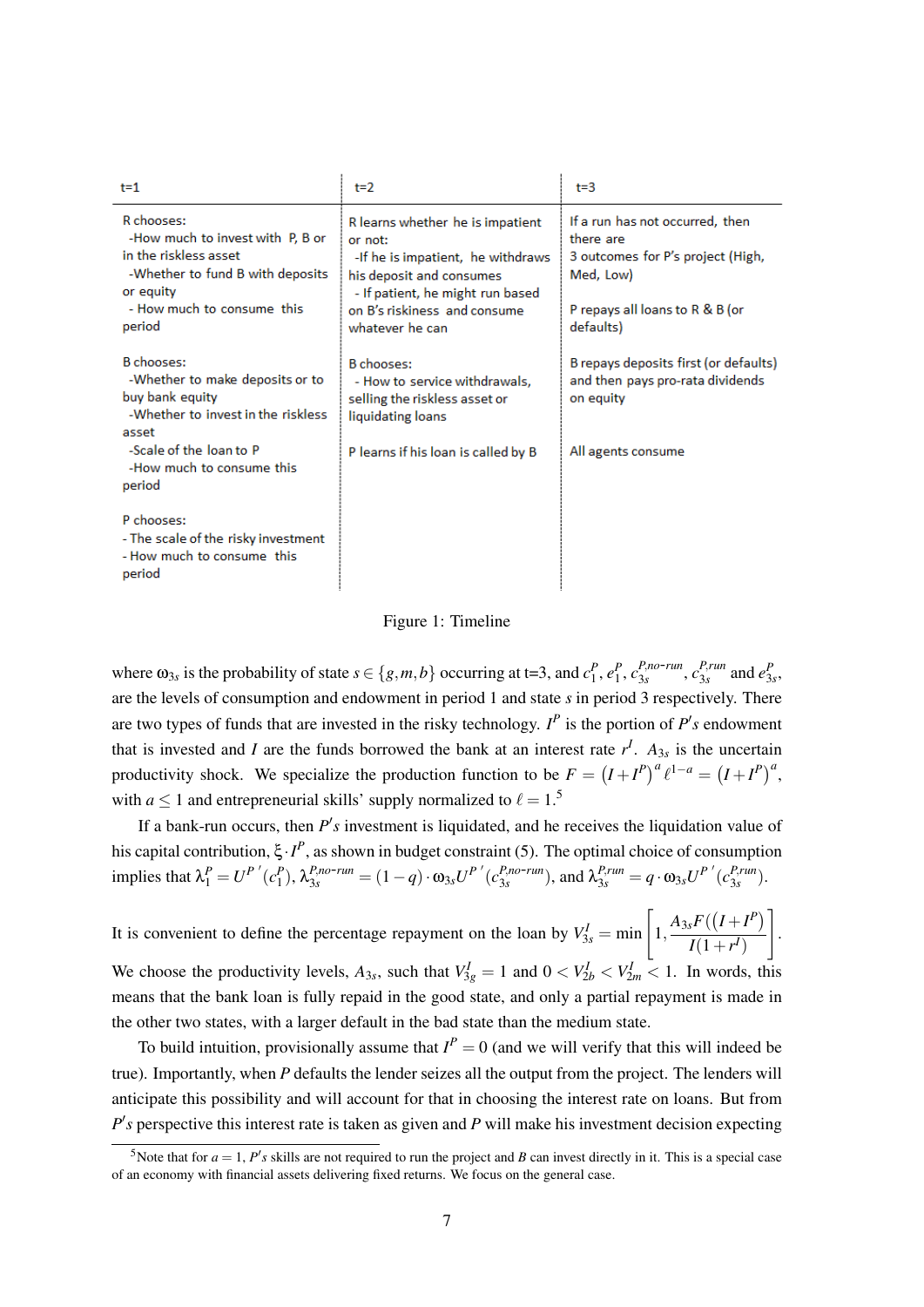| t=1 | t=2 | t=3 |
|---|---|---|
| R chooses:<br>-How much to invest with P, B or in the riskless asset<br>-Whether to fund B with deposits or equity<br>- How much to consume this period | R learns whether he is impatient or not:<br>-If he is impatient, he withdraws his deposit and consumes<br>- If patient, he might run based on B's riskiness and consume whatever he can | If a run has not occurred, then there are<br>3 outcomes for P's project (High, Med, Low)<br><br>P repays all loans to R & B (or defaults) |
| B chooses:<br>-Whether to make deposits or to buy bank equity<br>-Whether to invest in the riskless asset<br>-Scale of the loan to P<br>-How much to consume this period | B chooses:<br>- How to service withdrawals, selling the riskless asset or liquidating loans<br><br>P learns if his loan is called by B | B repays deposits first (or defaults) and then pays pro-rata dividends on equity<br><br>All agents consume |
| P chooses:<br>- The scale of the risky investment<br>- How much to consume this period | | |

Figure 1: Timeline

where $\omega_{3s}$ is the probability of state $s \in \{g, m, b\}$ occurring at t=3, and $c_1^P$, $e_1^P$, $c_{3s}^{P,no\text{-}run}$, $c_{3s}^{P,run}$ and $e_{3s}^P$, are the levels of consumption and endowment in period 1 and state $s$ in period 3 respectively. There are two types of funds that are invested in the risky technology. $I^P$ is the portion of $P's$ endowment that is invested and $I$ are the funds borrowed the bank at an interest rate $r^I$. $A_{3s}$ is the uncertain productivity shock. We specialize the production function to be $F = \left(I + I^P\right)^a \ell^{1-a} = \left(I + I^P\right)^a$, with $a \leq 1$ and entrepreneurial skills' supply normalized to $\ell = 1$.[5]

If a bank-run occurs, then $P's$ investment is liquidated, and he receives the liquidation value of his capital contribution, $\xi \cdot I^P$, as shown in budget constraint (5). The optimal choice of consumption implies that $\lambda_1^P = U^{P\,\prime}(c_1^P)$, $\lambda_{3s}^{P,no\text{-}run} = (1-q)\cdot\omega_{3s}U^{P\,\prime}(c_{3s}^{P,no\text{-}run})$, and $\lambda_{3s}^{P,run} = q\cdot\omega_{3s}U^{P\,\prime}(c_{3s}^{P,run})$.

It is convenient to define the percentage repayment on the loan by $V_{3s}^I = \min\left[1, \dfrac{A_{3s}F((I+I^P)}{I(1+r^I)}\right]$.

We choose the productivity levels, $A_{3s}$, such that $V_{3g}^I = 1$ and $0 < V_{2b}^I < V_{2m}^I < 1$. In words, this means that the bank loan is fully repaid in the good state, and only a partial repayment is made in the other two states, with a larger default in the bad state than the medium state.

To build intuition, provisionally assume that $I^P = 0$ (and we will verify that this will indeed be true). Importantly, when $P$ defaults the lender seizes all the output from the project. The lenders will anticipate this possibility and will account for that in choosing the interest rate on loans. But from $P's$ perspective this interest rate is taken as given and $P$ will make his investment decision expecting

[5] Note that for $a = 1$, $P's$ skills are not required to run the project and $B$ can invest directly in it. This is a special case of an economy with financial assets delivering fixed returns. We focus on the general case.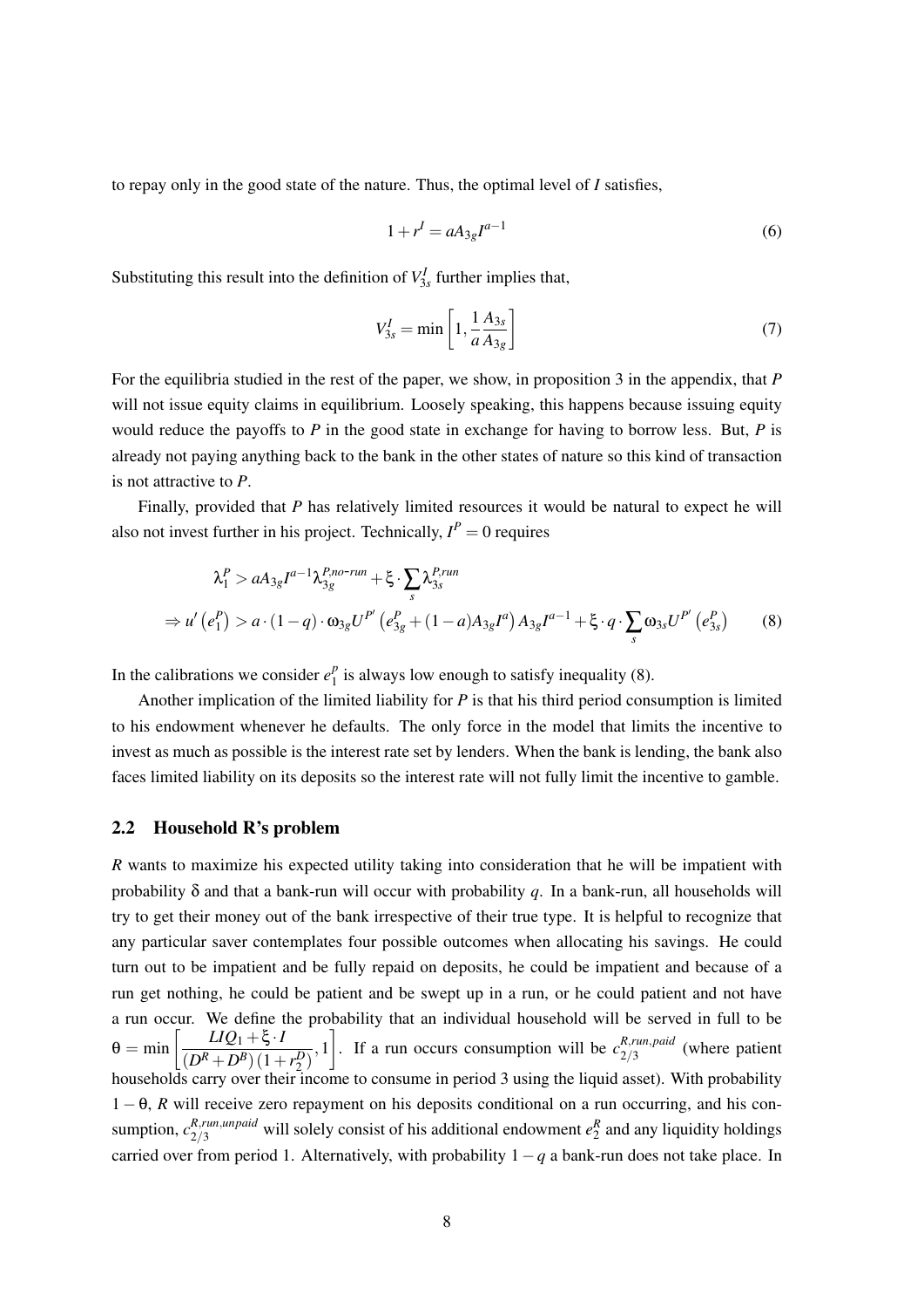to repay only in the good state of the nature. Thus, the optimal level of $I$ satisfies,

$$1+r^I = aA_{3g}I^{a-1} \tag{6}$$

Substituting this result into the definition of $V^I_{3s}$ further implies that,

$$V^I_{3s} = \min\left[1, \frac{1}{a}\frac{A_{3s}}{A_{3g}}\right] \tag{7}$$

For the equilibria studied in the rest of the paper, we show, in proposition 3 in the appendix, that $P$ will not issue equity claims in equilibrium. Loosely speaking, this happens because issuing equity would reduce the payoffs to $P$ in the good state in exchange for having to borrow less. But, $P$ is already not paying anything back to the bank in the other states of nature so this kind of transaction is not attractive to $P$.

Finally, provided that $P$ has relatively limited resources it would be natural to expect he will also not invest further in his project. Technically, $I^P = 0$ requires

$$\begin{aligned}
&\lambda^P_1 > aA_{3g}I^{a-1}\lambda^{P,no\text{-}run}_{3g} + \xi \cdot \sum_s \lambda^{P,run}_{3s} \\
&\Rightarrow u'\left(e^P_1\right) > a\cdot(1-q)\cdot\omega_{3g}U^{P'}\left(e^P_{3g} + (1-a)A_{3g}I^a\right)A_{3g}I^{a-1} + \xi\cdot q\cdot\sum_s \omega_{3s}U^{P'}\left(e^P_{3s}\right)
\end{aligned} \tag{8}$$

In the calibrations we consider $e^P_1$ is always low enough to satisfy inequality (8).

Another implication of the limited liability for $P$ is that his third period consumption is limited to his endowment whenever he defaults. The only force in the model that limits the incentive to invest as much as possible is the interest rate set by lenders. When the bank is lending, the bank also faces limited liability on its deposits so the interest rate will not fully limit the incentive to gamble.

## 2.2 Household R's problem

$R$ wants to maximize his expected utility taking into consideration that he will be impatient with probability $\delta$ and that a bank-run will occur with probability $q$. In a bank-run, all households will try to get their money out of the bank irrespective of their true type. It is helpful to recognize that any particular saver contemplates four possible outcomes when allocating his savings. He could turn out to be impatient and be fully repaid on deposits, he could be impatient and because of a run get nothing, he could be patient and be swept up in a run, or he could patient and not have a run occur. We define the probability that an individual household will be served in full to be $\theta = \min\left[\frac{LIQ_1 + \xi\cdot I}{(D^R+D^B)(1+r^D_2)}, 1\right]$. If a run occurs consumption will be $c^{R,run,paid}_{2/3}$ (where patient households carry over their income to consume in period 3 using the liquid asset). With probability $1-\theta$, $R$ will receive zero repayment on his deposits conditional on a run occurring, and his consumption, $c^{R,run,unpaid}_{2/3}$ will solely consist of his additional endowment $e^R_2$ and any liquidity holdings carried over from period 1. Alternatively, with probability $1-q$ a bank-run does not take place. In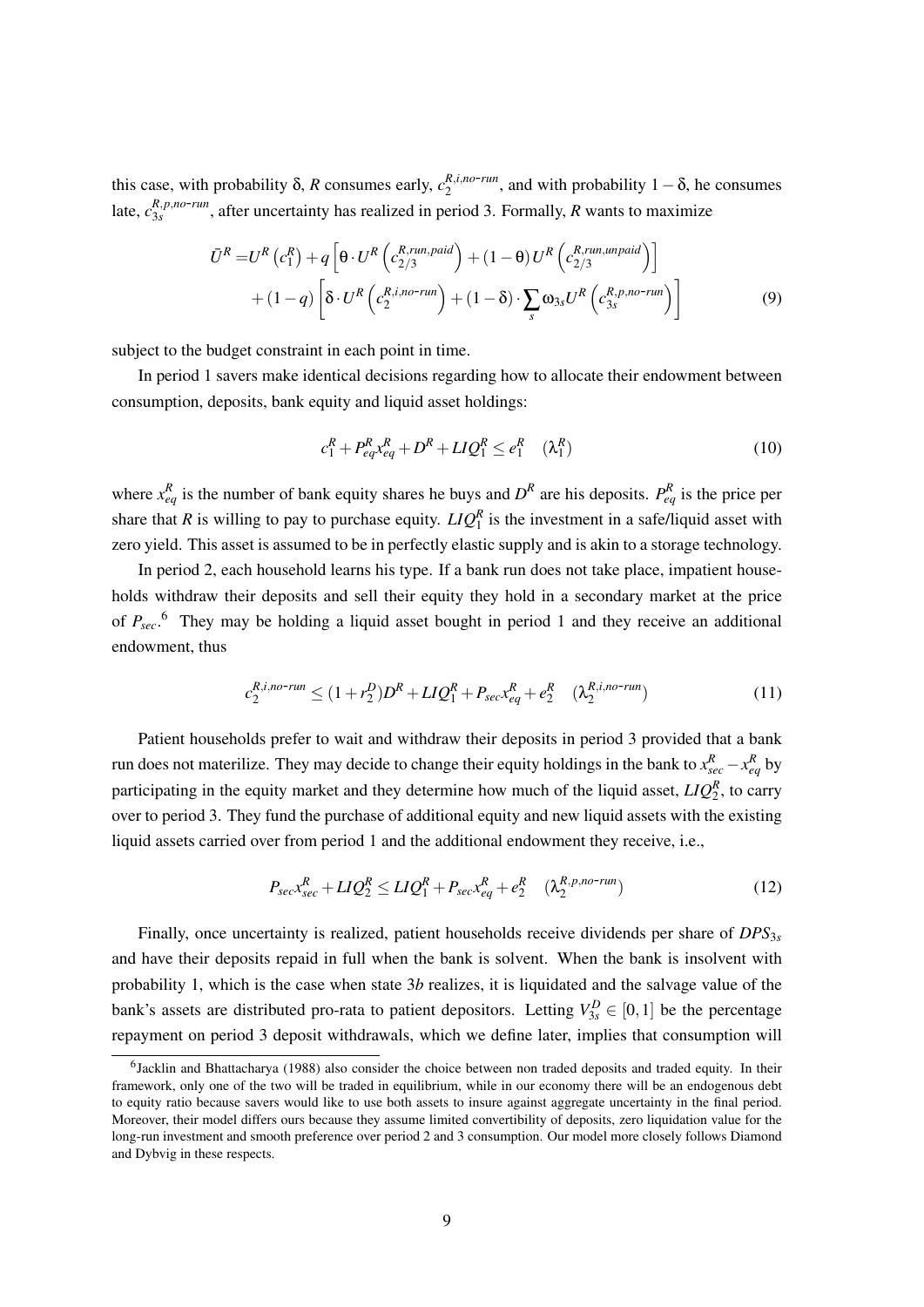this case, with probability $\delta$, $R$ consumes early, $c_2^{R,i,no\text{-}run}$, and with probability $1-\delta$, he consumes late, $c_{3s}^{R,p,no\text{-}run}$, after uncertainty has realized in period 3. Formally, $R$ wants to maximize

$$\begin{aligned}\bar{U}^R =& U^R\left(c_1^R\right) + q\left[\theta \cdot U^R\left(c_{2/3}^{R,run,paid}\right) + (1-\theta)\, U^R\left(c_{2/3}^{R,run,unpaid}\right)\right] \\ &+ (1-q)\left[\delta \cdot U^R\left(c_2^{R,i,no\text{-}run}\right) + (1-\delta)\cdot \sum_s \omega_{3s} U^R\left(c_{3s}^{R,p,no\text{-}run}\right)\right] \end{aligned} \tag{9}$$

subject to the budget constraint in each point in time.

In period 1 savers make identical decisions regarding how to allocate their endowment between consumption, deposits, bank equity and liquid asset holdings:

$$c_1^R + P_{eq}^R x_{eq}^R + D^R + LIQ_1^R \leq e_1^R \quad (\lambda_1^R) \tag{10}$$

where $x_{eq}^R$ is the number of bank equity shares he buys and $D^R$ are his deposits. $P_{eq}^R$ is the price per share that $R$ is willing to pay to purchase equity. $LIQ_1^R$ is the investment in a safe/liquid asset with zero yield. This asset is assumed to be in perfectly elastic supply and is akin to a storage technology.

In period 2, each household learns his type. If a bank run does not take place, impatient households withdraw their deposits and sell their equity they hold in a secondary market at the price of $P_{sec}$.[6] They may be holding a liquid asset bought in period 1 and they receive an additional endowment, thus

$$c_2^{R,i,no\text{-}run} \leq (1+r_2^D)D^R + LIQ_1^R + P_{sec} x_{eq}^R + e_2^R \quad (\lambda_2^{R,i,no\text{-}run}) \tag{11}$$

Patient households prefer to wait and withdraw their deposits in period 3 provided that a bank run does not materilize. They may decide to change their equity holdings in the bank to $x_{sec}^R - x_{eq}^R$ by participating in the equity market and they determine how much of the liquid asset, $LIQ_2^R$, to carry over to period 3. They fund the purchase of additional equity and new liquid assets with the existing liquid assets carried over from period 1 and the additional endowment they receive, i.e.,

$$P_{sec} x_{sec}^R + LIQ_2^R \leq LIQ_1^R + P_{sec} x_{eq}^R + e_2^R \quad (\lambda_2^{R,p,no\text{-}run}) \tag{12}$$

Finally, once uncertainty is realized, patient households receive dividends per share of $DPS_{3s}$ and have their deposits repaid in full when the bank is solvent. When the bank is insolvent with probability 1, which is the case when state $3b$ realizes, it is liquidated and the salvage value of the bank's assets are distributed pro-rata to patient depositors. Letting $V_{3s}^D \in [0,1]$ be the percentage repayment on period 3 deposit withdrawals, which we define later, implies that consumption will

[6] Jacklin and Bhattacharya (1988) also consider the choice between non traded deposits and traded equity. In their framework, only one of the two will be traded in equilibrium, while in our economy there will be an endogenous debt to equity ratio because savers would like to use both assets to insure against aggregate uncertainty in the final period. Moreover, their model differs ours because they assume limited convertibility of deposits, zero liquidation value for the long-run investment and smooth preference over period 2 and 3 consumption. Our model more closely follows Diamond and Dybvig in these respects.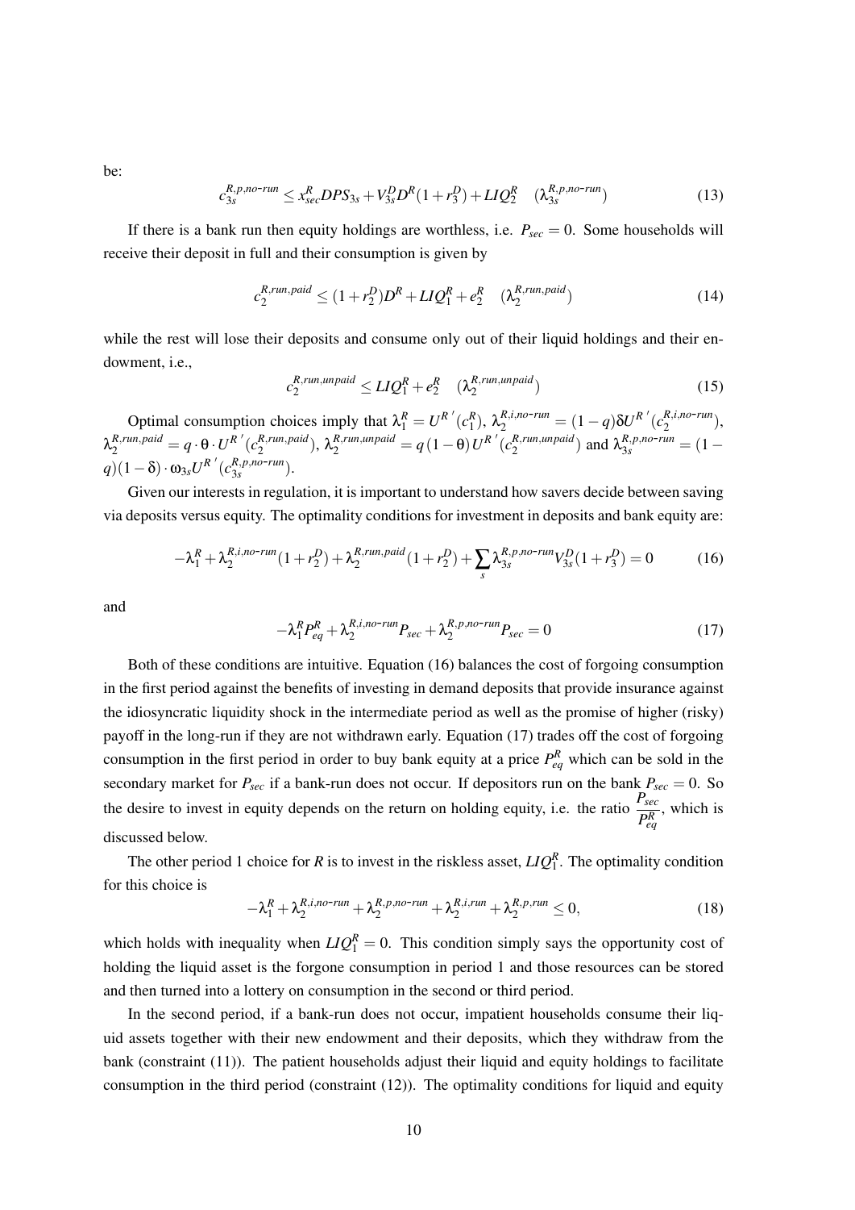be:

$$c_{3s}^{R,p,no\text{-}run} \leq x_{sec}^{R} DPS_{3s} + V_{3s}^{D} D^{R}(1+r_{3}^{D}) + LIQ_{2}^{R} \quad (\lambda_{3s}^{R,p,no\text{-}run}) \tag{13}$$

If there is a bank run then equity holdings are worthless, i.e. $P_{sec} = 0$. Some households will receive their deposit in full and their consumption is given by

$$c_{2}^{R,run,paid} \leq (1+r_{2}^{D})D^{R} + LIQ_{1}^{R} + e_{2}^{R} \quad (\lambda_{2}^{R,run,paid}) \tag{14}$$

while the rest will lose their deposits and consume only out of their liquid holdings and their endowment, i.e.,

$$c_{2}^{R,run,unpaid} \leq LIQ_{1}^{R} + e_{2}^{R} \quad (\lambda_{2}^{R,run,unpaid}) \tag{15}$$

Optimal consumption choices imply that $\lambda_{1}^{R} = U^{R\,'}(c_{1}^{R})$, $\lambda_{2}^{R,i,no\text{-}run} = (1-q)\delta U^{R\,'}(c_{2}^{R,i,no\text{-}run})$, $\lambda_{2}^{R,run,paid} = q \cdot \theta \cdot U^{R\,'}(c_{2}^{R,run,paid})$, $\lambda_{2}^{R,run,unpaid} = q(1-\theta)U^{R\,'}(c_{2}^{R,run,unpaid})$ and $\lambda_{3s}^{R,p,no\text{-}run} = (1-q)(1-\delta) \cdot \omega_{3s} U^{R\,'}(c_{3s}^{R,p,no\text{-}run})$.

Given our interests in regulation, it is important to understand how savers decide between saving via deposits versus equity. The optimality conditions for investment in deposits and bank equity are:

$$-\lambda_{1}^{R} + \lambda_{2}^{R,i,no\text{-}run}(1+r_{2}^{D}) + \lambda_{2}^{R,run,paid}(1+r_{2}^{D}) + \sum_{s} \lambda_{3s}^{R,p,no\text{-}run} V_{3s}^{D}(1+r_{3}^{D}) = 0 \tag{16}$$

and

$$-\lambda_{1}^{R} P_{eq}^{R} + \lambda_{2}^{R,i,no\text{-}run} P_{sec} + \lambda_{2}^{R,p,no\text{-}run} P_{sec} = 0 \tag{17}$$

Both of these conditions are intuitive. Equation (16) balances the cost of forgoing consumption in the first period against the benefits of investing in demand deposits that provide insurance against the idiosyncratic liquidity shock in the intermediate period as well as the promise of higher (risky) payoff in the long-run if they are not withdrawn early. Equation (17) trades off the cost of forgoing consumption in the first period in order to buy bank equity at a price $P_{eq}^{R}$ which can be sold in the secondary market for $P_{sec}$ if a bank-run does not occur. If depositors run on the bank $P_{sec} = 0$. So the desire to invest in equity depends on the return on holding equity, i.e. the ratio $\frac{P_{sec}}{P_{eq}^{R}}$, which is discussed below.

The other period 1 choice for $R$ is to invest in the riskless asset, $LIQ_{1}^{R}$. The optimality condition for this choice is

$$-\lambda_{1}^{R} + \lambda_{2}^{R,i,no\text{-}run} + \lambda_{2}^{R,p,no\text{-}run} + \lambda_{2}^{R,i,run} + \lambda_{2}^{R,p,run} \leq 0, \tag{18}$$

which holds with inequality when $LIQ_{1}^{R} = 0$. This condition simply says the opportunity cost of holding the liquid asset is the forgone consumption in period 1 and those resources can be stored and then turned into a lottery on consumption in the second or third period.

In the second period, if a bank-run does not occur, impatient households consume their liquid assets together with their new endowment and their deposits, which they withdraw from the bank (constraint (11)). The patient households adjust their liquid and equity holdings to facilitate consumption in the third period (constraint (12)). The optimality conditions for liquid and equity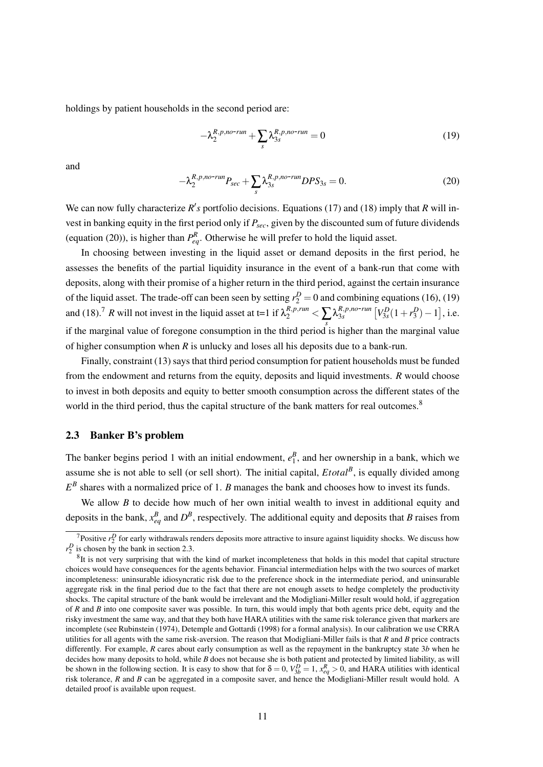holdings by patient households in the second period are:

$$-\lambda_2^{R,p,no\text{-}run} + \sum_s \lambda_{3s}^{R,p,no\text{-}run} = 0 \tag{19}$$

and

$$-\lambda_2^{R,p,no\text{-}run} P_{sec} + \sum_s \lambda_{3s}^{R,p,no\text{-}run} DPS_{3s} = 0. \tag{20}$$

We can now fully characterize $R's$ portfolio decisions. Equations (17) and (18) imply that $R$ will invest in banking equity in the first period only if $P_{sec}$, given by the discounted sum of future dividends (equation (20)), is higher than $P_{eq}^R$. Otherwise he will prefer to hold the liquid asset.

In choosing between investing in the liquid asset or demand deposits in the first period, he assesses the benefits of the partial liquidity insurance in the event of a bank-run that come with deposits, along with their promise of a higher return in the third period, against the certain insurance of the liquid asset. The trade-off can been seen by setting $r_2^D = 0$ and combining equations (16), (19) and (18).[7] $R$ will not invest in the liquid asset at t=1 if $\lambda_2^{R,p,run} < \sum_s \lambda_{3s}^{R,p,no\text{-}run}\left[V_{3s}^D(1+r_3^D) - 1\right]$, i.e. if the marginal value of foregone consumption in the third period is higher than the marginal value of higher consumption when $R$ is unlucky and loses all his deposits due to a bank-run.

Finally, constraint (13) says that third period consumption for patient households must be funded from the endowment and returns from the equity, deposits and liquid investments. $R$ would choose to invest in both deposits and equity to better smooth consumption across the different states of the world in the third period, thus the capital structure of the bank matters for real outcomes.[8]

### 2.3 Banker B's problem

The banker begins period 1 with an initial endowment, $e_1^B$, and her ownership in a bank, which we assume she is not able to sell (or sell short). The initial capital, $Etotal^B$, is equally divided among $E^B$ shares with a normalized price of 1. $B$ manages the bank and chooses how to invest its funds.

We allow $B$ to decide how much of her own initial wealth to invest in additional equity and deposits in the bank, $x_{eq}^B$ and $D^B$, respectively. The additional equity and deposits that $B$ raises from

---

[7] Positive $r_2^D$ for early withdrawals renders deposits more attractive to insure against liquidity shocks. We discuss how $r_2^D$ is chosen by the bank in section 2.3.

[8] It is not very surprising that with the kind of market incompleteness that holds in this model that capital structure choices would have consequences for the agents behavior. Financial intermediation helps with the two sources of market incompleteness: uninsurable idiosyncratic risk due to the preference shock in the intermediate period, and uninsurable aggregate risk in the final period due to the fact that there are not enough assets to hedge completely the productivity shocks. The capital structure of the bank would be irrelevant and the Modigliani-Miller result would hold, if aggregation of $R$ and $B$ into one composite saver was possible. In turn, this would imply that both agents price debt, equity and the risky investment the same way, and that they both have HARA utilities with the same risk tolerance given that markers are incomplete (see Rubinstein (1974), Detemple and Gottardi (1998) for a formal analysis). In our calibration we use CRRA utilities for all agents with the same risk-aversion. The reason that Modigliani-Miller fails is that $R$ and $B$ price contracts differently. For example, $R$ cares about early consumption as well as the repayment in the bankruptcy state $3b$ when he decides how many deposits to hold, while $B$ does not because she is both patient and protected by limited liability, as will be shown in the following section. It is easy to show that for $\delta = 0$, $V_{3b}^D = 1$, $x_{eq}^R > 0$, and HARA utilities with identical risk tolerance, $R$ and $B$ can be aggregated in a composite saver, and hence the Modigliani-Miller result would hold. A detailed proof is available upon request.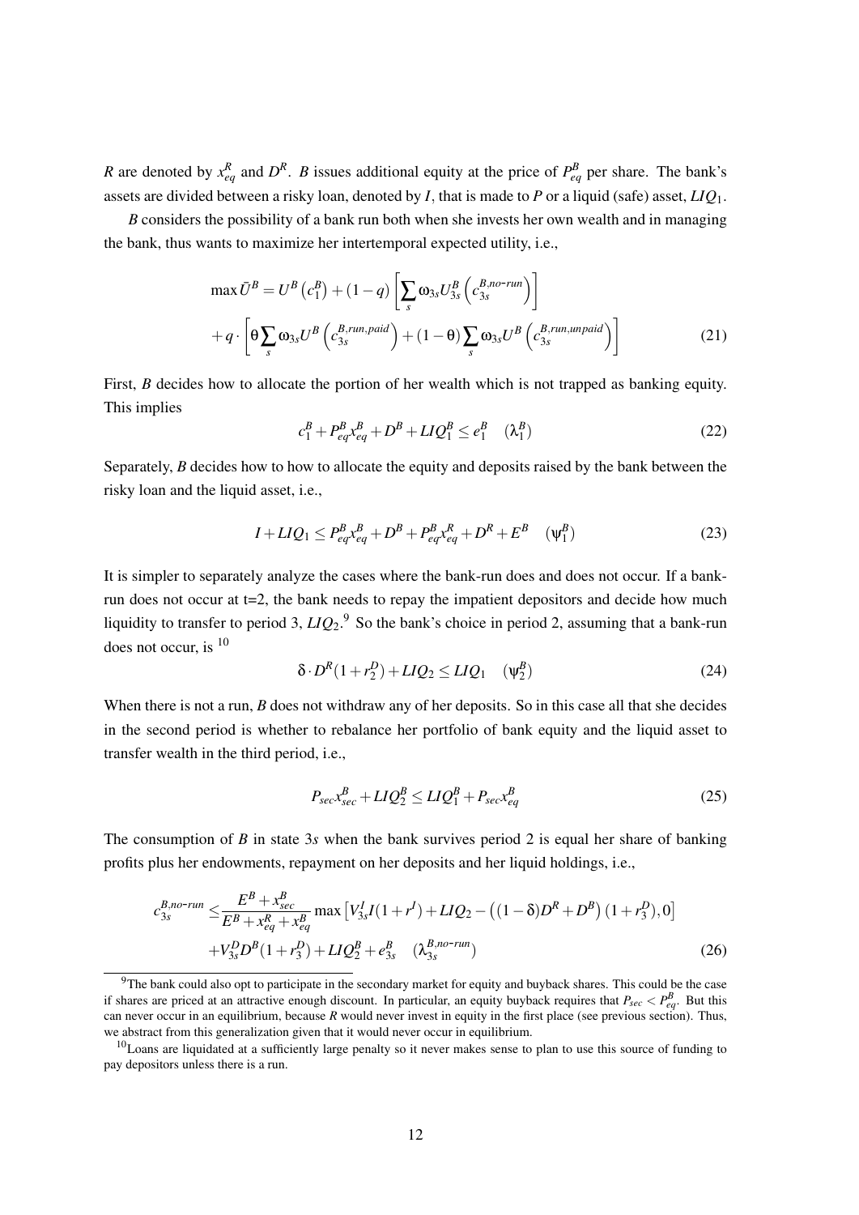*R* are denoted by $x_{eq}^R$ and $D^R$. *B* issues additional equity at the price of $P_{eq}^B$ per share. The bank's assets are divided between a risky loan, denoted by *I*, that is made to *P* or a liquid (safe) asset, $LIQ_1$.

*B* considers the possibility of a bank run both when she invests her own wealth and in managing the bank, thus wants to maximize her intertemporal expected utility, i.e.,

$$\max \bar{U}^B = U^B\left(c_1^B\right) + (1-q)\left[\sum_s \omega_{3s} U_{3s}^B\left(c_{3s}^{B,no\text{-}run}\right)\right] + q \cdot \left[\theta \sum_s \omega_{3s} U^B\left(c_{3s}^{B,run,paid}\right) + (1-\theta)\sum_s \omega_{3s} U^B\left(c_{3s}^{B,run,unpaid}\right)\right] \tag{21}$$

First, *B* decides how to allocate the portion of her wealth which is not trapped as banking equity. This implies

$$c_1^B + P_{eq}^B x_{eq}^B + D^B + LIQ_1^B \leq e_1^B \quad (\lambda_1^B) \tag{22}$$

Separately, *B* decides how to how to allocate the equity and deposits raised by the bank between the risky loan and the liquid asset, i.e.,

$$I + LIQ_1 \leq P_{eq}^B x_{eq}^B + D^B + P_{eq}^B x_{eq}^R + D^R + E^B \quad (\psi_1^B) \tag{23}$$

It is simpler to separately analyze the cases where the bank-run does and does not occur. If a bank-run does not occur at t=2, the bank needs to repay the impatient depositors and decide how much liquidity to transfer to period 3, $LIQ_2$.[9] So the bank's choice in period 2, assuming that a bank-run does not occur, is [10]

$$\delta \cdot D^R(1+r_2^D) + LIQ_2 \leq LIQ_1 \quad (\psi_2^B) \tag{24}$$

When there is not a run, *B* does not withdraw any of her deposits. So in this case all that she decides in the second period is whether to rebalance her portfolio of bank equity and the liquid asset to transfer wealth in the third period, i.e.,

$$P_{sec} x_{sec}^B + LIQ_2^B \leq LIQ_1^B + P_{sec} x_{eq}^B \tag{25}$$

The consumption of *B* in state 3*s* when the bank survives period 2 is equal her share of banking profits plus her endowments, repayment on her deposits and her liquid holdings, i.e.,

$$c_{3s}^{B,no\text{-}run} \leq \frac{E^B + x_{sec}^B}{E^B + x_{eq}^R + x_{eq}^B} \max\left[V_{3s}^I I(1+r^I) + LIQ_2 - \left((1-\delta)D^R + D^B\right)(1+r_3^D), 0\right] + V_{3s}^D D^B(1+r_3^D) + LIQ_2^B + e_{3s}^B \quad (\lambda_{3s}^{B,no\text{-}run}) \tag{26}$$

[9] The bank could also opt to participate in the secondary market for equity and buyback shares. This could be the case if shares are priced at an attractive enough discount. In particular, an equity buyback requires that $P_{sec} < P_{eq}^B$. But this can never occur in an equilibrium, because *R* would never invest in equity in the first place (see previous section). Thus, we abstract from this generalization given that it would never occur in equilibrium.

[10] Loans are liquidated at a sufficiently large penalty so it never makes sense to plan to use this source of funding to pay depositors unless there is a run.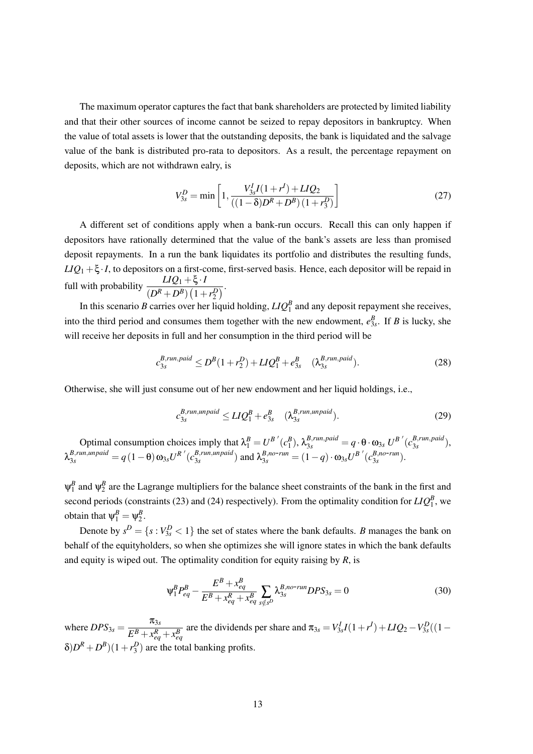The maximum operator captures the fact that bank shareholders are protected by limited liability and that their other sources of income cannot be seized to repay depositors in bankruptcy. When the value of total assets is lower that the outstanding deposits, the bank is liquidated and the salvage value of the bank is distributed pro-rata to depositors. As a result, the percentage repayment on deposits, which are not withdrawn ealry, is

$$V_{3s}^{D} = \min\left[1, \frac{V_{3s}^{I} I(1+r^{I}) + LIQ_{2}}{((1-\delta)D^{R} + D^{B})(1+r_{3}^{D})}\right] \tag{27}$$

A different set of conditions apply when a bank-run occurs. Recall this can only happen if depositors have rationally determined that the value of the bank's assets are less than promised deposit repayments. In a run the bank liquidates its portfolio and distributes the resulting funds, $LIQ_{1} + \xi \cdot I$, to depositors on a first-come, first-served basis. Hence, each depositor will be repaid in full with probability $\dfrac{LIQ_{1} + \xi \cdot I}{(D^{R} + D^{B})(1+r_{2}^{D})}$.

In this scenario $B$ carries over her liquid holding, $LIQ_{1}^{B}$ and any deposit repayment she receives, into the third period and consumes them together with the new endowment, $e_{3s}^{B}$. If $B$ is lucky, she will receive her deposits in full and her consumption in the third period will be

$$c_{3s}^{B,run,paid} \leq D^{B}(1+r_{2}^{D}) + LIQ_{1}^{B} + e_{3s}^{B} \quad (\lambda_{3s}^{B,run,paid}). \tag{28}$$

Otherwise, she will just consume out of her new endowment and her liquid holdings, i.e.,

$$c_{3s}^{B,run,unpaid} \leq LIQ_{1}^{B} + e_{3s}^{B} \quad (\lambda_{3s}^{B,run,unpaid}). \tag{29}$$

Optimal consumption choices imply that $\lambda_{1}^{B} = U^{B\,\prime}(c_{1}^{B})$, $\lambda_{3s}^{B,run,paid} = q \cdot \theta \cdot \omega_{3s}\, U^{B\,\prime}(c_{3s}^{B,run,paid})$, $\lambda_{3s}^{B,run,unpaid} = q\,(1-\theta)\,\omega_{3s} U^{R\,\prime}(c_{3s}^{B,run,unpaid})$ and $\lambda_{3s}^{B,no\text{-}run} = (1-q) \cdot \omega_{3s} U^{B\,\prime}(c_{3s}^{B,no\text{-}run})$.

$\psi_{1}^{B}$ and $\psi_{2}^{B}$ are the Lagrange multipliers for the balance sheet constraints of the bank in the first and second periods (constraints (23) and (24) respectively). From the optimality condition for $LIQ_{1}^{B}$, we obtain that $\psi_{1}^{B} = \psi_{2}^{B}$.

Denote by $s^{D} = \{s : V_{3s}^{D} < 1\}$ the set of states where the bank defaults. $B$ manages the bank on behalf of the equityholders, so when she optimizes she will ignore states in which the bank defaults and equity is wiped out. The optimality condition for equity raising by $R$, is

$$\psi_{1}^{B} P_{eq}^{B} - \frac{E^{B} + x_{eq}^{B}}{E^{B} + x_{eq}^{R} + x_{eq}^{B}} \sum_{s \notin s^{D}} \lambda_{3s}^{B,no\text{-}run} DPS_{3s} = 0 \tag{30}$$

where $DPS_{3s} = \dfrac{\pi_{3s}}{E^{B} + x_{eq}^{R} + x_{eq}^{B}}$ are the dividends per share and $\pi_{3s} = V_{3s}^{I} I(1+r^{I}) + LIQ_{2} - V_{3s}^{D}((1-\delta)D^{R} + D^{B})(1+r_{3}^{D})$ are the total banking profits.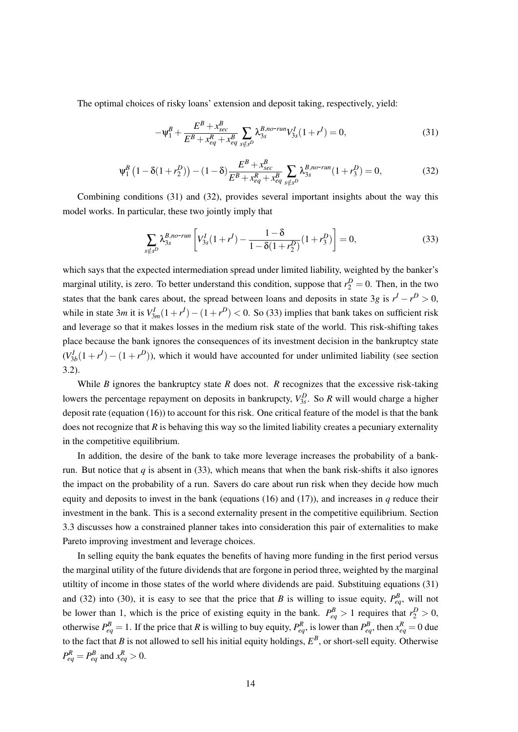The optimal choices of risky loans' extension and deposit taking, respectively, yield:

$$-\psi_1^B + \frac{E^B + x_{sec}^B}{E^B + x_{eq}^R + x_{eq}^B} \sum_{s \notin s^D} \lambda_{3s}^{B,no\text{-}run} V_{3s}^I (1 + r^I) = 0, \tag{31}$$

$$\psi_1^B \left(1 - \delta(1 + r_2^D)\right) - (1 - \delta) \frac{E^B + x_{sec}^B}{E^B + x_{eq}^R + x_{eq}^B} \sum_{s \notin s^D} \lambda_{3s}^{B,no\text{-}run} (1 + r_3^D) = 0, \tag{32}$$

Combining conditions (31) and (32), provides several important insights about the way this model works. In particular, these two jointly imply that

$$\sum_{s \notin s^D} \lambda_{3s}^{B,no\text{-}run} \left[ V_{3s}^I (1 + r^I) - \frac{1 - \delta}{1 - \delta(1 + r_2^D)} (1 + r_3^D) \right] = 0, \tag{33}$$

which says that the expected intermediation spread under limited liability, weighted by the banker's marginal utility, is zero. To better understand this condition, suppose that $r_2^D = 0$. Then, in the two states that the bank cares about, the spread between loans and deposits in state $3g$ is $r^I - r^D > 0$, while in state $3m$ it is $V_{3m}^I (1 + r^I) - (1 + r^D) < 0$. So (33) implies that bank takes on sufficient risk and leverage so that it makes losses in the medium risk state of the world. This risk-shifting takes place because the bank ignores the consequences of its investment decision in the bankruptcy state $(V_{3b}^I (1 + r^I) - (1 + r^D))$, which it would have accounted for under unlimited liability (see section 3.2).

While *B* ignores the bankruptcy state *R* does not. *R* recognizes that the excessive risk-taking lowers the percentage repayment on deposits in bankrupcty, $V_{3s}^D$. So *R* will would charge a higher deposit rate (equation (16)) to account for this risk. One critical feature of the model is that the bank does not recognize that *R* is behaving this way so the limited liability creates a pecuniary externality in the competitive equilibrium.

In addition, the desire of the bank to take more leverage increases the probability of a bank-run. But notice that $q$ is absent in (33), which means that when the bank risk-shifts it also ignores the impact on the probability of a run. Savers do care about run risk when they decide how much equity and deposits to invest in the bank (equations (16) and (17)), and increases in $q$ reduce their investment in the bank. This is a second externality present in the competitive equilibrium. Section 3.3 discusses how a constrained planner takes into consideration this pair of externalities to make Pareto improving investment and leverage choices.

In selling equity the bank equates the benefits of having more funding in the first period versus the marginal utility of the future dividends that are forgone in period three, weighted by the marginal utiltity of income in those states of the world where dividends are paid. Substituing equations (31) and (32) into (30), it is easy to see that the price that *B* is willing to issue equity, $P_{eq}^B$, will not be lower than 1, which is the price of existing equity in the bank. $P_{eq}^B > 1$ requires that $r_2^D > 0$, otherwise $P_{eq}^B = 1$. If the price that *R* is willing to buy equity, $P_{eq}^R$, is lower than $P_{eq}^B$, then $x_{eq}^R = 0$ due to the fact that *B* is not allowed to sell his initial equity holdings, $E^B$, or short-sell equity. Otherwise $P_{eq}^R = P_{eq}^B$ and $x_{eq}^R > 0$.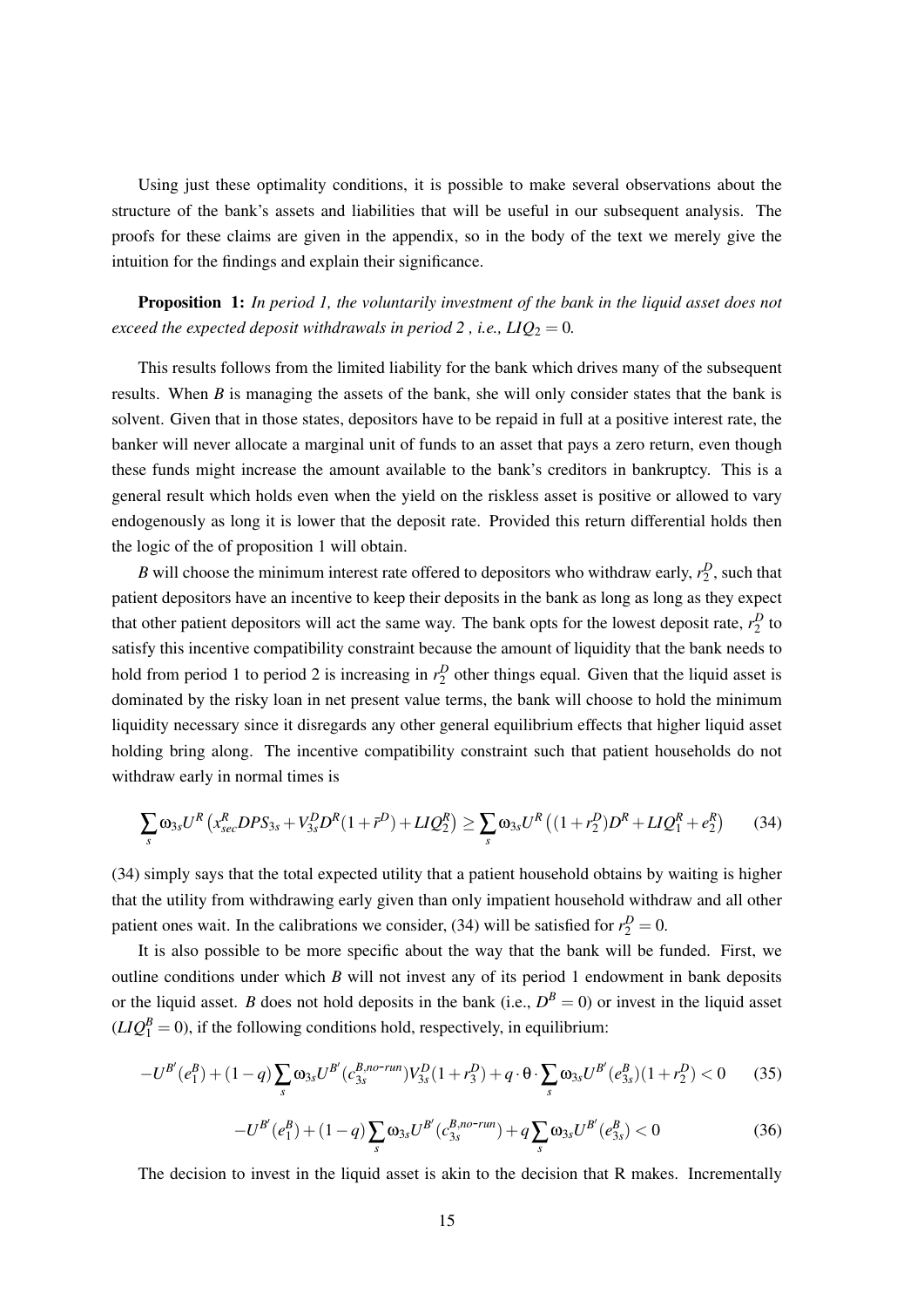Using just these optimality conditions, it is possible to make several observations about the structure of the bank's assets and liabilities that will be useful in our subsequent analysis. The proofs for these claims are given in the appendix, so in the body of the text we merely give the intuition for the findings and explain their significance.

**Proposition 1:** *In period 1, the voluntarily investment of the bank in the liquid asset does not exceed the expected deposit withdrawals in period 2 , i.e., $LIQ_2 = 0$.*

This results follows from the limited liability for the bank which drives many of the subsequent results. When $B$ is managing the assets of the bank, she will only consider states that the bank is solvent. Given that in those states, depositors have to be repaid in full at a positive interest rate, the banker will never allocate a marginal unit of funds to an asset that pays a zero return, even though these funds might increase the amount available to the bank's creditors in bankruptcy. This is a general result which holds even when the yield on the riskless asset is positive or allowed to vary endogenously as long it is lower that the deposit rate. Provided this return differential holds then the logic of the of proposition 1 will obtain.

$B$ will choose the minimum interest rate offered to depositors who withdraw early, $r_2^D$, such that patient depositors have an incentive to keep their deposits in the bank as long as long as they expect that other patient depositors will act the same way. The bank opts for the lowest deposit rate, $r_2^D$ to satisfy this incentive compatibility constraint because the amount of liquidity that the bank needs to hold from period 1 to period 2 is increasing in $r_2^D$ other things equal. Given that the liquid asset is dominated by the risky loan in net present value terms, the bank will choose to hold the minimum liquidity necessary since it disregards any other general equilibrium effects that higher liquid asset holding bring along. The incentive compatibility constraint such that patient households do not withdraw early in normal times is

$$\sum_s \omega_{3s} U^R \left(x_{sec}^R DPS_{3s} + V_{3s}^D D^R (1+\tilde{r}^D) + LIQ_2^R\right) \geq \sum_s \omega_{3s} U^R \left((1+r_2^D) D^R + LIQ_1^R + e_2^R\right) \tag{34}$$

(34) simply says that the total expected utility that a patient household obtains by waiting is higher that the utility from withdrawing early given than only impatient household withdraw and all other patient ones wait. In the calibrations we consider, (34) will be satisfied for $r_2^D = 0$.

It is also possible to be more specific about the way that the bank will be funded. First, we outline conditions under which $B$ will not invest any of its period 1 endowment in bank deposits or the liquid asset. $B$ does not hold deposits in the bank (i.e., $D^B = 0$) or invest in the liquid asset ($LIQ_1^B = 0$), if the following conditions hold, respectively, in equilibrium:

$$-U^{B'}(e_1^B) + (1-q)\sum_s \omega_{3s} U^{B'}(c_{3s}^{B,no\text{-}run}) V_{3s}^D (1+r_3^D) + q \cdot \theta \cdot \sum_s \omega_{3s} U^{B'}(e_{3s}^B)(1+r_2^D) < 0 \tag{35}$$

$$-U^{B'}(e_1^B) + (1-q)\sum_s \omega_{3s} U^{B'}(c_{3s}^{B,no\text{-}run}) + q\sum_s \omega_{3s} U^{B'}(e_{3s}^B) < 0 \tag{36}$$

The decision to invest in the liquid asset is akin to the decision that R makes. Incrementally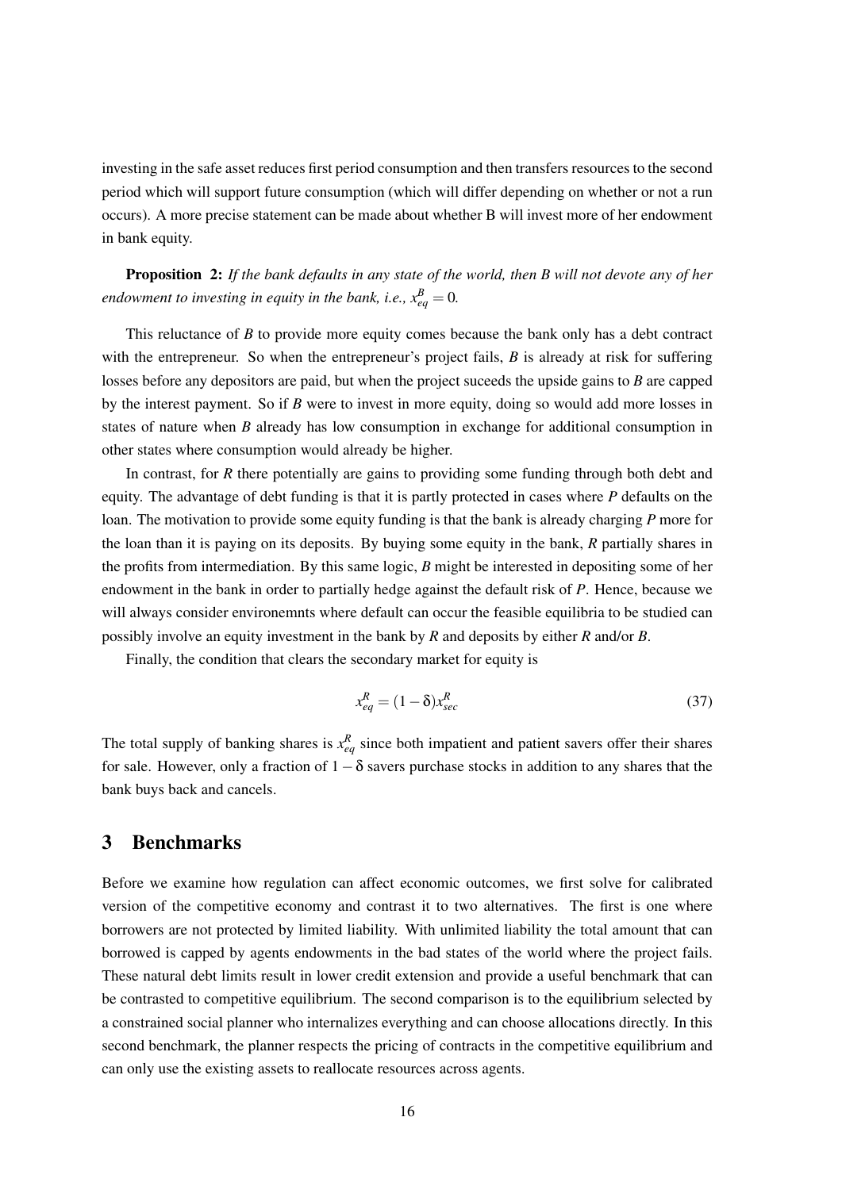investing in the safe asset reduces first period consumption and then transfers resources to the second period which will support future consumption (which will differ depending on whether or not a run occurs). A more precise statement can be made about whether B will invest more of her endowment in bank equity.

**Proposition 2:** *If the bank defaults in any state of the world, then B will not devote any of her endowment to investing in equity in the bank, i.e., $x^B_{eq} = 0$.*

This reluctance of *B* to provide more equity comes because the bank only has a debt contract with the entrepreneur. So when the entrepreneur's project fails, *B* is already at risk for suffering losses before any depositors are paid, but when the project suceeds the upside gains to *B* are capped by the interest payment. So if *B* were to invest in more equity, doing so would add more losses in states of nature when *B* already has low consumption in exchange for additional consumption in other states where consumption would already be higher.

In contrast, for *R* there potentially are gains to providing some funding through both debt and equity. The advantage of debt funding is that it is partly protected in cases where *P* defaults on the loan. The motivation to provide some equity funding is that the bank is already charging *P* more for the loan than it is paying on its deposits. By buying some equity in the bank, *R* partially shares in the profits from intermediation. By this same logic, *B* might be interested in depositing some of her endowment in the bank in order to partially hedge against the default risk of *P*. Hence, because we will always consider environemnts where default can occur the feasible equilibria to be studied can possibly involve an equity investment in the bank by *R* and deposits by either *R* and/or *B*.

Finally, the condition that clears the secondary market for equity is

$$x^R_{eq} = (1-\delta)x^R_{sec} \tag{37}$$

The total supply of banking shares is $x^R_{eq}$ since both impatient and patient savers offer their shares for sale. However, only a fraction of $1-\delta$ savers purchase stocks in addition to any shares that the bank buys back and cancels.

## 3 Benchmarks

Before we examine how regulation can affect economic outcomes, we first solve for calibrated version of the competitive economy and contrast it to two alternatives. The first is one where borrowers are not protected by limited liability. With unlimited liability the total amount that can borrowed is capped by agents endowments in the bad states of the world where the project fails. These natural debt limits result in lower credit extension and provide a useful benchmark that can be contrasted to competitive equilibrium. The second comparison is to the equilibrium selected by a constrained social planner who internalizes everything and can choose allocations directly. In this second benchmark, the planner respects the pricing of contracts in the competitive equilibrium and can only use the existing assets to reallocate resources across agents.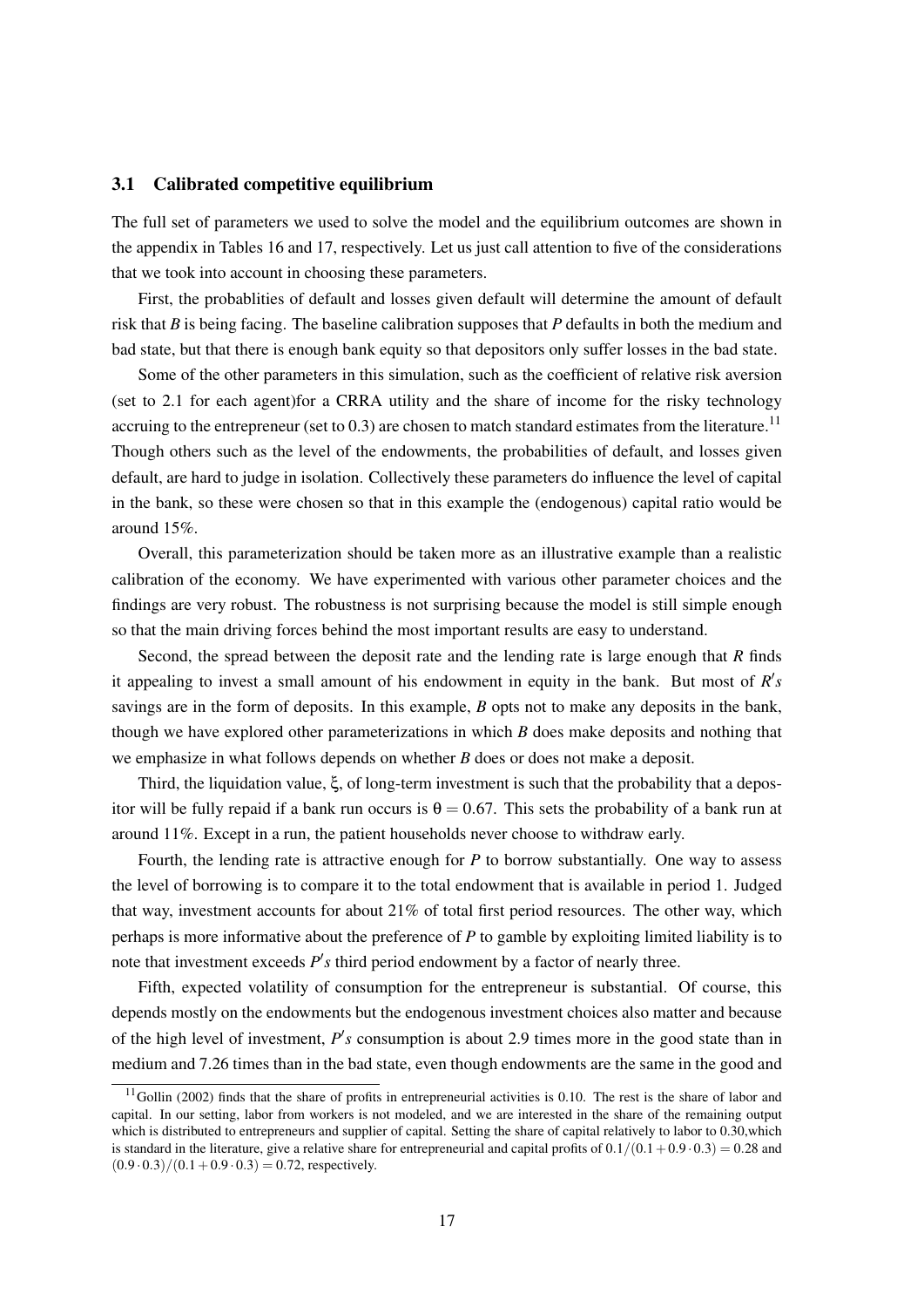### 3.1 Calibrated competitive equilibrium

The full set of parameters we used to solve the model and the equilibrium outcomes are shown in the appendix in Tables 16 and 17, respectively. Let us just call attention to five of the considerations that we took into account in choosing these parameters.

First, the probablities of default and losses given default will determine the amount of default risk that *B* is being facing. The baseline calibration supposes that *P* defaults in both the medium and bad state, but that there is enough bank equity so that depositors only suffer losses in the bad state.

Some of the other parameters in this simulation, such as the coefficient of relative risk aversion (set to 2.1 for each agent)for a CRRA utility and the share of income for the risky technology accruing to the entrepreneur (set to 0.3) are chosen to match standard estimates from the literature.[11] Though others such as the level of the endowments, the probabilities of default, and losses given default, are hard to judge in isolation. Collectively these parameters do influence the level of capital in the bank, so these were chosen so that in this example the (endogenous) capital ratio would be around 15%.

Overall, this parameterization should be taken more as an illustrative example than a realistic calibration of the economy. We have experimented with various other parameter choices and the findings are very robust. The robustness is not surprising because the model is still simple enough so that the main driving forces behind the most important results are easy to understand.

Second, the spread between the deposit rate and the lending rate is large enough that *R* finds it appealing to invest a small amount of his endowment in equity in the bank. But most of *R's* savings are in the form of deposits. In this example, *B* opts not to make any deposits in the bank, though we have explored other parameterizations in which *B* does make deposits and nothing that we emphasize in what follows depends on whether *B* does or does not make a deposit.

Third, the liquidation value, $\xi$, of long-term investment is such that the probability that a depositor will be fully repaid if a bank run occurs is $\theta = 0.67$. This sets the probability of a bank run at around 11%. Except in a run, the patient households never choose to withdraw early.

Fourth, the lending rate is attractive enough for *P* to borrow substantially. One way to assess the level of borrowing is to compare it to the total endowment that is available in period 1. Judged that way, investment accounts for about 21% of total first period resources. The other way, which perhaps is more informative about the preference of *P* to gamble by exploiting limited liability is to note that investment exceeds *P's* third period endowment by a factor of nearly three.

Fifth, expected volatility of consumption for the entrepreneur is substantial. Of course, this depends mostly on the endowments but the endogenous investment choices also matter and because of the high level of investment, *P's* consumption is about 2.9 times more in the good state than in medium and 7.26 times than in the bad state, even though endowments are the same in the good and

[11] Gollin (2002) finds that the share of profits in entrepreneurial activities is 0.10. The rest is the share of labor and capital. In our setting, labor from workers is not modeled, and we are interested in the share of the remaining output which is distributed to entrepreneurs and supplier of capital. Setting the share of capital relatively to labor to 0.30,which is standard in the literature, give a relative share for entrepreneurial and capital profits of $0.1/(0.1+0.9\cdot 0.3) = 0.28$ and $(0.9\cdot 0.3)/(0.1+0.9\cdot 0.3) = 0.72$, respectively.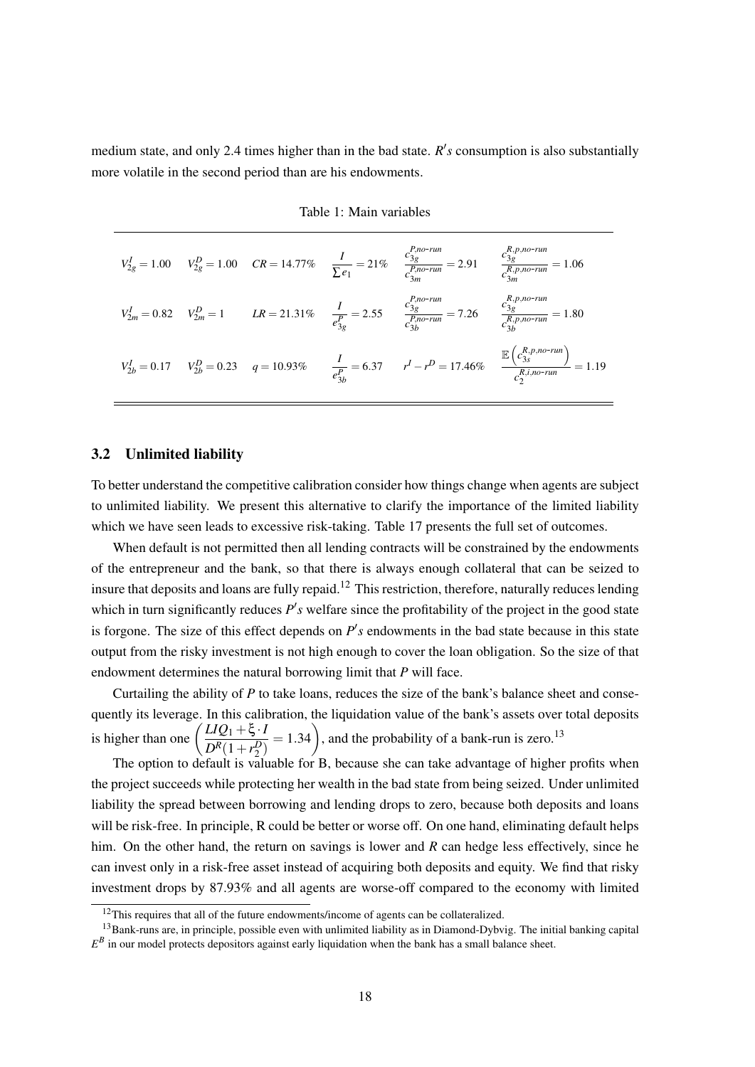medium state, and only 2.4 times higher than in the bad state. $R's$ consumption is also substantially more volatile in the second period than are his endowments.

Table 1: Main variables

| | | | | | |
|---|---|---|---|---|---|
| $V^I_{2g} = 1.00$ | $V^D_{2g} = 1.00$ | $CR = 14.77\%$ | $\dfrac{I}{\sum e_1} = 21\%$ | $\dfrac{c^{P,no\text{-}run}_{3g}}{c^{P,no\text{-}run}_{3m}} = 2.91$ | $\dfrac{c^{R,p,no\text{-}run}_{3g}}{c^{R,p,no\text{-}run}_{3m}} = 1.06$ |
| $V^I_{2m} = 0.82$ | $V^D_{2m} = 1$ | $LR = 21.31\%$ | $\dfrac{I}{e^P_{3g}} = 2.55$ | $\dfrac{c^{P,no\text{-}run}_{3g}}{c^{P,no\text{-}run}_{3b}} = 7.26$ | $\dfrac{c^{R,p,no\text{-}run}_{3g}}{c^{R,p,no\text{-}run}_{3b}} = 1.80$ |
| $V^I_{2b} = 0.17$ | $V^D_{2b} = 0.23$ | $q = 10.93\%$ | $\dfrac{I}{e^P_{3b}} = 6.37$ | $r^I - r^D = 17.46\%$ | $\dfrac{\mathbb{E}\left(c^{R,p,no\text{-}run}_{3s}\right)}{c^{R,i,no\text{-}run}_{2}} = 1.19$ |

## 3.2 Unlimited liability

To better understand the competitive calibration consider how things change when agents are subject to unlimited liability. We present this alternative to clarify the importance of the limited liability which we have seen leads to excessive risk-taking. Table 17 presents the full set of outcomes.

When default is not permitted then all lending contracts will be constrained by the endowments of the entrepreneur and the bank, so that there is always enough collateral that can be seized to insure that deposits and loans are fully repaid.[12] This restriction, therefore, naturally reduces lending which in turn significantly reduces $P's$ welfare since the profitability of the project in the good state is forgone. The size of this effect depends on $P's$ endowments in the bad state because in this state output from the risky investment is not high enough to cover the loan obligation. So the size of that endowment determines the natural borrowing limit that $P$ will face.

Curtailing the ability of $P$ to take loans, reduces the size of the bank's balance sheet and consequently its leverage. In this calibration, the liquidation value of the bank's assets over total deposits is higher than one $\left(\dfrac{LIQ_1 + \xi \cdot I}{D^R(1+r^D_2)} = 1.34\right)$, and the probability of a bank-run is zero.[13]

The option to default is valuable for B, because she can take advantage of higher profits when the project succeeds while protecting her wealth in the bad state from being seized. Under unlimited liability the spread between borrowing and lending drops to zero, because both deposits and loans will be risk-free. In principle, R could be better or worse off. On one hand, eliminating default helps him. On the other hand, the return on savings is lower and $R$ can hedge less effectively, since he can invest only in a risk-free asset instead of acquiring both deposits and equity. We find that risky investment drops by 87.93% and all agents are worse-off compared to the economy with limited

[12] This requires that all of the future endowments/income of agents can be collateralized.

[13] Bank-runs are, in principle, possible even with unlimited liability as in Diamond-Dybvig. The initial banking capital $E^B$ in our model protects depositors against early liquidation when the bank has a small balance sheet.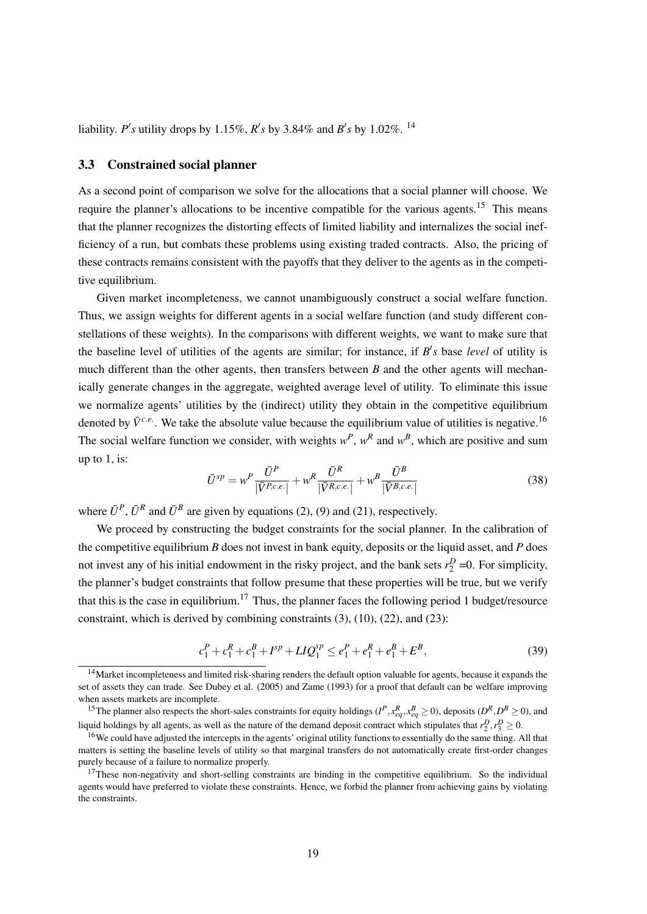liability. $P's$ utility drops by 1.15%, $R's$ by 3.84% and $B's$ by 1.02%. [14]

### 3.3 Constrained social planner

As a second point of comparison we solve for the allocations that a social planner will choose. We require the planner's allocations to be incentive compatible for the various agents.[15] This means that the planner recognizes the distorting effects of limited liability and internalizes the social inefficiency of a run, but combats these problems using existing traded contracts. Also, the pricing of these contracts remains consistent with the payoffs that they deliver to the agents as in the competitive equilibrium.

Given market incompleteness, we cannot unambiguously construct a social welfare function. Thus, we assign weights for different agents in a social welfare function (and study different constellations of these weights). In the comparisons with different weights, we want to make sure that the baseline level of utilities of the agents are similar; for instance, if $B's$ base *level* of utility is much different than the other agents, then transfers between $B$ and the other agents will mechanically generate changes in the aggregate, weighted average level of utility. To eliminate this issue we normalize agents' utilities by the (indirect) utility they obtain in the competitive equilibrium denoted by $\bar{V}^{c.e.}$. We take the absolute value because the equilibrium value of utilities is negative.[16] The social welfare function we consider, with weights $w^P$, $w^R$ and $w^B$, which are positive and sum up to 1, is:

$$\bar{U}^{sp} = w^P \frac{\bar{U}^P}{|\bar{V}^{P,c.e.}|} + w^R \frac{\bar{U}^R}{|\bar{V}^{R,c.e.}|} + w^B \frac{\bar{U}^B}{|\bar{V}^{B,c.e.}|} \tag{38}$$

where $\bar{U}^P$, $\bar{U}^R$ and $\bar{U}^B$ are given by equations (2), (9) and (21), respectively.

We proceed by constructing the budget constraints for the social planner. In the calibration of the competitive equilibrium $B$ does not invest in bank equity, deposits or the liquid asset, and $P$ does not invest any of his initial endowment in the risky project, and the bank sets $r_2^D$ =0. For simplicity, the planner's budget constraints that follow presume that these properties will be true, but we verify that this is the case in equilibrium.[17] Thus, the planner faces the following period 1 budget/resource constraint, which is derived by combining constraints (3), (10), (22), and (23):

$$c_1^P + c_1^R + c_1^B + I^{sp} + LIQ_1^{sp} \leq e_1^P + e_1^R + e_1^B + E^B, \tag{39}$$

[14] Market incompleteness and limited risk-sharing renders the default option valuable for agents, because it expands the set of assets they can trade. See Dubey et al. (2005) and Zame (1993) for a proof that default can be welfare improving when assets markets are incomplete.

[15] The planner also respects the short-sales constraints for equity holdings ($I^P, x_{eq}^R, x_{eq}^B \geq 0$), deposits ($D^R, D^B \geq 0$), and liquid holdings by all agents, as well as the nature of the demand deposit contract which stipulates that $r_2^D, r_3^D \geq 0$.

[16] We could have adjusted the intercepts in the agents' original utility functions to essentially do the same thing. All that matters is setting the baseline levels of utility so that marginal transfers do not automatically create first-order changes purely because of a failure to normalize properly.

[17] These non-negativity and short-selling constraints are binding in the competitive equilibrium. So the individual agents would have preferred to violate these constraints. Hence, we forbid the planner from achieving gains by violating the constraints.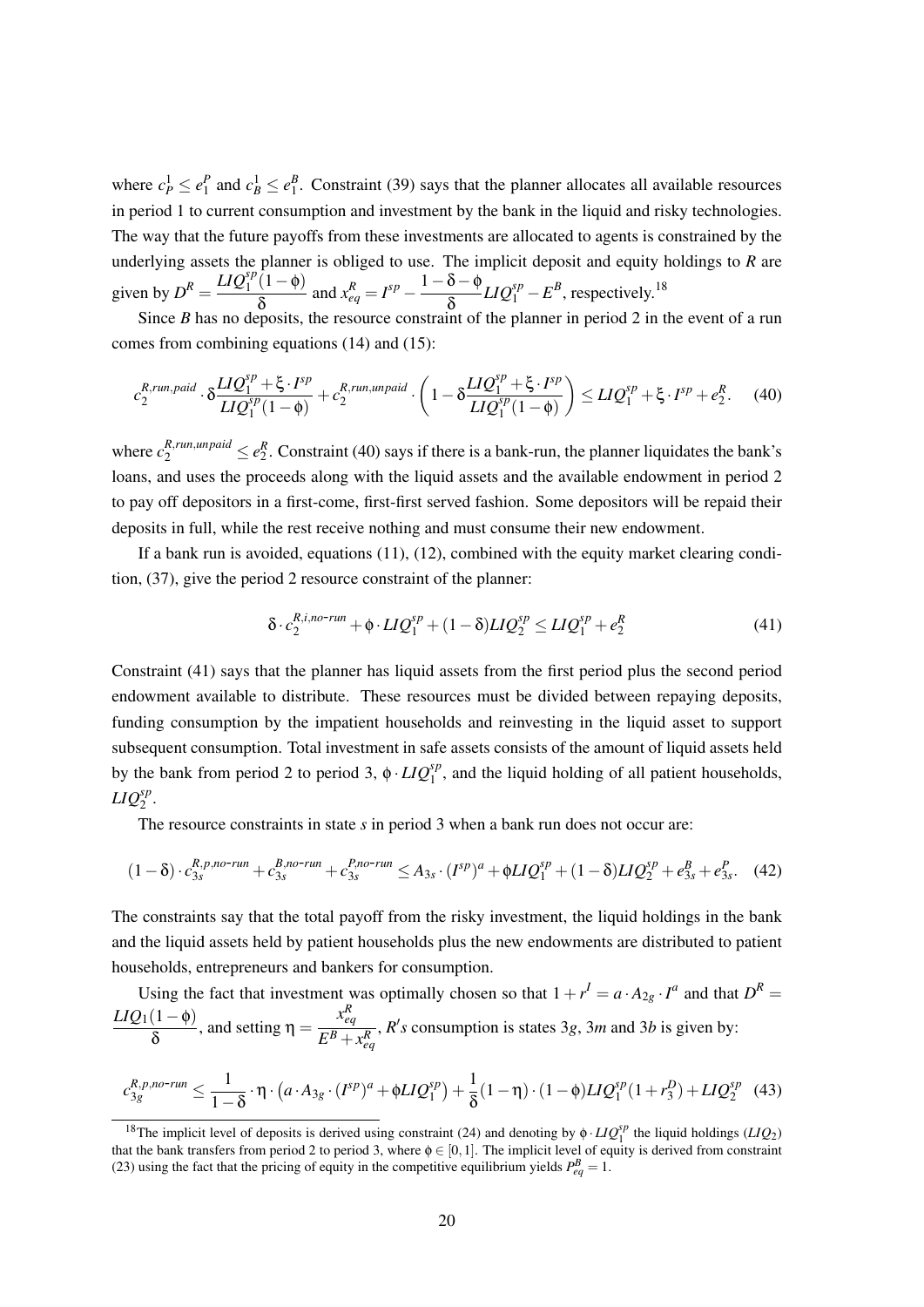where $c_P^1 \leq e_1^P$ and $c_B^1 \leq e_1^B$. Constraint (39) says that the planner allocates all available resources in period 1 to current consumption and investment by the bank in the liquid and risky technologies. The way that the future payoffs from these investments are allocated to agents is constrained by the underlying assets the planner is obliged to use. The implicit deposit and equity holdings to *R* are given by $D^R = \dfrac{LIQ_1^{sp}(1-\phi)}{\delta}$ and $x_{eq}^R = I^{sp} - \dfrac{1-\delta-\phi}{\delta}LIQ_1^{sp} - E^B$, respectively.[18]

Since *B* has no deposits, the resource constraint of the planner in period 2 in the event of a run comes from combining equations (14) and (15):

$$c_2^{R,run,paid} \cdot \delta \frac{LIQ_1^{sp} + \xi \cdot I^{sp}}{LIQ_1^{sp}(1-\phi)} + c_2^{R,run,unpaid} \cdot \left(1 - \delta \frac{LIQ_1^{sp} + \xi \cdot I^{sp}}{LIQ_1^{sp}(1-\phi)}\right) \leq LIQ_1^{sp} + \xi \cdot I^{sp} + e_2^R. \quad (40)$$

where $c_2^{R,run,unpaid} \leq e_2^R$. Constraint (40) says if there is a bank-run, the planner liquidates the bank's loans, and uses the proceeds along with the liquid assets and the available endowment in period 2 to pay off depositors in a first-come, first-first served fashion. Some depositors will be repaid their deposits in full, while the rest receive nothing and must consume their new endowment.

If a bank run is avoided, equations (11), (12), combined with the equity market clearing condition, (37), give the period 2 resource constraint of the planner:

$$\delta \cdot c_2^{R,i,no\text{-}run} + \phi \cdot LIQ_1^{sp} + (1-\delta)LIQ_2^{sp} \leq LIQ_1^{sp} + e_2^R \quad (41)$$

Constraint (41) says that the planner has liquid assets from the first period plus the second period endowment available to distribute. These resources must be divided between repaying deposits, funding consumption by the impatient households and reinvesting in the liquid asset to support subsequent consumption. Total investment in safe assets consists of the amount of liquid assets held by the bank from period 2 to period 3, $\phi \cdot LIQ_1^{sp}$, and the liquid holding of all patient households, $LIQ_2^{sp}$.

The resource constraints in state *s* in period 3 when a bank run does not occur are:

$$(1-\delta) \cdot c_{3s}^{R,p,no\text{-}run} + c_{3s}^{B,no\text{-}run} + c_{3s}^{P,no\text{-}run} \leq A_{3s} \cdot (I^{sp})^a + \phi LIQ_1^{sp} + (1-\delta)LIQ_2^{sp} + e_{3s}^B + e_{3s}^P. \quad (42)$$

The constraints say that the total payoff from the risky investment, the liquid holdings in the bank and the liquid assets held by patient households plus the new endowments are distributed to patient households, entrepreneurs and bankers for consumption.

Using the fact that investment was optimally chosen so that $1 + r^I = a \cdot A_{2g} \cdot I^a$ and that $D^R = \dfrac{LIQ_1(1-\phi)}{\delta}$, and setting $\eta = \dfrac{x_{eq}^R}{E^B + x_{eq}^R}$, $R's$ consumption is states $3g$, $3m$ and $3b$ is given by:

$$c_{3g}^{R,p,no\text{-}run} \leq \frac{1}{1-\delta} \cdot \eta \cdot \left(a \cdot A_{3g} \cdot (I^{sp})^a + \phi LIQ_1^{sp}\right) + \frac{1}{\delta}(1-\eta) \cdot (1-\phi)LIQ_1^{sp}(1 + r_3^D) + LIQ_2^{sp} \quad (43)$$

[18] The implicit level of deposits is derived using constraint (24) and denoting by $\phi \cdot LIQ_1^{sp}$ the liquid holdings ($LIQ_2$) that the bank transfers from period 2 to period 3, where $\phi \in [0,1]$. The implicit level of equity is derived from constraint (23) using the fact that the pricing of equity in the competitive equilibrium yields $P_{eq}^B = 1$.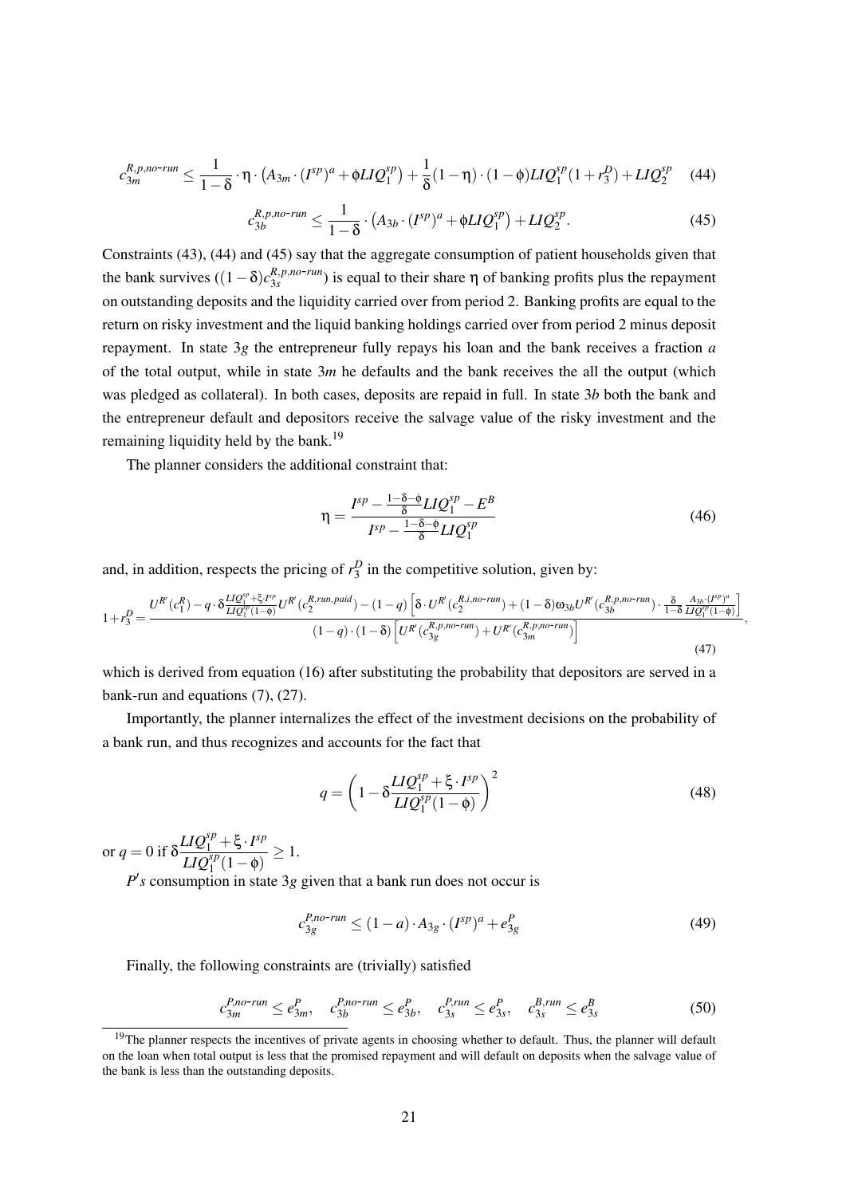$$c_{3m}^{R,p,no\text{-}run} \leq \frac{1}{1-\delta} \cdot \eta \cdot \left(A_{3m} \cdot (I^{sp})^a + \phi LIQ_1^{sp}\right) + \frac{1}{\delta}(1-\eta) \cdot (1-\phi) LIQ_1^{sp}(1+r_3^D) + LIQ_2^{sp} \quad (44)$$

$$c_{3b}^{R,p,no\text{-}run} \leq \frac{1}{1-\delta} \cdot \left(A_{3b} \cdot (I^{sp})^a + \phi LIQ_1^{sp}\right) + LIQ_2^{sp}. \quad (45)$$

Constraints (43), (44) and (45) say that the aggregate consumption of patient households given that the bank survives ($(1-\delta)c_{3s}^{R,p,no\text{-}run}$) is equal to their share $\eta$ of banking profits plus the repayment on outstanding deposits and the liquidity carried over from period 2. Banking profits are equal to the return on risky investment and the liquid banking holdings carried over from period 2 minus deposit repayment. In state $3g$ the entrepreneur fully repays his loan and the bank receives a fraction $a$ of the total output, while in state $3m$ he defaults and the bank receives the all the output (which was pledged as collateral). In both cases, deposits are repaid in full. In state $3b$ both the bank and the entrepreneur default and depositors receive the salvage value of the risky investment and the remaining liquidity held by the bank.[19]

The planner considers the additional constraint that:

$$\eta = \frac{I^{sp} - \frac{1-\delta-\phi}{\delta} LIQ_1^{sp} - E^B}{I^{sp} - \frac{1-\delta-\phi}{\delta} LIQ_1^{sp}} \quad (46)$$

and, in addition, respects the pricing of $r_3^D$ in the competitive solution, given by:

$$1+r_3^D = \frac{U^{R'}(c_1^R) - q \cdot \delta \frac{LIQ_1^{sp}+\xi \cdot I^{sp}}{LIQ_1^{sp}(1-\phi)} U^{R'}(c_2^{R,run,paid}) - (1-q)\left[\delta \cdot U^{R'}(c_2^{R,i,no\text{-}run}) + (1-\delta)\omega_{3b} U^{R'}(c_{3b}^{R,p,no\text{-}run}) \cdot \frac{\delta}{1-\delta} \frac{A_{3b} \cdot (I^{sp})^a}{LIQ_1^{sp}(1-\phi)}\right]}{(1-q) \cdot (1-\delta)\left[U^{R'}(c_{3g}^{R,p,no\text{-}run}) + U^{R'}(c_{3m}^{R,p,no\text{-}run})\right]}, \quad (47)$$

which is derived from equation (16) after substituting the probability that depositors are served in a bank-run and equations (7), (27).

Importantly, the planner internalizes the effect of the investment decisions on the probability of a bank run, and thus recognizes and accounts for the fact that

$$q = \left(1 - \delta \frac{LIQ_1^{sp} + \xi \cdot I^{sp}}{LIQ_1^{sp}(1-\phi)}\right)^2 \quad (48)$$

or $q = 0$ if $\delta \dfrac{LIQ_1^{sp} + \xi \cdot I^{sp}}{LIQ_1^{sp}(1-\phi)} \geq 1$.

$P's$ consumption in state $3g$ given that a bank run does not occur is

$$c_{3g}^{P,no\text{-}run} \leq (1-a) \cdot A_{3g} \cdot (I^{sp})^a + e_{3g}^P \quad (49)$$

Finally, the following constraints are (trivially) satisfied

$$c_{3m}^{P,no\text{-}run} \leq e_{3m}^P, \quad c_{3b}^{P,no\text{-}run} \leq e_{3b}^P, \quad c_{3s}^{P,run} \leq e_{3s}^P, \quad c_{3s}^{B,run} \leq e_{3s}^B \quad (50)$$

[19] The planner respects the incentives of private agents in choosing whether to default. Thus, the planner will default on the loan when total output is less that the promised repayment and will default on deposits when the salvage value of the bank is less than the outstanding deposits.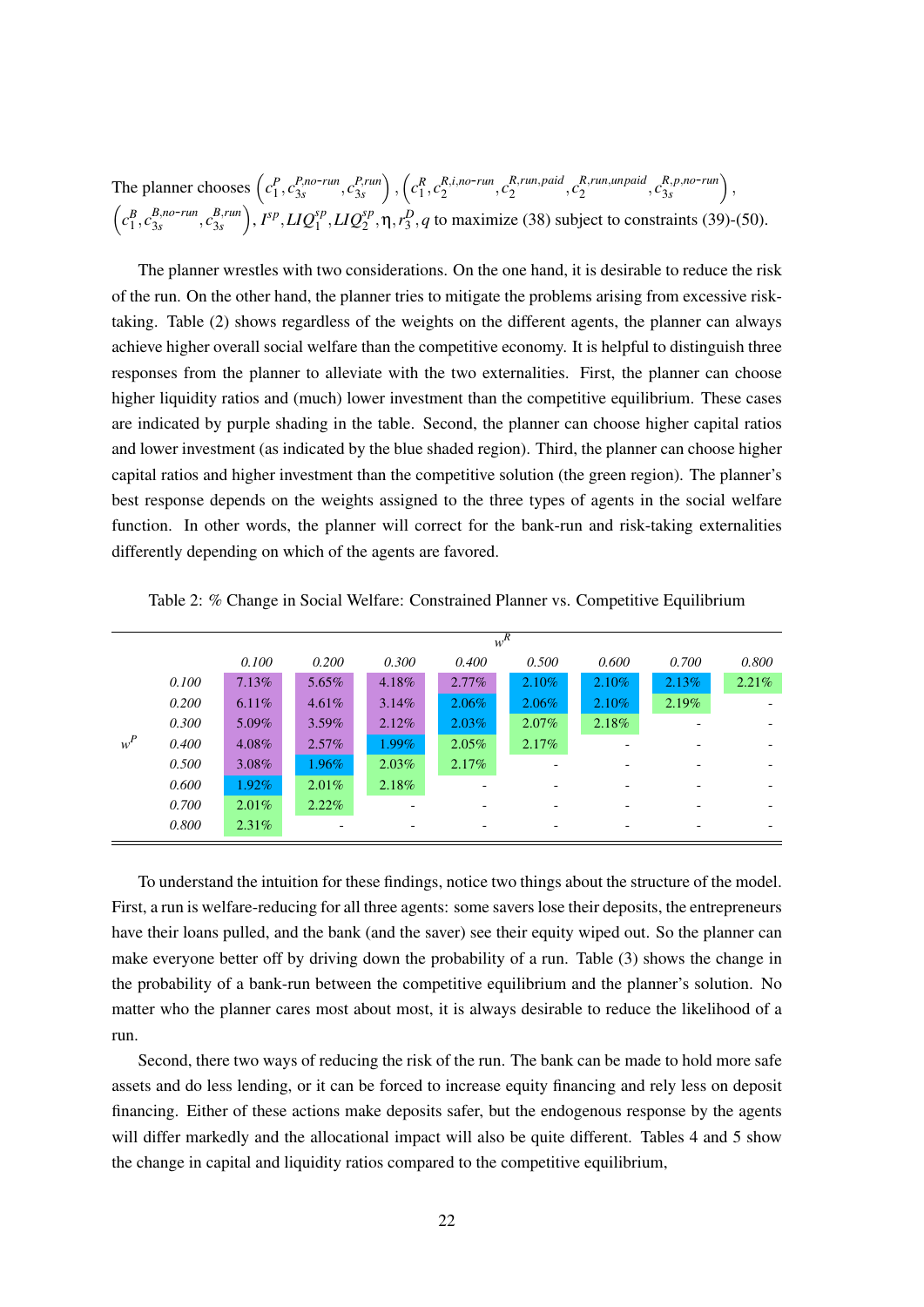The planner chooses $\left(c_1^P, c_{3s}^{P,no\text{-}run}, c_{3s}^{P,run}\right), \left(c_1^R, c_2^{R,i,no\text{-}run}, c_2^{R,run,paid}, c_2^{R,run,unpaid}, c_{3s}^{R,p,no\text{-}run}\right), \left(c_1^B, c_{3s}^{B,no\text{-}run}, c_{3s}^{B,run}\right), I^{sp}, LIQ_1^{sp}, LIQ_2^{sp}, \eta, r_3^D, q$ to maximize (38) subject to constraints (39)-(50).

The planner wrestles with two considerations. On the one hand, it is desirable to reduce the risk of the run. On the other hand, the planner tries to mitigate the problems arising from excessive risk-taking. Table (2) shows regardless of the weights on the different agents, the planner can always achieve higher overall social welfare than the competitive economy. It is helpful to distinguish three responses from the planner to alleviate with the two externalities. First, the planner can choose higher liquidity ratios and (much) lower investment than the competitive equilibrium. These cases are indicated by purple shading in the table. Second, the planner can choose higher capital ratios and lower investment (as indicated by the blue shaded region). Third, the planner can choose higher capital ratios and higher investment than the competitive solution (the green region). The planner's best response depends on the weights assigned to the three types of agents in the social welfare function. In other words, the planner will correct for the bank-run and risk-taking externalities differently depending on which of the agents are favored.

Table 2: % Change in Social Welfare: Constrained Planner vs. Competitive Equilibrium

| | | $w^R$ | | | | | | | |
|---|---|---|---|---|---|---|---|---|---|
| | | *0.100* | *0.200* | *0.300* | *0.400* | *0.500* | *0.600* | *0.700* | *0.800* |
| | *0.100* | 7.13% | 5.65% | 4.18% | 2.77% | 2.10% | 2.10% | 2.13% | 2.21% |
| | *0.200* | 6.11% | 4.61% | 3.14% | 2.06% | 2.06% | 2.10% | 2.19% | - |
| | *0.300* | 5.09% | 3.59% | 2.12% | 2.03% | 2.07% | 2.18% | - | - |
| $w^P$ | *0.400* | 4.08% | 2.57% | 1.99% | 2.05% | 2.17% | - | - | - |
| | *0.500* | 3.08% | 1.96% | 2.03% | 2.17% | - | - | - | - |
| | *0.600* | 1.92% | 2.01% | 2.18% | - | - | - | - | - |
| | *0.700* | 2.01% | 2.22% | - | - | - | - | - | - |
| | *0.800* | 2.31% | - | - | - | - | - | - | - |

To understand the intuition for these findings, notice two things about the structure of the model. First, a run is welfare-reducing for all three agents: some savers lose their deposits, the entrepreneurs have their loans pulled, and the bank (and the saver) see their equity wiped out. So the planner can make everyone better off by driving down the probability of a run. Table (3) shows the change in the probability of a bank-run between the competitive equilibrium and the planner's solution. No matter who the planner cares most about most, it is always desirable to reduce the likelihood of a run.

Second, there two ways of reducing the risk of the run. The bank can be made to hold more safe assets and do less lending, or it can be forced to increase equity financing and rely less on deposit financing. Either of these actions make deposits safer, but the endogenous response by the agents will differ markedly and the allocational impact will also be quite different. Tables 4 and 5 show the change in capital and liquidity ratios compared to the competitive equilibrium,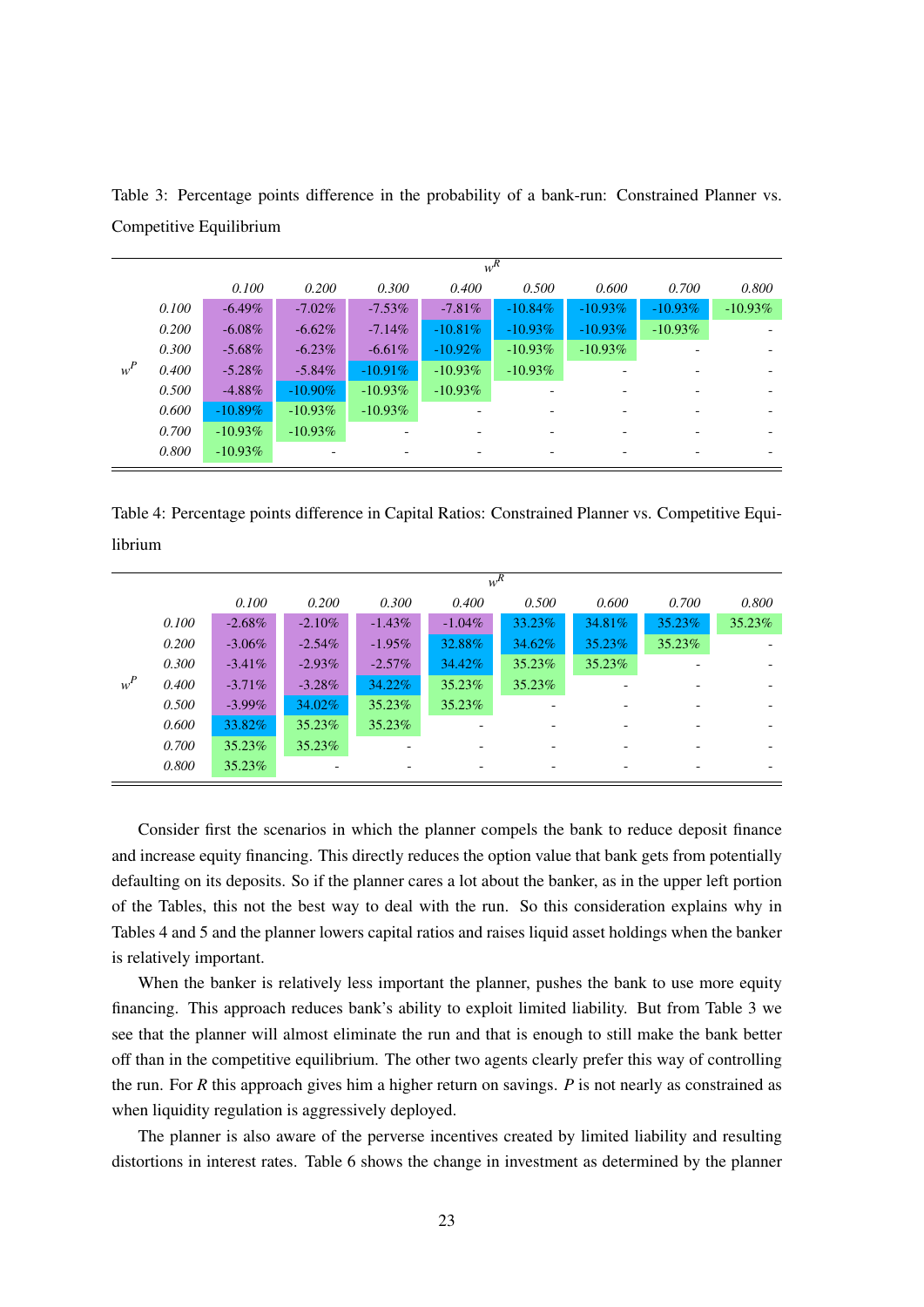Table 3: Percentage points difference in the probability of a bank-run: Constrained Planner vs. Competitive Equilibrium

| | | $w^R$ | | | | | | | |
|---|---|---|---|---|---|---|---|---|---|
| | | 0.100 | 0.200 | 0.300 | 0.400 | 0.500 | 0.600 | 0.700 | 0.800 |
| $w^P$ | 0.100 | -6.49% | -7.02% | -7.53% | -7.81% | -10.84% | -10.93% | -10.93% | -10.93% |
| | 0.200 | -6.08% | -6.62% | -7.14% | -10.81% | -10.93% | -10.93% | -10.93% | - |
| | 0.300 | -5.68% | -6.23% | -6.61% | -10.92% | -10.93% | -10.93% | - | - |
| | 0.400 | -5.28% | -5.84% | -10.91% | -10.93% | -10.93% | - | - | - |
| | 0.500 | -4.88% | -10.90% | -10.93% | -10.93% | - | - | - | - |
| | 0.600 | -10.89% | -10.93% | -10.93% | - | - | - | - | - |
| | 0.700 | -10.93% | -10.93% | - | - | - | - | - | - |
| | 0.800 | -10.93% | - | - | - | - | - | - | - |

Table 4: Percentage points difference in Capital Ratios: Constrained Planner vs. Competitive Equilibrium

| | | $w^R$ | | | | | | | |
|---|---|---|---|---|---|---|---|---|---|
| | | 0.100 | 0.200 | 0.300 | 0.400 | 0.500 | 0.600 | 0.700 | 0.800 |
| $w^P$ | 0.100 | -2.68% | -2.10% | -1.43% | -1.04% | 33.23% | 34.81% | 35.23% | 35.23% |
| | 0.200 | -3.06% | -2.54% | -1.95% | 32.88% | 34.62% | 35.23% | 35.23% | - |
| | 0.300 | -3.41% | -2.93% | -2.57% | 34.42% | 35.23% | 35.23% | - | - |
| | 0.400 | -3.71% | -3.28% | 34.22% | 35.23% | 35.23% | - | - | - |
| | 0.500 | -3.99% | 34.02% | 35.23% | 35.23% | - | - | - | - |
| | 0.600 | 33.82% | 35.23% | 35.23% | - | - | - | - | - |
| | 0.700 | 35.23% | 35.23% | - | - | - | - | - | - |
| | 0.800 | 35.23% | - | - | - | - | - | - | - |

Consider first the scenarios in which the planner compels the bank to reduce deposit finance and increase equity financing. This directly reduces the option value that bank gets from potentially defaulting on its deposits. So if the planner cares a lot about the banker, as in the upper left portion of the Tables, this not the best way to deal with the run. So this consideration explains why in Tables 4 and 5 and the planner lowers capital ratios and raises liquid asset holdings when the banker is relatively important.

When the banker is relatively less important the planner, pushes the bank to use more equity financing. This approach reduces bank's ability to exploit limited liability. But from Table 3 we see that the planner will almost eliminate the run and that is enough to still make the bank better off than in the competitive equilibrium. The other two agents clearly prefer this way of controlling the run. For $R$ this approach gives him a higher return on savings. $P$ is not nearly as constrained as when liquidity regulation is aggressively deployed.

The planner is also aware of the perverse incentives created by limited liability and resulting distortions in interest rates. Table 6 shows the change in investment as determined by the planner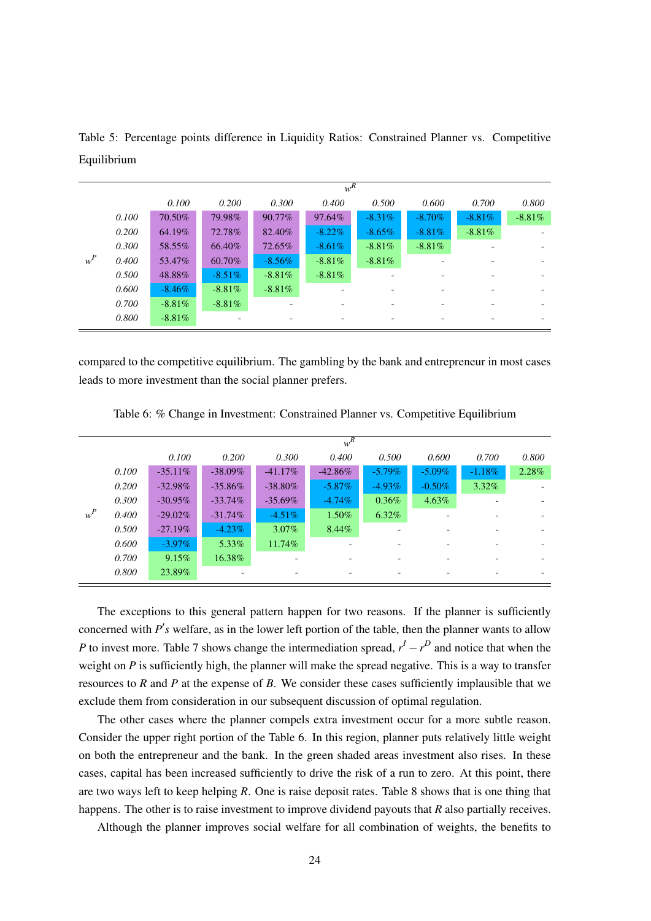Table 5: Percentage points difference in Liquidity Ratios: Constrained Planner vs. Competitive Equilibrium

| | | $w^R$ | | | | | | | |
|---|---|---|---|---|---|---|---|---|---|
| | | *0.100* | *0.200* | *0.300* | *0.400* | *0.500* | *0.600* | *0.700* | *0.800* |
| | *0.100* | 70.50% | 79.98% | 90.77% | 97.64% | -8.31% | -8.70% | -8.81% | -8.81% |
| | *0.200* | 64.19% | 72.78% | 82.40% | -8.22% | -8.65% | -8.81% | -8.81% | - |
| | *0.300* | 58.55% | 66.40% | 72.65% | -8.61% | -8.81% | -8.81% | - | - |
| $w^P$ | *0.400* | 53.47% | 60.70% | -8.56% | -8.81% | -8.81% | - | - | - |
| | *0.500* | 48.88% | -8.51% | -8.81% | -8.81% | - | - | - | - |
| | *0.600* | -8.46% | -8.81% | -8.81% | - | - | - | - | - |
| | *0.700* | -8.81% | -8.81% | - | - | - | - | - | - |
| | *0.800* | -8.81% | - | - | - | - | - | - | - |

compared to the competitive equilibrium. The gambling by the bank and entrepreneur in most cases leads to more investment than the social planner prefers.

Table 6: % Change in Investment: Constrained Planner vs. Competitive Equilibrium

| | | $w^R$ | | | | | | | |
|---|---|---|---|---|---|---|---|---|---|
| | | *0.100* | *0.200* | *0.300* | *0.400* | *0.500* | *0.600* | *0.700* | *0.800* |
| | *0.100* | -35.11% | -38.09% | -41.17% | -42.86% | -5.79% | -5.09% | -1.18% | 2.28% |
| | *0.200* | -32.98% | -35.86% | -38.80% | -5.87% | -4.93% | -0.50% | 3.32% | - |
| | *0.300* | -30.95% | -33.74% | -35.69% | -4.74% | 0.36% | 4.63% | - | - |
| $w^P$ | *0.400* | -29.02% | -31.74% | -4.51% | 1.50% | 6.32% | - | - | - |
| | *0.500* | -27.19% | -4.23% | 3.07% | 8.44% | - | - | - | - |
| | *0.600* | -3.97% | 5.33% | 11.74% | - | - | - | - | - |
| | *0.700* | 9.15% | 16.38% | - | - | - | - | - | - |
| | *0.800* | 23.89% | - | - | - | - | - | - | - |

The exceptions to this general pattern happen for two reasons. If the planner is sufficiently concerned with $P's$ welfare, as in the lower left portion of the table, then the planner wants to allow $P$ to invest more. Table 7 shows change the intermediation spread, $r^I - r^D$ and notice that when the weight on $P$ is sufficiently high, the planner will make the spread negative. This is a way to transfer resources to $R$ and $P$ at the expense of $B$. We consider these cases sufficiently implausible that we exclude them from consideration in our subsequent discussion of optimal regulation.

The other cases where the planner compels extra investment occur for a more subtle reason. Consider the upper right portion of the Table 6. In this region, planner puts relatively little weight on both the entrepreneur and the bank. In the green shaded areas investment also rises. In these cases, capital has been increased sufficiently to drive the risk of a run to zero. At this point, there are two ways left to keep helping $R$. One is raise deposit rates. Table 8 shows that is one thing that happens. The other is to raise investment to improve dividend payouts that $R$ also partially receives.

Although the planner improves social welfare for all combination of weights, the benefits to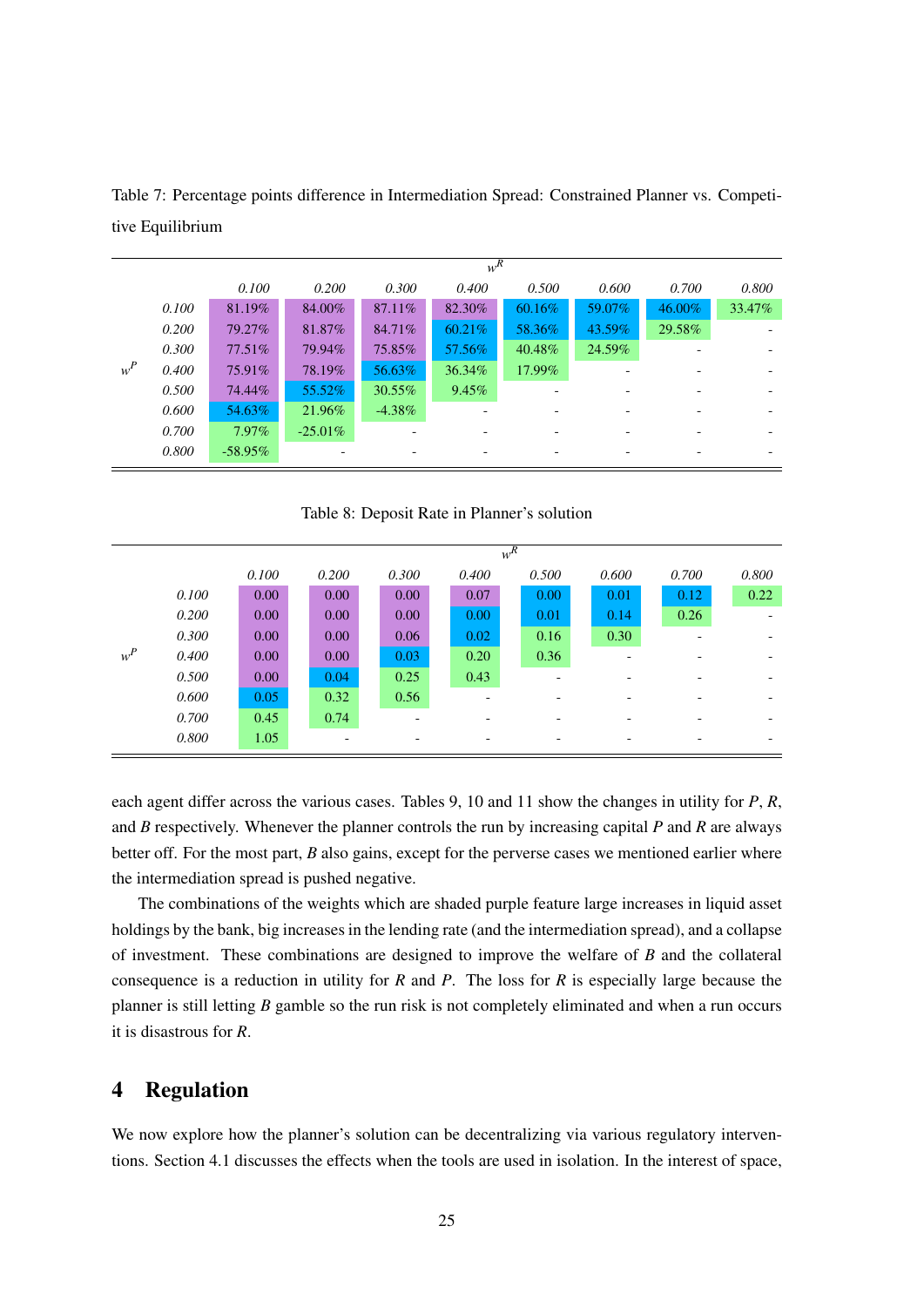Table 7: Percentage points difference in Intermediation Spread: Constrained Planner vs. Competitive Equilibrium

| | | $w^R$ | | | | | | | |
|---|---|---|---|---|---|---|---|---|---|
| | | 0.100 | 0.200 | 0.300 | 0.400 | 0.500 | 0.600 | 0.700 | 0.800 |
| $w^P$ | 0.100 | 81.19% | 84.00% | 87.11% | 82.30% | 60.16% | 59.07% | 46.00% | 33.47% |
| | 0.200 | 79.27% | 81.87% | 84.71% | 60.21% | 58.36% | 43.59% | 29.58% | - |
| | 0.300 | 77.51% | 79.94% | 75.85% | 57.56% | 40.48% | 24.59% | - | - |
| | 0.400 | 75.91% | 78.19% | 56.63% | 36.34% | 17.99% | - | - | - |
| | 0.500 | 74.44% | 55.52% | 30.55% | 9.45% | - | - | - | - |
| | 0.600 | 54.63% | 21.96% | -4.38% | - | - | - | - | - |
| | 0.700 | 7.97% | -25.01% | - | - | - | - | - | - |
| | 0.800 | -58.95% | - | - | - | - | - | - | - |

Table 8: Deposit Rate in Planner's solution

| | | $w^R$ | | | | | | | |
|---|---|---|---|---|---|---|---|---|---|
| | | 0.100 | 0.200 | 0.300 | 0.400 | 0.500 | 0.600 | 0.700 | 0.800 |
| $w^P$ | 0.100 | 0.00 | 0.00 | 0.00 | 0.07 | 0.00 | 0.01 | 0.12 | 0.22 |
| | 0.200 | 0.00 | 0.00 | 0.00 | 0.00 | 0.01 | 0.14 | 0.26 | - |
| | 0.300 | 0.00 | 0.00 | 0.06 | 0.02 | 0.16 | 0.30 | - | - |
| | 0.400 | 0.00 | 0.00 | 0.03 | 0.20 | 0.36 | - | - | - |
| | 0.500 | 0.00 | 0.04 | 0.25 | 0.43 | - | - | - | - |
| | 0.600 | 0.05 | 0.32 | 0.56 | - | - | - | - | - |
| | 0.700 | 0.45 | 0.74 | - | - | - | - | - | - |
| | 0.800 | 1.05 | - | - | - | - | - | - | - |

each agent differ across the various cases. Tables 9, 10 and 11 show the changes in utility for $P$, $R$, and $B$ respectively. Whenever the planner controls the run by increasing capital $P$ and $R$ are always better off. For the most part, $B$ also gains, except for the perverse cases we mentioned earlier where the intermediation spread is pushed negative.

The combinations of the weights which are shaded purple feature large increases in liquid asset holdings by the bank, big increases in the lending rate (and the intermediation spread), and a collapse of investment. These combinations are designed to improve the welfare of $B$ and the collateral consequence is a reduction in utility for $R$ and $P$. The loss for $R$ is especially large because the planner is still letting $B$ gamble so the run risk is not completely eliminated and when a run occurs it is disastrous for $R$.

## 4 Regulation

We now explore how the planner's solution can be decentralizing via various regulatory interventions. Section 4.1 discusses the effects when the tools are used in isolation. In the interest of space,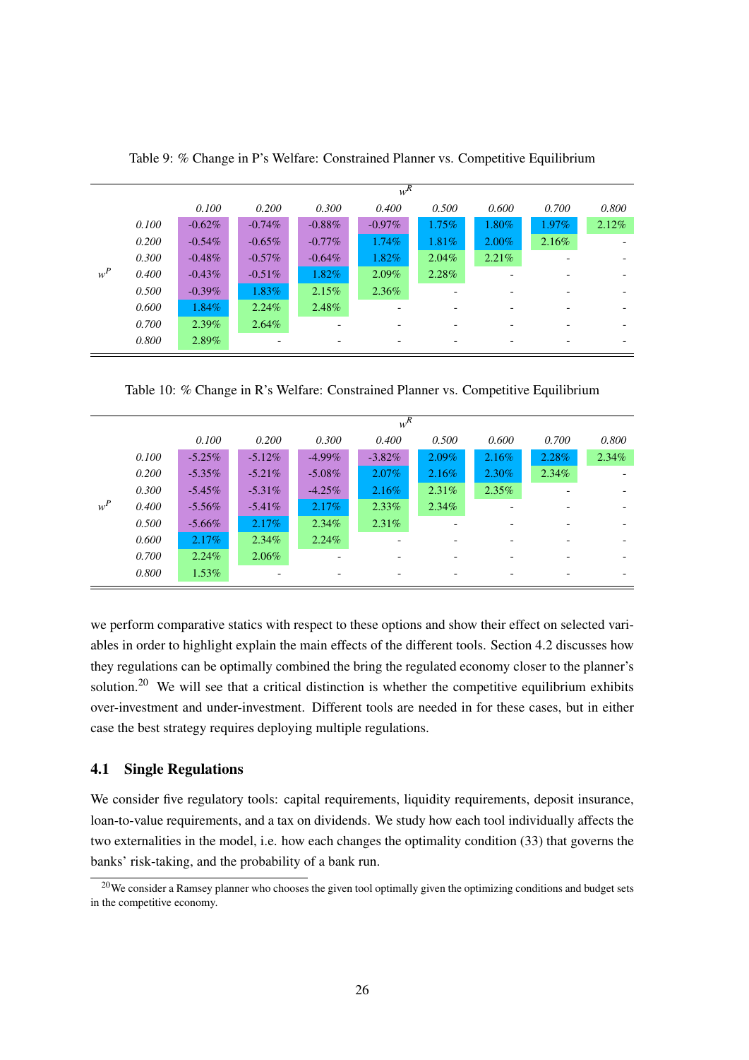Table 9: % Change in P's Welfare: Constrained Planner vs. Competitive Equilibrium

| | | $w^R$ | | | | | | | |
|---|---|---|---|---|---|---|---|---|---|
| | | *0.100* | *0.200* | *0.300* | *0.400* | *0.500* | *0.600* | *0.700* | *0.800* |
| $w^P$ | *0.100* | -0.62% | -0.74% | -0.88% | -0.97% | 1.75% | 1.80% | 1.97% | 2.12% |
| | *0.200* | -0.54% | -0.65% | -0.77% | 1.74% | 1.81% | 2.00% | 2.16% | - |
| | *0.300* | -0.48% | -0.57% | -0.64% | 1.82% | 2.04% | 2.21% | - | - |
| | *0.400* | -0.43% | -0.51% | 1.82% | 2.09% | 2.28% | - | - | - |
| | *0.500* | -0.39% | 1.83% | 2.15% | 2.36% | - | - | - | - |
| | *0.600* | 1.84% | 2.24% | 2.48% | - | - | - | - | - |
| | *0.700* | 2.39% | 2.64% | - | - | - | - | - | - |
| | *0.800* | 2.89% | - | - | - | - | - | - | - |

Table 10: % Change in R's Welfare: Constrained Planner vs. Competitive Equilibrium

| | | $w^R$ | | | | | | | |
|---|---|---|---|---|---|---|---|---|---|
| | | *0.100* | *0.200* | *0.300* | *0.400* | *0.500* | *0.600* | *0.700* | *0.800* |
| $w^P$ | *0.100* | -5.25% | -5.12% | -4.99% | -3.82% | 2.09% | 2.16% | 2.28% | 2.34% |
| | *0.200* | -5.35% | -5.21% | -5.08% | 2.07% | 2.16% | 2.30% | 2.34% | - |
| | *0.300* | -5.45% | -5.31% | -4.25% | 2.16% | 2.31% | 2.35% | - | - |
| | *0.400* | -5.56% | -5.41% | 2.17% | 2.33% | 2.34% | - | - | - |
| | *0.500* | -5.66% | 2.17% | 2.34% | 2.31% | - | - | - | - |
| | *0.600* | 2.17% | 2.34% | 2.24% | - | - | - | - | - |
| | *0.700* | 2.24% | 2.06% | - | - | - | - | - | - |
| | *0.800* | 1.53% | - | - | - | - | - | - | - |

we perform comparative statics with respect to these options and show their effect on selected variables in order to highlight explain the main effects of the different tools. Section 4.2 discusses how they regulations can be optimally combined the bring the regulated economy closer to the planner's solution.[20] We will see that a critical distinction is whether the competitive equilibrium exhibits over-investment and under-investment. Different tools are needed in for these cases, but in either case the best strategy requires deploying multiple regulations.

## 4.1 Single Regulations

We consider five regulatory tools: capital requirements, liquidity requirements, deposit insurance, loan-to-value requirements, and a tax on dividends. We study how each tool individually affects the two externalities in the model, i.e. how each changes the optimality condition (33) that governs the banks' risk-taking, and the probability of a bank run.

[20] We consider a Ramsey planner who chooses the given tool optimally given the optimizing conditions and budget sets in the competitive economy.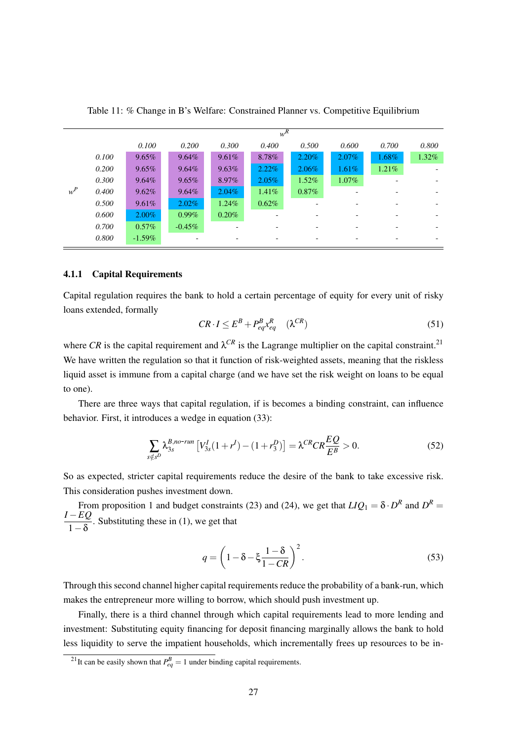Table 11: % Change in B's Welfare: Constrained Planner vs. Competitive Equilibrium

| | | $w^R$ | | | | | | | |
|---|---|---|---|---|---|---|---|---|---|
| | | 0.100 | 0.200 | 0.300 | 0.400 | 0.500 | 0.600 | 0.700 | 0.800 |
| $w^P$ | 0.100 | 9.65% | 9.64% | 9.61% | 8.78% | 2.20% | 2.07% | 1.68% | 1.32% |
| | 0.200 | 9.65% | 9.64% | 9.63% | 2.22% | 2.06% | 1.61% | 1.21% | - |
| | 0.300 | 9.64% | 9.65% | 8.97% | 2.05% | 1.52% | 1.07% | - | - |
| | 0.400 | 9.62% | 9.64% | 2.04% | 1.41% | 0.87% | - | - | - |
| | 0.500 | 9.61% | 2.02% | 1.24% | 0.62% | - | - | - | - |
| | 0.600 | 2.00% | 0.99% | 0.20% | - | - | - | - | - |
| | 0.700 | 0.57% | -0.45% | - | - | - | - | - | - |
| | 0.800 | -1.59% | - | - | - | - | - | - | - |

#### 4.1.1 Capital Requirements

Capital regulation requires the bank to hold a certain percentage of equity for every unit of risky loans extended, formally

$$CR \cdot I \leq E^B + P^B_{eq} x^R_{eq} \quad (\lambda^{CR}) \tag{51}$$

where $CR$ is the capital requirement and $\lambda^{CR}$ is the Lagrange multiplier on the capital constraint.[21] We have written the regulation so that it function of risk-weighted assets, meaning that the riskless liquid asset is immune from a capital charge (and we have set the risk weight on loans to be equal to one).

There are three ways that capital regulation, if is becomes a binding constraint, can influence behavior. First, it introduces a wedge in equation (33):

$$\sum_{s \notin s^D} \lambda^{B,no\text{-}run}_{3s} \left[ V^I_{3s}(1+r^I) - (1+r^D_3) \right] = \lambda^{CR} CR \frac{EQ}{E^B} > 0. \tag{52}$$

So as expected, stricter capital requirements reduce the desire of the bank to take excessive risk. This consideration pushes investment down.

From proposition 1 and budget constraints (23) and (24), we get that $LIQ_1 = \delta \cdot D^R$ and $D^R = \frac{I - EQ}{1 - \delta}$. Substituting these in (1), we get that

$$q = \left( 1 - \delta - \xi \frac{1 - \delta}{1 - CR} \right)^2. \tag{53}$$

Through this second channel higher capital requirements reduce the probability of a bank-run, which makes the entrepreneur more willing to borrow, which should push investment up.

Finally, there is a third channel through which capital requirements lead to more lending and investment: Substituting equity financing for deposit financing marginally allows the bank to hold less liquidity to serve the impatient households, which incrementally frees up resources to be in-

[21] It can be easily shown that $P^B_{eq} = 1$ under binding capital requirements.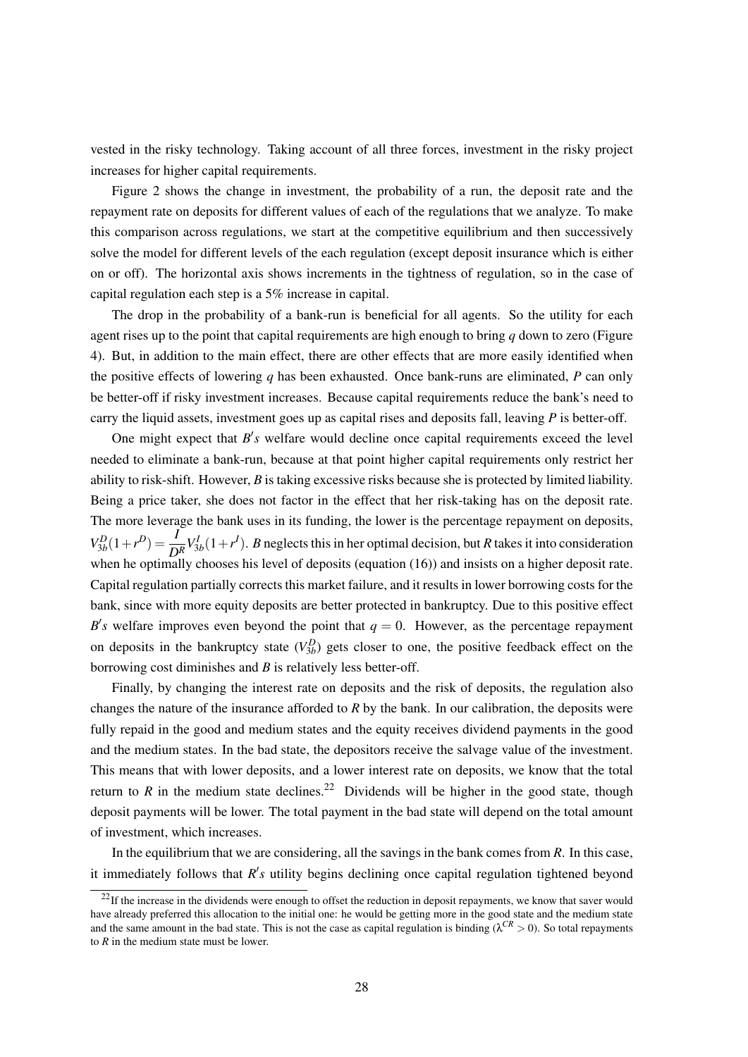vested in the risky technology. Taking account of all three forces, investment in the risky project increases for higher capital requirements.

Figure 2 shows the change in investment, the probability of a run, the deposit rate and the repayment rate on deposits for different values of each of the regulations that we analyze. To make this comparison across regulations, we start at the competitive equilibrium and then successively solve the model for different levels of the each regulation (except deposit insurance which is either on or off). The horizontal axis shows increments in the tightness of regulation, so in the case of capital regulation each step is a 5% increase in capital.

The drop in the probability of a bank-run is beneficial for all agents. So the utility for each agent rises up to the point that capital requirements are high enough to bring $q$ down to zero (Figure 4). But, in addition to the main effect, there are other effects that are more easily identified when the positive effects of lowering $q$ has been exhausted. Once bank-runs are eliminated, $P$ can only be better-off if risky investment increases. Because capital requirements reduce the bank's need to carry the liquid assets, investment goes up as capital rises and deposits fall, leaving $P$ is better-off.

One might expect that $B's$ welfare would decline once capital requirements exceed the level needed to eliminate a bank-run, because at that point higher capital requirements only restrict her ability to risk-shift. However, $B$ is taking excessive risks because she is protected by limited liability. Being a price taker, she does not factor in the effect that her risk-taking has on the deposit rate. The more leverage the bank uses in its funding, the lower is the percentage repayment on deposits, $V^D_{3b}(1+r^D) = \dfrac{I}{D^R} V^I_{3b}(1+r^I)$. $B$ neglects this in her optimal decision, but $R$ takes it into consideration when he optimally chooses his level of deposits (equation (16)) and insists on a higher deposit rate. Capital regulation partially corrects this market failure, and it results in lower borrowing costs for the bank, since with more equity deposits are better protected in bankruptcy. Due to this positive effect $B's$ welfare improves even beyond the point that $q = 0$. However, as the percentage repayment on deposits in the bankruptcy state ($V^D_{3b}$) gets closer to one, the positive feedback effect on the borrowing cost diminishes and $B$ is relatively less better-off.

Finally, by changing the interest rate on deposits and the risk of deposits, the regulation also changes the nature of the insurance afforded to $R$ by the bank. In our calibration, the deposits were fully repaid in the good and medium states and the equity receives dividend payments in the good and the medium states. In the bad state, the depositors receive the salvage value of the investment. This means that with lower deposits, and a lower interest rate on deposits, we know that the total return to $R$ in the medium state declines.[22] Dividends will be higher in the good state, though deposit payments will be lower. The total payment in the bad state will depend on the total amount of investment, which increases.

In the equilibrium that we are considering, all the savings in the bank comes from $R$. In this case, it immediately follows that $R's$ utility begins declining once capital regulation tightened beyond

[22] If the increase in the dividends were enough to offset the reduction in deposit repayments, we know that saver would have already preferred this allocation to the initial one: he would be getting more in the good state and the medium state and the same amount in the bad state. This is not the case as capital regulation is binding ($\lambda^{CR} > 0$). So total repayments to $R$ in the medium state must be lower.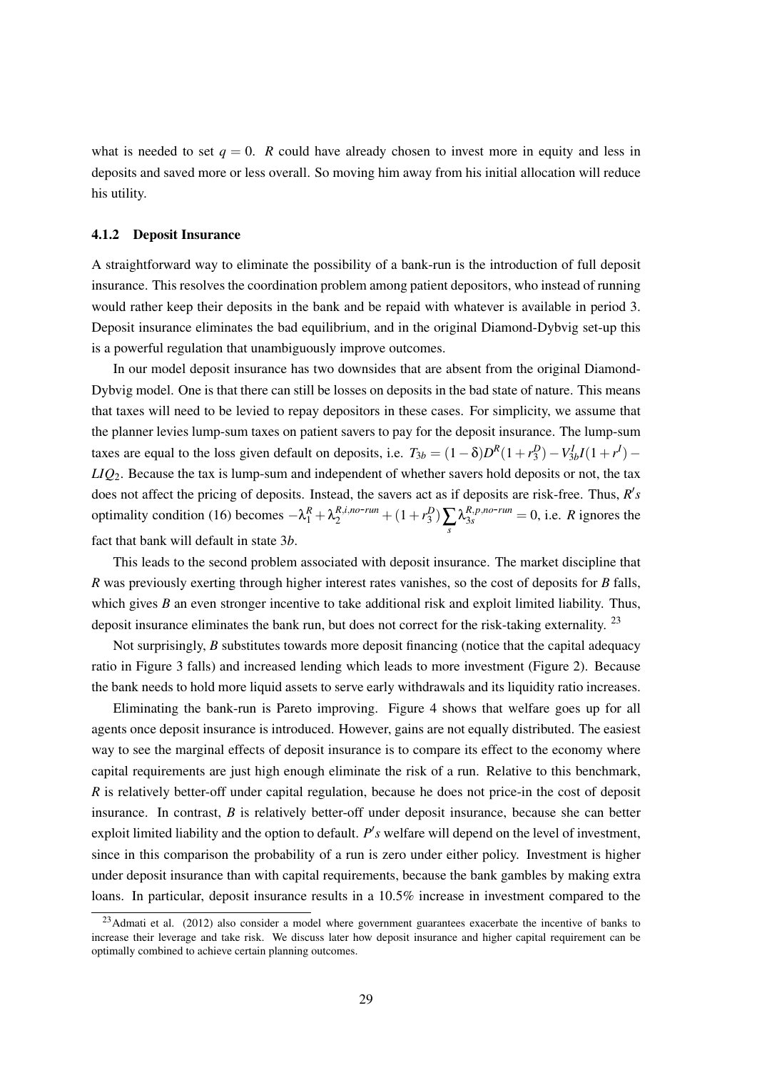what is needed to set $q = 0$. $R$ could have already chosen to invest more in equity and less in deposits and saved more or less overall. So moving him away from his initial allocation will reduce his utility.

### 4.1.2 Deposit Insurance

A straightforward way to eliminate the possibility of a bank-run is the introduction of full deposit insurance. This resolves the coordination problem among patient depositors, who instead of running would rather keep their deposits in the bank and be repaid with whatever is available in period 3. Deposit insurance eliminates the bad equilibrium, and in the original Diamond-Dybvig set-up this is a powerful regulation that unambiguously improve outcomes.

In our model deposit insurance has two downsides that are absent from the original Diamond-Dybvig model. One is that there can still be losses on deposits in the bad state of nature. This means that taxes will need to be levied to repay depositors in these cases. For simplicity, we assume that the planner levies lump-sum taxes on patient savers to pay for the deposit insurance. The lump-sum taxes are equal to the loss given default on deposits, i.e. $T_{3b} = (1-\delta)D^R(1+r_3^D) - V_{3b}^I I(1+r^I) - LIQ_2$. Because the tax is lump-sum and independent of whether savers hold deposits or not, the tax does not affect the pricing of deposits. Instead, the savers act as if deposits are risk-free. Thus, $R's$ optimality condition (16) becomes $-\lambda_1^R + \lambda_2^{R,i,no\text{-}run} + (1+r_3^D)\sum_s \lambda_{3s}^{R,p,no\text{-}run} = 0$, i.e. $R$ ignores the fact that bank will default in state $3b$.

This leads to the second problem associated with deposit insurance. The market discipline that $R$ was previously exerting through higher interest rates vanishes, so the cost of deposits for $B$ falls, which gives $B$ an even stronger incentive to take additional risk and exploit limited liability. Thus, deposit insurance eliminates the bank run, but does not correct for the risk-taking externality. [23]

Not surprisingly, $B$ substitutes towards more deposit financing (notice that the capital adequacy ratio in Figure 3 falls) and increased lending which leads to more investment (Figure 2). Because the bank needs to hold more liquid assets to serve early withdrawals and its liquidity ratio increases.

Eliminating the bank-run is Pareto improving. Figure 4 shows that welfare goes up for all agents once deposit insurance is introduced. However, gains are not equally distributed. The easiest way to see the marginal effects of deposit insurance is to compare its effect to the economy where capital requirements are just high enough eliminate the risk of a run. Relative to this benchmark, $R$ is relatively better-off under capital regulation, because he does not price-in the cost of deposit insurance. In contrast, $B$ is relatively better-off under deposit insurance, because she can better exploit limited liability and the option to default. $P's$ welfare will depend on the level of investment, since in this comparison the probability of a run is zero under either policy. Investment is higher under deposit insurance than with capital requirements, because the bank gambles by making extra loans. In particular, deposit insurance results in a 10.5% increase in investment compared to the

[23] Admati et al. (2012) also consider a model where government guarantees exacerbate the incentive of banks to increase their leverage and take risk. We discuss later how deposit insurance and higher capital requirement can be optimally combined to achieve certain planning outcomes.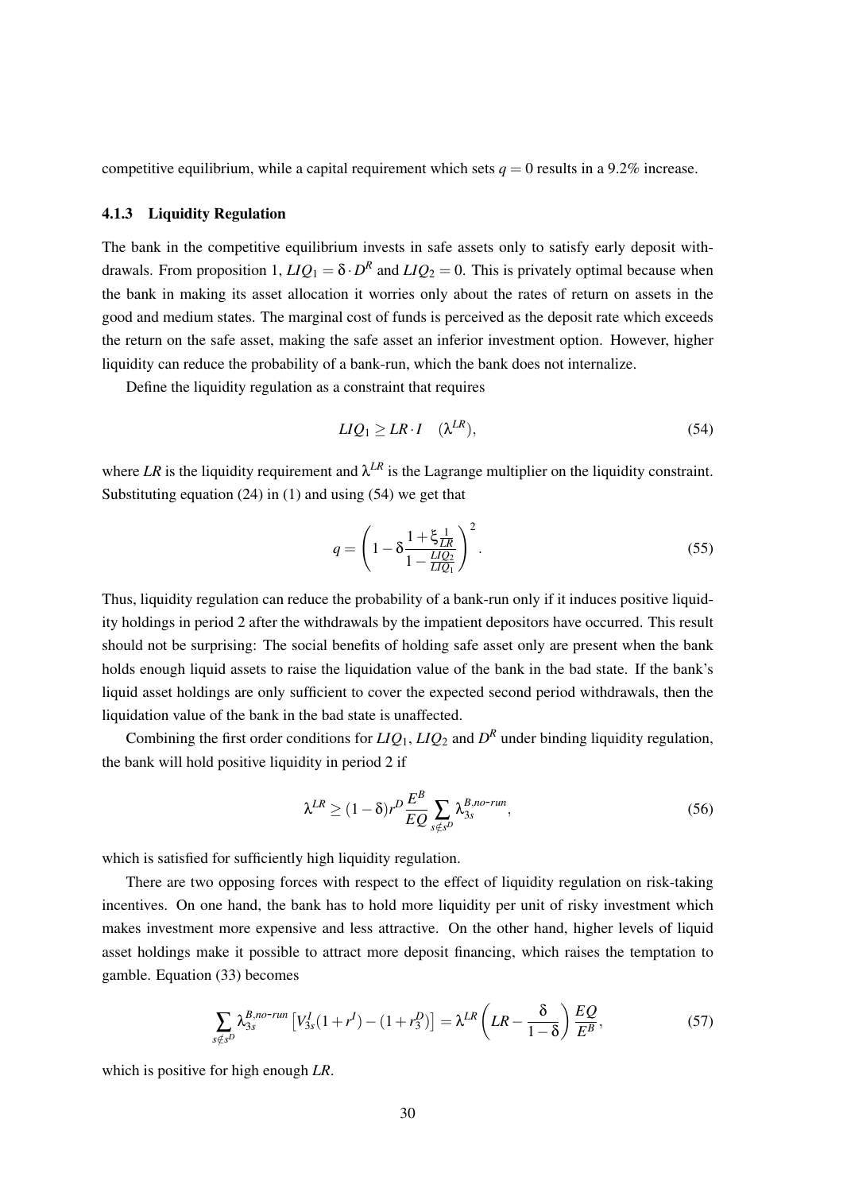competitive equilibrium, while a capital requirement which sets $q = 0$ results in a 9.2% increase.

### 4.1.3 Liquidity Regulation

The bank in the competitive equilibrium invests in safe assets only to satisfy early deposit withdrawals. From proposition 1, $LIQ_1 = \delta \cdot D^R$ and $LIQ_2 = 0$. This is privately optimal because when the bank in making its asset allocation it worries only about the rates of return on assets in the good and medium states. The marginal cost of funds is perceived as the deposit rate which exceeds the return on the safe asset, making the safe asset an inferior investment option. However, higher liquidity can reduce the probability of a bank-run, which the bank does not internalize.

Define the liquidity regulation as a constraint that requires

$$LIQ_1 \geq LR \cdot I \quad (\lambda^{LR}), \tag{54}$$

where $LR$ is the liquidity requirement and $\lambda^{LR}$ is the Lagrange multiplier on the liquidity constraint. Substituting equation (24) in (1) and using (54) we get that

$$q = \left(1 - \delta \frac{1 + \xi \frac{1}{LR}}{1 - \frac{LIQ_2}{LIQ_1}}\right)^2. \tag{55}$$

Thus, liquidity regulation can reduce the probability of a bank-run only if it induces positive liquidity holdings in period 2 after the withdrawals by the impatient depositors have occurred. This result should not be surprising: The social benefits of holding safe asset only are present when the bank holds enough liquid assets to raise the liquidation value of the bank in the bad state. If the bank's liquid asset holdings are only sufficient to cover the expected second period withdrawals, then the liquidation value of the bank in the bad state is unaffected.

Combining the first order conditions for $LIQ_1$, $LIQ_2$ and $D^R$ under binding liquidity regulation, the bank will hold positive liquidity in period 2 if

$$\lambda^{LR} \geq (1-\delta) r^D \frac{E^B}{EQ} \sum_{s \notin s^D} \lambda_{3s}^{B,no\text{-}run}, \tag{56}$$

which is satisfied for sufficiently high liquidity regulation.

There are two opposing forces with respect to the effect of liquidity regulation on risk-taking incentives. On one hand, the bank has to hold more liquidity per unit of risky investment which makes investment more expensive and less attractive. On the other hand, higher levels of liquid asset holdings make it possible to attract more deposit financing, which raises the temptation to gamble. Equation (33) becomes

$$\sum_{s \notin s^D} \lambda_{3s}^{B,no\text{-}run} \left[ V_{3s}^I (1 + r^I) - (1 + r_3^D) \right] = \lambda^{LR} \left( LR - \frac{\delta}{1-\delta} \right) \frac{EQ}{E^B}, \tag{57}$$

which is positive for high enough $LR$.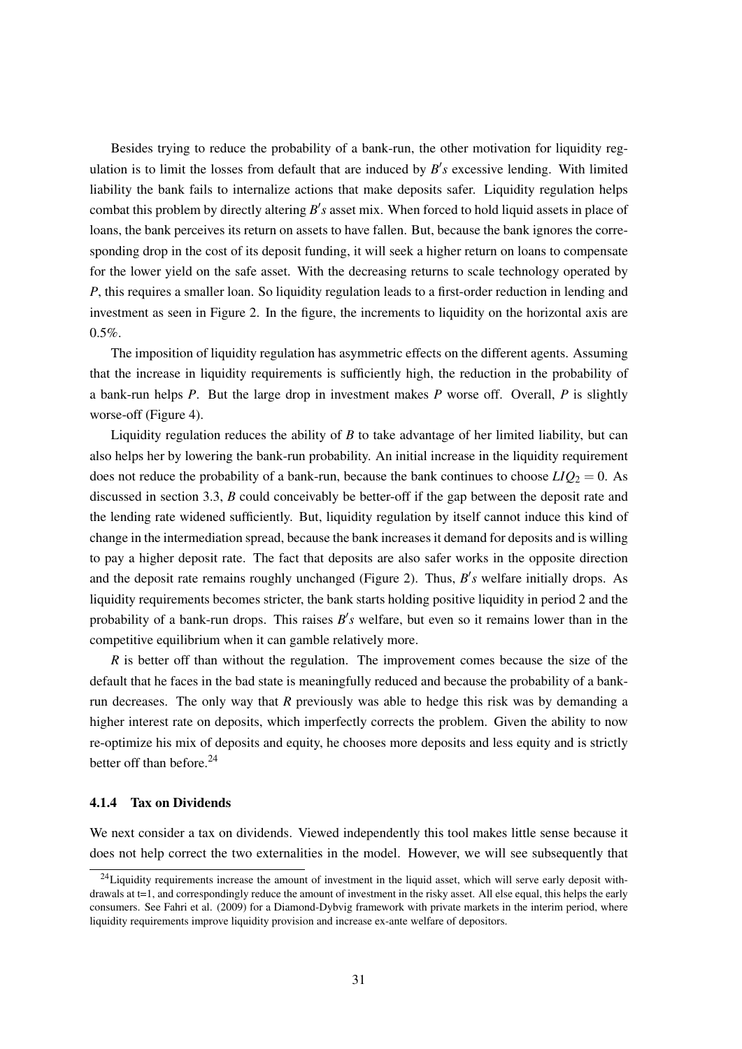Besides trying to reduce the probability of a bank-run, the other motivation for liquidity regulation is to limit the losses from default that are induced by $B's$ excessive lending. With limited liability the bank fails to internalize actions that make deposits safer. Liquidity regulation helps combat this problem by directly altering $B's$ asset mix. When forced to hold liquid assets in place of loans, the bank perceives its return on assets to have fallen. But, because the bank ignores the corresponding drop in the cost of its deposit funding, it will seek a higher return on loans to compensate for the lower yield on the safe asset. With the decreasing returns to scale technology operated by $P$, this requires a smaller loan. So liquidity regulation leads to a first-order reduction in lending and investment as seen in Figure 2. In the figure, the increments to liquidity on the horizontal axis are 0.5%.

The imposition of liquidity regulation has asymmetric effects on the different agents. Assuming that the increase in liquidity requirements is sufficiently high, the reduction in the probability of a bank-run helps $P$. But the large drop in investment makes $P$ worse off. Overall, $P$ is slightly worse-off (Figure 4).

Liquidity regulation reduces the ability of $B$ to take advantage of her limited liability, but can also helps her by lowering the bank-run probability. An initial increase in the liquidity requirement does not reduce the probability of a bank-run, because the bank continues to choose $LIQ_2 = 0$. As discussed in section 3.3, $B$ could conceivably be better-off if the gap between the deposit rate and the lending rate widened sufficiently. But, liquidity regulation by itself cannot induce this kind of change in the intermediation spread, because the bank increases it demand for deposits and is willing to pay a higher deposit rate. The fact that deposits are also safer works in the opposite direction and the deposit rate remains roughly unchanged (Figure 2). Thus, $B's$ welfare initially drops. As liquidity requirements becomes stricter, the bank starts holding positive liquidity in period 2 and the probability of a bank-run drops. This raises $B's$ welfare, but even so it remains lower than in the competitive equilibrium when it can gamble relatively more.

$R$ is better off than without the regulation. The improvement comes because the size of the default that he faces in the bad state is meaningfully reduced and because the probability of a bank-run decreases. The only way that $R$ previously was able to hedge this risk was by demanding a higher interest rate on deposits, which imperfectly corrects the problem. Given the ability to now re-optimize his mix of deposits and equity, he chooses more deposits and less equity and is strictly better off than before.[24]

#### 4.1.4 Tax on Dividends

We next consider a tax on dividends. Viewed independently this tool makes little sense because it does not help correct the two externalities in the model. However, we will see subsequently that

[24]Liquidity requirements increase the amount of investment in the liquid asset, which will serve early deposit withdrawals at t=1, and correspondingly reduce the amount of investment in the risky asset. All else equal, this helps the early consumers. See Fahri et al. (2009) for a Diamond-Dybvig framework with private markets in the interim period, where liquidity requirements improve liquidity provision and increase ex-ante welfare of depositors.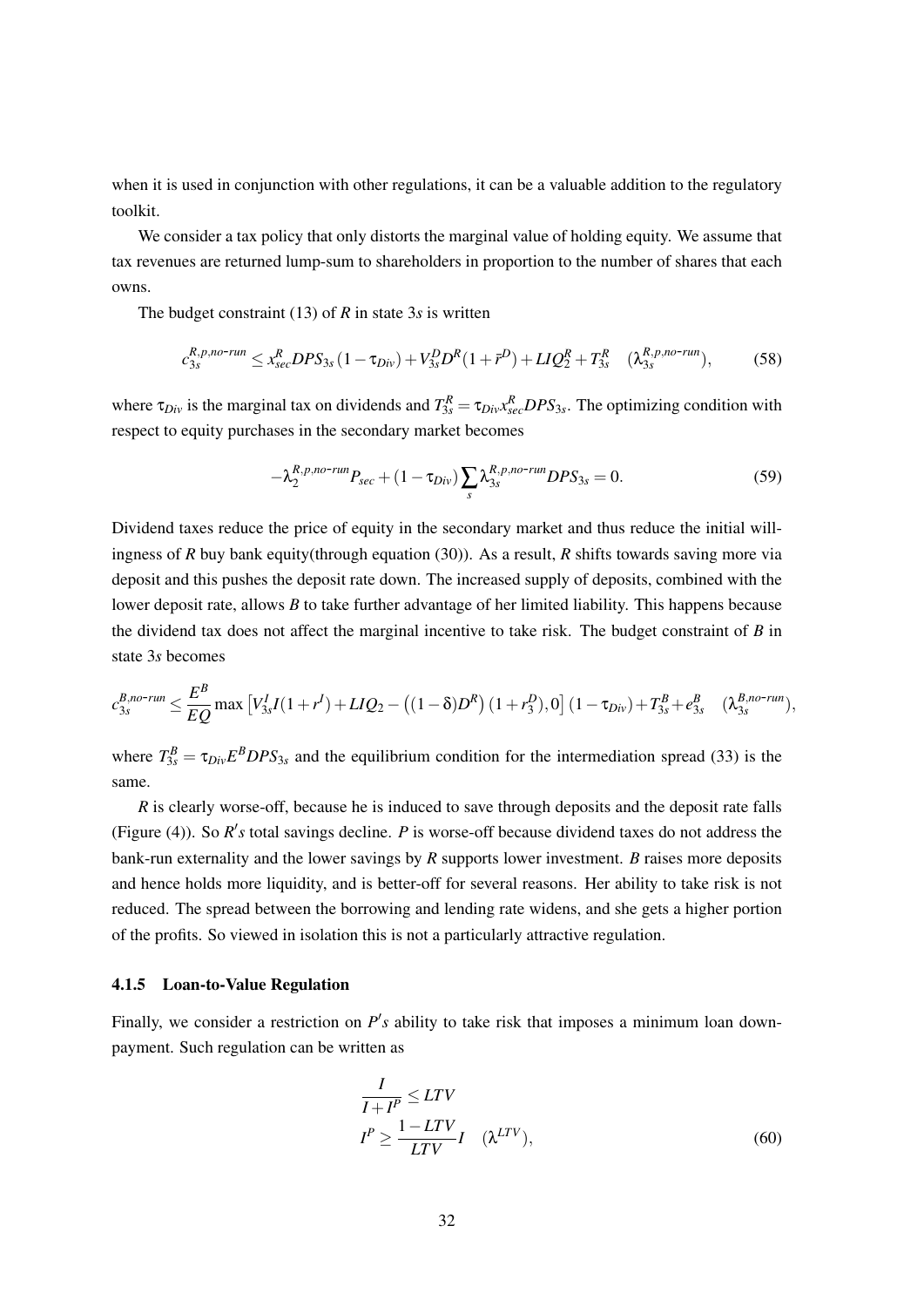when it is used in conjunction with other regulations, it can be a valuable addition to the regulatory toolkit.

We consider a tax policy that only distorts the marginal value of holding equity. We assume that tax revenues are returned lump-sum to shareholders in proportion to the number of shares that each owns.

The budget constraint (13) of *R* in state 3*s* is written

$$c_{3s}^{R,p,no\text{-}run} \leq x_{sec}^{R} DPS_{3s} (1 - \tau_{Div}) + V_{3s}^{D} D^{R} (1 + \bar{r}^{D}) + LIQ_{2}^{R} + T_{3s}^{R} \quad (\lambda_{3s}^{R,p,no\text{-}run}), \tag{58}$$

where $\tau_{Div}$ is the marginal tax on dividends and $T_{3s}^{R} = \tau_{Div} x_{sec}^{R} DPS_{3s}$. The optimizing condition with respect to equity purchases in the secondary market becomes

$$-\lambda_{2}^{R,p,no\text{-}run} P_{sec} + (1 - \tau_{Div}) \sum_{s} \lambda_{3s}^{R,p,no\text{-}run} DPS_{3s} = 0. \tag{59}$$

Dividend taxes reduce the price of equity in the secondary market and thus reduce the initial willingness of *R* buy bank equity(through equation (30)). As a result, *R* shifts towards saving more via deposit and this pushes the deposit rate down. The increased supply of deposits, combined with the lower deposit rate, allows *B* to take further advantage of her limited liability. This happens because the dividend tax does not affect the marginal incentive to take risk. The budget constraint of *B* in state 3*s* becomes

$$c_{3s}^{B,no\text{-}run} \leq \frac{E^{B}}{EQ} \max \left[ V_{3s}^{I} I (1 + r^{I}) + LIQ_{2} - \left( (1 - \delta) D^{R} \right) (1 + r_{3}^{D}), 0 \right] (1 - \tau_{Div}) + T_{3s}^{B} + e_{3s}^{B} \quad (\lambda_{3s}^{B,no\text{-}run}),$$

where $T_{3s}^{B} = \tau_{Div} E^{B} DPS_{3s}$ and the equilibrium condition for the intermediation spread (33) is the same.

*R* is clearly worse-off, because he is induced to save through deposits and the deposit rate falls (Figure (4)). So *R's* total savings decline. *P* is worse-off because dividend taxes do not address the bank-run externality and the lower savings by *R* supports lower investment. *B* raises more deposits and hence holds more liquidity, and is better-off for several reasons. Her ability to take risk is not reduced. The spread between the borrowing and lending rate widens, and she gets a higher portion of the profits. So viewed in isolation this is not a particularly attractive regulation.

#### 4.1.5 Loan-to-Value Regulation

Finally, we consider a restriction on *P's* ability to take risk that imposes a minimum loan downpayment. Such regulation can be written as

$$\begin{aligned} \frac{I}{I + I^{P}} &\leq LTV \\ I^{P} &\geq \frac{1 - LTV}{LTV} I \quad (\lambda^{LTV}), \end{aligned} \tag{60}$$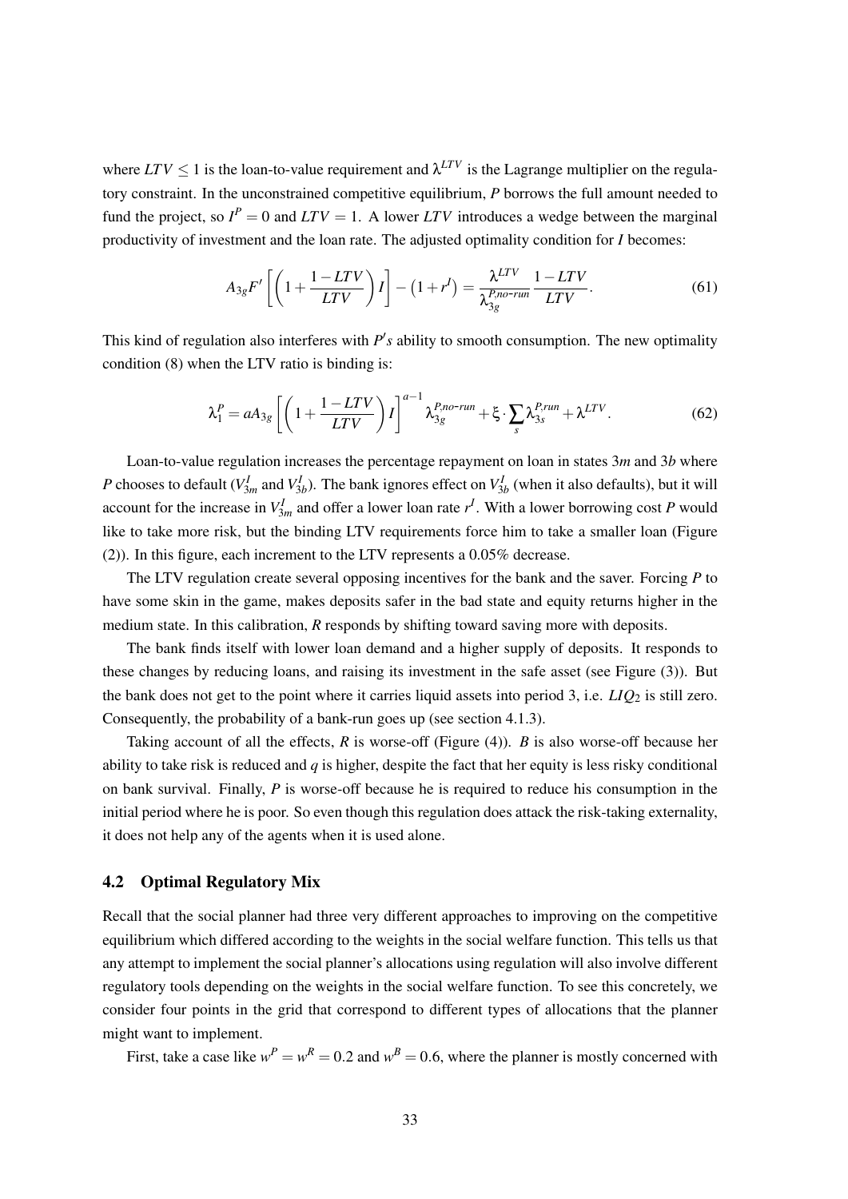where $LTV \leq 1$ is the loan-to-value requirement and $\lambda^{LTV}$ is the Lagrange multiplier on the regulatory constraint. In the unconstrained competitive equilibrium, $P$ borrows the full amount needed to fund the project, so $I^P = 0$ and $LTV = 1$. A lower $LTV$ introduces a wedge between the marginal productivity of investment and the loan rate. The adjusted optimality condition for $I$ becomes:

$$A_{3g}F'\left[\left(1+\frac{1-LTV}{LTV}\right)I\right]-\left(1+r^I\right)=\frac{\lambda^{LTV}}{\lambda_{3g}^{P,no\text{-}run}}\frac{1-LTV}{LTV}. \tag{61}$$

This kind of regulation also interferes with $P's$ ability to smooth consumption. The new optimality condition (8) when the LTV ratio is binding is:

$$\lambda_1^P = aA_{3g}\left[\left(1+\frac{1-LTV}{LTV}\right)I\right]^{a-1}\lambda_{3g}^{P,no\text{-}run}+\xi\cdot\sum_s\lambda_{3s}^{P,run}+\lambda^{LTV}. \tag{62}$$

Loan-to-value regulation increases the percentage repayment on loan in states $3m$ and $3b$ where $P$ chooses to default ($V_{3m}^I$ and $V_{3b}^I$). The bank ignores effect on $V_{3b}^I$ (when it also defaults), but it will account for the increase in $V_{3m}^I$ and offer a lower loan rate $r^I$. With a lower borrowing cost $P$ would like to take more risk, but the binding LTV requirements force him to take a smaller loan (Figure (2)). In this figure, each increment to the LTV represents a 0.05% decrease.

The LTV regulation create several opposing incentives for the bank and the saver. Forcing $P$ to have some skin in the game, makes deposits safer in the bad state and equity returns higher in the medium state. In this calibration, $R$ responds by shifting toward saving more with deposits.

The bank finds itself with lower loan demand and a higher supply of deposits. It responds to these changes by reducing loans, and raising its investment in the safe asset (see Figure (3)). But the bank does not get to the point where it carries liquid assets into period 3, i.e. $LIQ_2$ is still zero. Consequently, the probability of a bank-run goes up (see section 4.1.3).

Taking account of all the effects, $R$ is worse-off (Figure (4)). $B$ is also worse-off because her ability to take risk is reduced and $q$ is higher, despite the fact that her equity is less risky conditional on bank survival. Finally, $P$ is worse-off because he is required to reduce his consumption in the initial period where he is poor. So even though this regulation does attack the risk-taking externality, it does not help any of the agents when it is used alone.

## 4.2 Optimal Regulatory Mix

Recall that the social planner had three very different approaches to improving on the competitive equilibrium which differed according to the weights in the social welfare function. This tells us that any attempt to implement the social planner's allocations using regulation will also involve different regulatory tools depending on the weights in the social welfare function. To see this concretely, we consider four points in the grid that correspond to different types of allocations that the planner might want to implement.

First, take a case like $w^P = w^R = 0.2$ and $w^B = 0.6$, where the planner is mostly concerned with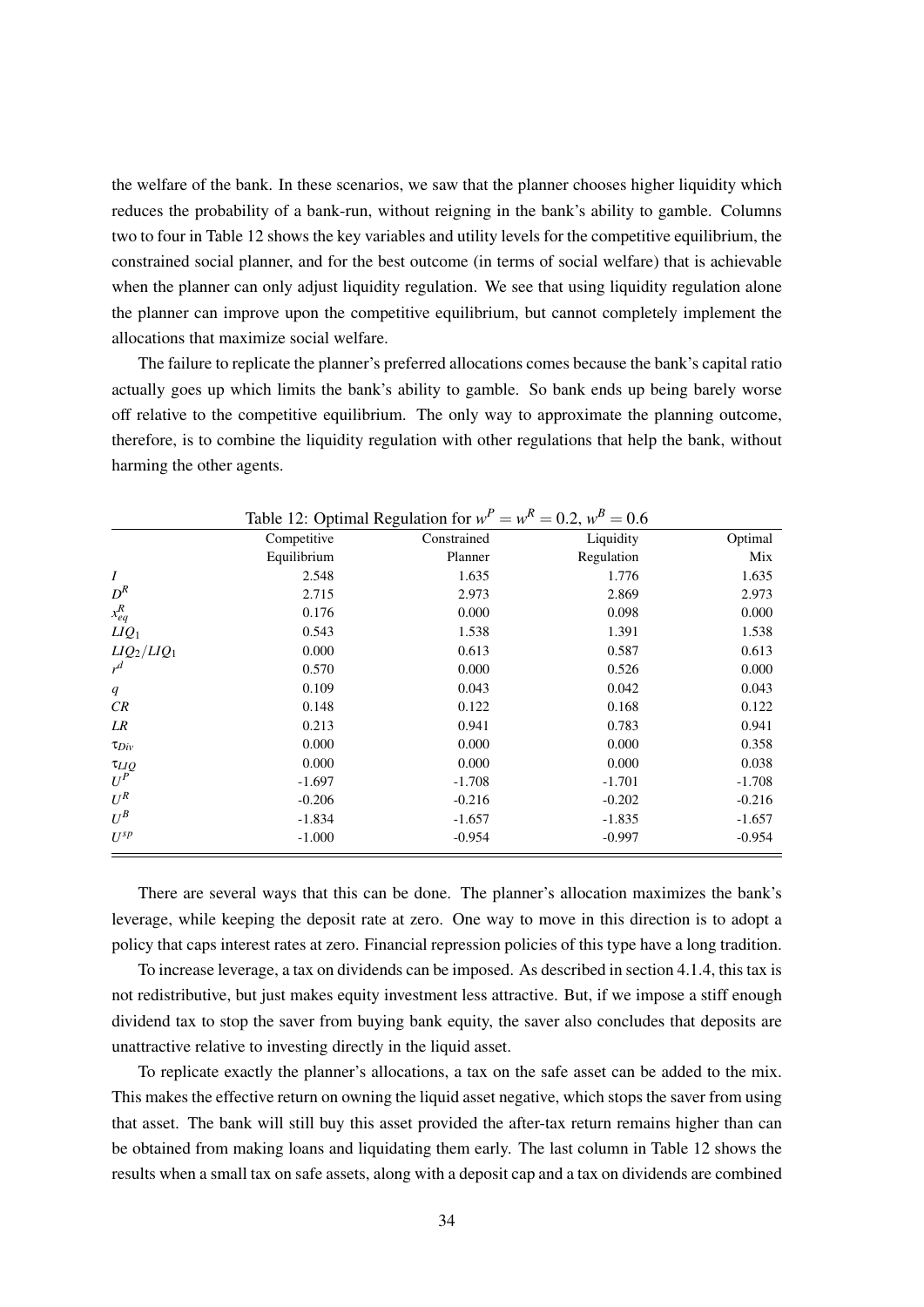the welfare of the bank. In these scenarios, we saw that the planner chooses higher liquidity which reduces the probability of a bank-run, without reigning in the bank's ability to gamble. Columns two to four in Table 12 shows the key variables and utility levels for the competitive equilibrium, the constrained social planner, and for the best outcome (in terms of social welfare) that is achievable when the planner can only adjust liquidity regulation. We see that using liquidity regulation alone the planner can improve upon the competitive equilibrium, but cannot completely implement the allocations that maximize social welfare.

The failure to replicate the planner's preferred allocations comes because the bank's capital ratio actually goes up which limits the bank's ability to gamble. So bank ends up being barely worse off relative to the competitive equilibrium. The only way to approximate the planning outcome, therefore, is to combine the liquidity regulation with other regulations that help the bank, without harming the other agents.

Table 12: Optimal Regulation for $w^P = w^R = 0.2$, $w^B = 0.6$

| | Competitive Equilibrium | Constrained Planner | Liquidity Regulation | Optimal Mix |
|---|---|---|---|---|
| $I$ | 2.548 | 1.635 | 1.776 | 1.635 |
| $D^R$ | 2.715 | 2.973 | 2.869 | 2.973 |
| $x^R_{eq}$ | 0.176 | 0.000 | 0.098 | 0.000 |
| $LIQ_1$ | 0.543 | 1.538 | 1.391 | 1.538 |
| $LIQ_2/LIQ_1$ | 0.000 | 0.613 | 0.587 | 0.613 |
| $r^d$ | 0.570 | 0.000 | 0.526 | 0.000 |
| $q$ | 0.109 | 0.043 | 0.042 | 0.043 |
| $CR$ | 0.148 | 0.122 | 0.168 | 0.122 |
| $LR$ | 0.213 | 0.941 | 0.783 | 0.941 |
| $\tau_{Div}$ | 0.000 | 0.000 | 0.000 | 0.358 |
| $\tau_{LIQ}$ | 0.000 | 0.000 | 0.000 | 0.038 |
| $U^P$ | -1.697 | -1.708 | -1.701 | -1.708 |
| $U^R$ | -0.206 | -0.216 | -0.202 | -0.216 |
| $U^B$ | -1.834 | -1.657 | -1.835 | -1.657 |
| $U^{sp}$ | -1.000 | -0.954 | -0.997 | -0.954 |

There are several ways that this can be done. The planner's allocation maximizes the bank's leverage, while keeping the deposit rate at zero. One way to move in this direction is to adopt a policy that caps interest rates at zero. Financial repression policies of this type have a long tradition.

To increase leverage, a tax on dividends can be imposed. As described in section 4.1.4, this tax is not redistributive, but just makes equity investment less attractive. But, if we impose a stiff enough dividend tax to stop the saver from buying bank equity, the saver also concludes that deposits are unattractive relative to investing directly in the liquid asset.

To replicate exactly the planner's allocations, a tax on the safe asset can be added to the mix. This makes the effective return on owning the liquid asset negative, which stops the saver from using that asset. The bank will still buy this asset provided the after-tax return remains higher than can be obtained from making loans and liquidating them early. The last column in Table 12 shows the results when a small tax on safe assets, along with a deposit cap and a tax on dividends are combined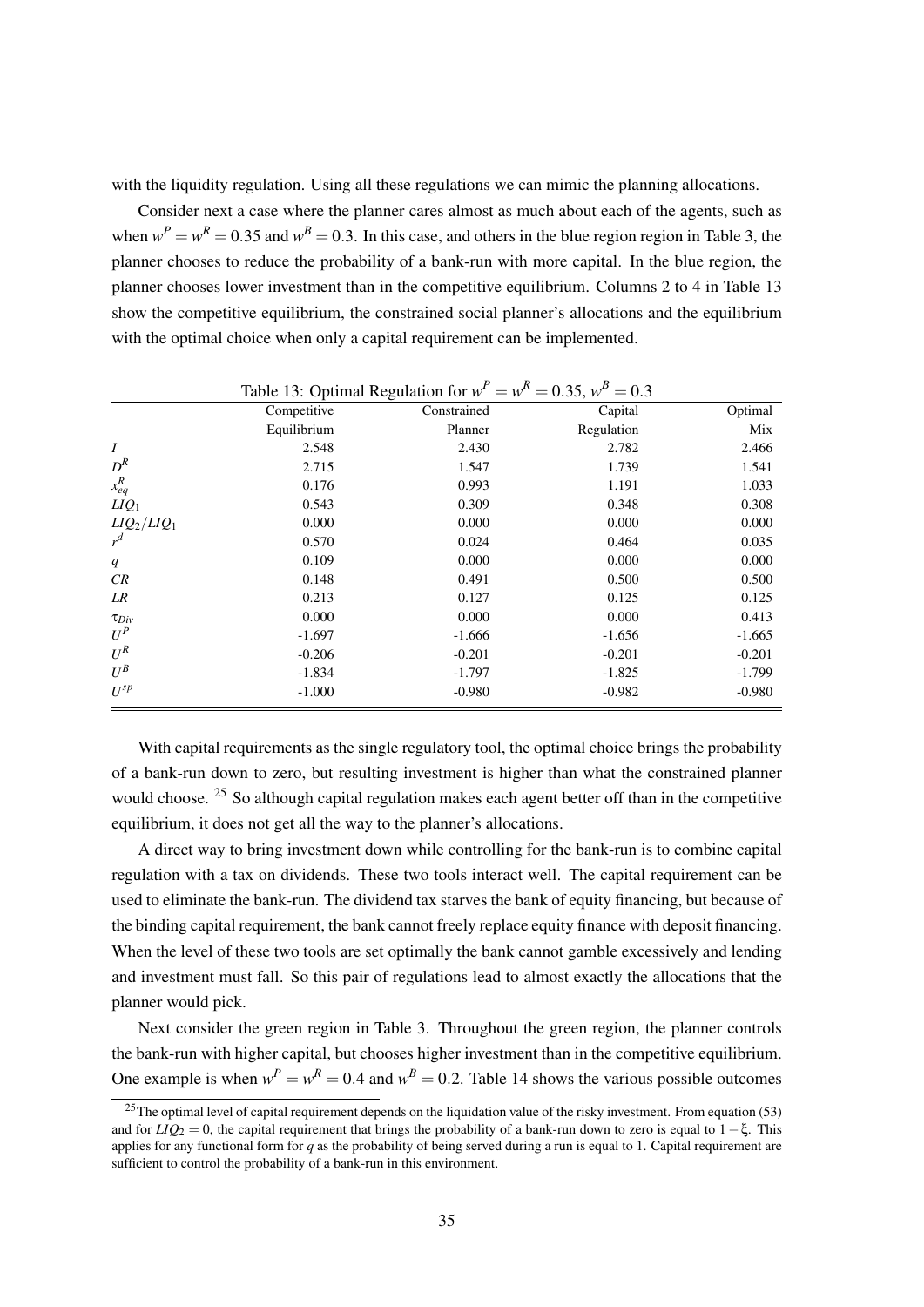with the liquidity regulation. Using all these regulations we can mimic the planning allocations.

Consider next a case where the planner cares almost as much about each of the agents, such as when $w^P = w^R = 0.35$ and $w^B = 0.3$. In this case, and others in the blue region region in Table 3, the planner chooses to reduce the probability of a bank-run with more capital. In the blue region, the planner chooses lower investment than in the competitive equilibrium. Columns 2 to 4 in Table 13 show the competitive equilibrium, the constrained social planner's allocations and the equilibrium with the optimal choice when only a capital requirement can be implemented.

Table 13: Optimal Regulation for $w^P = w^R = 0.35$, $w^B = 0.3$

| | Competitive Equilibrium | Constrained Planner | Capital Regulation | Optimal Mix |
|---|---|---|---|---|
| $I$ | 2.548 | 2.430 | 2.782 | 2.466 |
| $D^R$ | 2.715 | 1.547 | 1.739 | 1.541 |
| $x^R_{eq}$ | 0.176 | 0.993 | 1.191 | 1.033 |
| $LIQ_1$ | 0.543 | 0.309 | 0.348 | 0.308 |
| $LIQ_2/LIQ_1$ | 0.000 | 0.000 | 0.000 | 0.000 |
| $r^d$ | 0.570 | 0.024 | 0.464 | 0.035 |
| $q$ | 0.109 | 0.000 | 0.000 | 0.000 |
| $CR$ | 0.148 | 0.491 | 0.500 | 0.500 |
| $LR$ | 0.213 | 0.127 | 0.125 | 0.125 |
| $\tau_{Div}$ | 0.000 | 0.000 | 0.000 | 0.413 |
| $U^P$ | -1.697 | -1.666 | -1.656 | -1.665 |
| $U^R$ | -0.206 | -0.201 | -0.201 | -0.201 |
| $U^B$ | -1.834 | -1.797 | -1.825 | -1.799 |
| $U^{sp}$ | -1.000 | -0.980 | -0.982 | -0.980 |

With capital requirements as the single regulatory tool, the optimal choice brings the probability of a bank-run down to zero, but resulting investment is higher than what the constrained planner would choose. [25] So although capital regulation makes each agent better off than in the competitive equilibrium, it does not get all the way to the planner's allocations.

A direct way to bring investment down while controlling for the bank-run is to combine capital regulation with a tax on dividends. These two tools interact well. The capital requirement can be used to eliminate the bank-run. The dividend tax starves the bank of equity financing, but because of the binding capital requirement, the bank cannot freely replace equity finance with deposit financing. When the level of these two tools are set optimally the bank cannot gamble excessively and lending and investment must fall. So this pair of regulations lead to almost exactly the allocations that the planner would pick.

Next consider the green region in Table 3. Throughout the green region, the planner controls the bank-run with higher capital, but chooses higher investment than in the competitive equilibrium. One example is when $w^P = w^R = 0.4$ and $w^B = 0.2$. Table 14 shows the various possible outcomes

[25] The optimal level of capital requirement depends on the liquidation value of the risky investment. From equation (53) and for $LIQ_2 = 0$, the capital requirement that brings the probability of a bank-run down to zero is equal to $1 - \xi$. This applies for any functional form for $q$ as the probability of being served during a run is equal to 1. Capital requirement are sufficient to control the probability of a bank-run in this environment.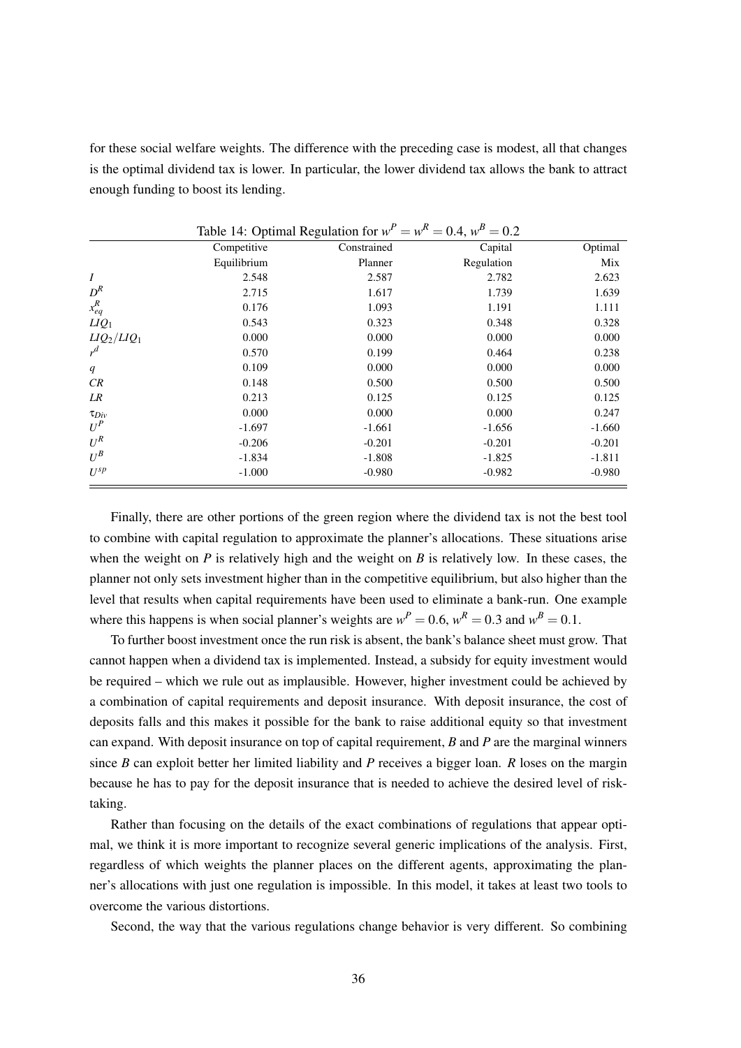for these social welfare weights. The difference with the preceding case is modest, all that changes is the optimal dividend tax is lower. In particular, the lower dividend tax allows the bank to attract enough funding to boost its lending.

Table 14: Optimal Regulation for $w^P = w^R = 0.4$, $w^B = 0.2$

| | Competitive Equilibrium | Constrained Planner | Capital Regulation | Optimal Mix |
|---|---|---|---|---|
| $I$ | 2.548 | 2.587 | 2.782 | 2.623 |
| $D^R$ | 2.715 | 1.617 | 1.739 | 1.639 |
| $x^R_{eq}$ | 0.176 | 1.093 | 1.191 | 1.111 |
| $LIQ_1$ | 0.543 | 0.323 | 0.348 | 0.328 |
| $LIQ_2/LIQ_1$ | 0.000 | 0.000 | 0.000 | 0.000 |
| $r^d$ | 0.570 | 0.199 | 0.464 | 0.238 |
| $q$ | 0.109 | 0.000 | 0.000 | 0.000 |
| $CR$ | 0.148 | 0.500 | 0.500 | 0.500 |
| $LR$ | 0.213 | 0.125 | 0.125 | 0.125 |
| $\tau_{Div}$ | 0.000 | 0.000 | 0.000 | 0.247 |
| $U^P$ | -1.697 | -1.661 | -1.656 | -1.660 |
| $U^R$ | -0.206 | -0.201 | -0.201 | -0.201 |
| $U^B$ | -1.834 | -1.808 | -1.825 | -1.811 |
| $U^{sp}$ | -1.000 | -0.980 | -0.982 | -0.980 |

Finally, there are other portions of the green region where the dividend tax is not the best tool to combine with capital regulation to approximate the planner's allocations. These situations arise when the weight on $P$ is relatively high and the weight on $B$ is relatively low. In these cases, the planner not only sets investment higher than in the competitive equilibrium, but also higher than the level that results when capital requirements have been used to eliminate a bank-run. One example where this happens is when social planner's weights are $w^P = 0.6$, $w^R = 0.3$ and $w^B = 0.1$.

To further boost investment once the run risk is absent, the bank's balance sheet must grow. That cannot happen when a dividend tax is implemented. Instead, a subsidy for equity investment would be required – which we rule out as implausible. However, higher investment could be achieved by a combination of capital requirements and deposit insurance. With deposit insurance, the cost of deposits falls and this makes it possible for the bank to raise additional equity so that investment can expand. With deposit insurance on top of capital requirement, $B$ and $P$ are the marginal winners since $B$ can exploit better her limited liability and $P$ receives a bigger loan. $R$ loses on the margin because he has to pay for the deposit insurance that is needed to achieve the desired level of risk-taking.

Rather than focusing on the details of the exact combinations of regulations that appear optimal, we think it is more important to recognize several generic implications of the analysis. First, regardless of which weights the planner places on the different agents, approximating the planner's allocations with just one regulation is impossible. In this model, it takes at least two tools to overcome the various distortions.

Second, the way that the various regulations change behavior is very different. So combining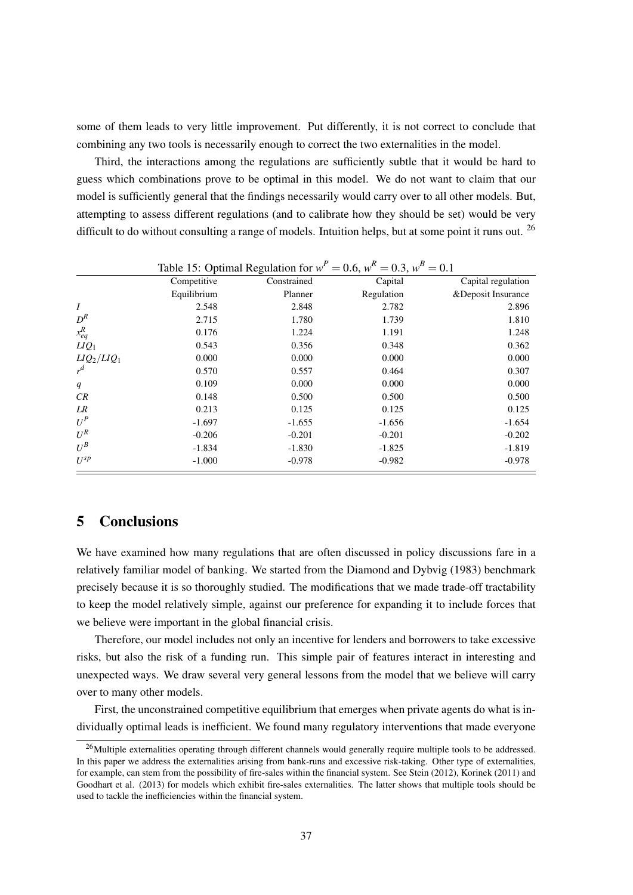some of them leads to very little improvement. Put differently, it is not correct to conclude that combining any two tools is necessarily enough to correct the two externalities in the model.

Third, the interactions among the regulations are sufficiently subtle that it would be hard to guess which combinations prove to be optimal in this model. We do not want to claim that our model is sufficiently general that the findings necessarily would carry over to all other models. But, attempting to assess different regulations (and to calibrate how they should be set) would be very difficult to do without consulting a range of models. Intuition helps, but at some point it runs out. [26]

Table 15: Optimal Regulation for $w^P = 0.6$, $w^R = 0.3$, $w^B = 0.1$

| | Competitive Equilibrium | Constrained Planner | Capital Regulation | Capital regulation &Deposit Insurance |
|---|---|---|---|---|
| $I$ | 2.548 | 2.848 | 2.782 | 2.896 |
| $D^R$ | 2.715 | 1.780 | 1.739 | 1.810 |
| $x^R_{eq}$ | 0.176 | 1.224 | 1.191 | 1.248 |
| $LIQ_1$ | 0.543 | 0.356 | 0.348 | 0.362 |
| $LIQ_2/LIQ_1$ | 0.000 | 0.000 | 0.000 | 0.000 |
| $r^d$ | 0.570 | 0.557 | 0.464 | 0.307 |
| $q$ | 0.109 | 0.000 | 0.000 | 0.000 |
| $CR$ | 0.148 | 0.500 | 0.500 | 0.500 |
| $LR$ | 0.213 | 0.125 | 0.125 | 0.125 |
| $U^P$ | -1.697 | -1.655 | -1.656 | -1.654 |
| $U^R$ | -0.206 | -0.201 | -0.201 | -0.202 |
| $U^B$ | -1.834 | -1.830 | -1.825 | -1.819 |
| $U^{sp}$ | -1.000 | -0.978 | -0.982 | -0.978 |

## 5 Conclusions

We have examined how many regulations that are often discussed in policy discussions fare in a relatively familiar model of banking. We started from the Diamond and Dybvig (1983) benchmark precisely because it is so thoroughly studied. The modifications that we made trade-off tractability to keep the model relatively simple, against our preference for expanding it to include forces that we believe were important in the global financial crisis.

Therefore, our model includes not only an incentive for lenders and borrowers to take excessive risks, but also the risk of a funding run. This simple pair of features interact in interesting and unexpected ways. We draw several very general lessons from the model that we believe will carry over to many other models.

First, the unconstrained competitive equilibrium that emerges when private agents do what is individually optimal leads is inefficient. We found many regulatory interventions that made everyone

[26] Multiple externalities operating through different channels would generally require multiple tools to be addressed. In this paper we address the externalities arising from bank-runs and excessive risk-taking. Other type of externalities, for example, can stem from the possibility of fire-sales within the financial system. See Stein (2012), Korinek (2011) and Goodhart et al. (2013) for models which exhibit fire-sales externalities. The latter shows that multiple tools should be used to tackle the inefficiencies within the financial system.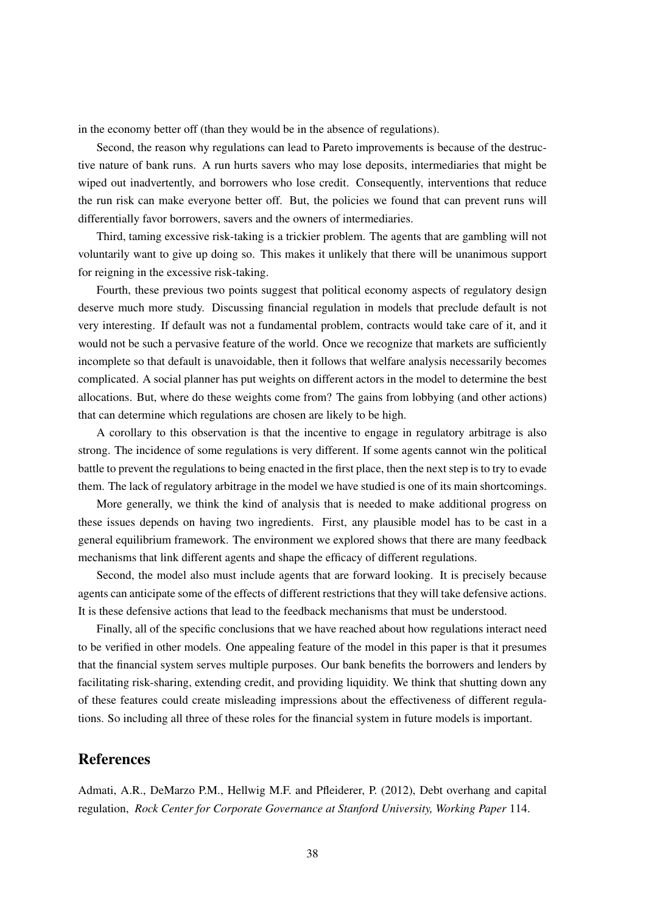in the economy better off (than they would be in the absence of regulations).

Second, the reason why regulations can lead to Pareto improvements is because of the destructive nature of bank runs. A run hurts savers who may lose deposits, intermediaries that might be wiped out inadvertently, and borrowers who lose credit. Consequently, interventions that reduce the run risk can make everyone better off. But, the policies we found that can prevent runs will differentially favor borrowers, savers and the owners of intermediaries.

Third, taming excessive risk-taking is a trickier problem. The agents that are gambling will not voluntarily want to give up doing so. This makes it unlikely that there will be unanimous support for reigning in the excessive risk-taking.

Fourth, these previous two points suggest that political economy aspects of regulatory design deserve much more study. Discussing financial regulation in models that preclude default is not very interesting. If default was not a fundamental problem, contracts would take care of it, and it would not be such a pervasive feature of the world. Once we recognize that markets are sufficiently incomplete so that default is unavoidable, then it follows that welfare analysis necessarily becomes complicated. A social planner has put weights on different actors in the model to determine the best allocations. But, where do these weights come from? The gains from lobbying (and other actions) that can determine which regulations are chosen are likely to be high.

A corollary to this observation is that the incentive to engage in regulatory arbitrage is also strong. The incidence of some regulations is very different. If some agents cannot win the political battle to prevent the regulations to being enacted in the first place, then the next step is to try to evade them. The lack of regulatory arbitrage in the model we have studied is one of its main shortcomings.

More generally, we think the kind of analysis that is needed to make additional progress on these issues depends on having two ingredients. First, any plausible model has to be cast in a general equilibrium framework. The environment we explored shows that there are many feedback mechanisms that link different agents and shape the efficacy of different regulations.

Second, the model also must include agents that are forward looking. It is precisely because agents can anticipate some of the effects of different restrictions that they will take defensive actions. It is these defensive actions that lead to the feedback mechanisms that must be understood.

Finally, all of the specific conclusions that we have reached about how regulations interact need to be verified in other models. One appealing feature of the model in this paper is that it presumes that the financial system serves multiple purposes. Our bank benefits the borrowers and lenders by facilitating risk-sharing, extending credit, and providing liquidity. We think that shutting down any of these features could create misleading impressions about the effectiveness of different regulations. So including all three of these roles for the financial system in future models is important.

## References

Admati, A.R., DeMarzo P.M., Hellwig M.F. and Pfleiderer, P. (2012), Debt overhang and capital regulation, *Rock Center for Corporate Governance at Stanford University, Working Paper* 114.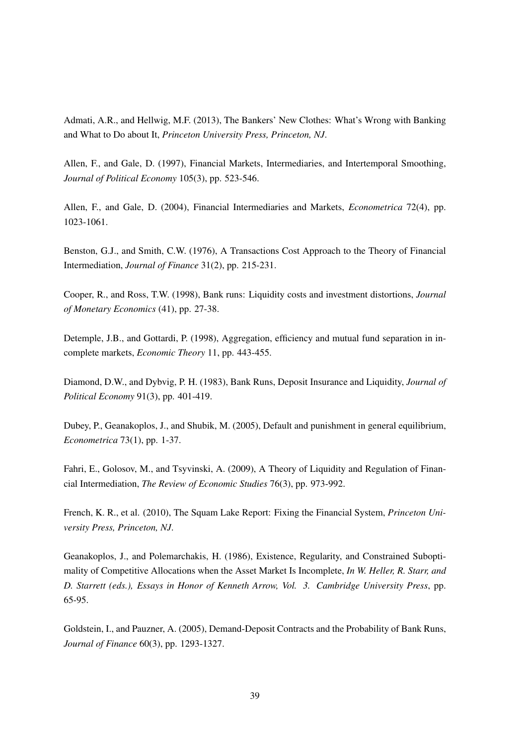Admati, A.R., and Hellwig, M.F. (2013), The Bankers' New Clothes: What's Wrong with Banking and What to Do about It, *Princeton University Press, Princeton, NJ*.

Allen, F., and Gale, D. (1997), Financial Markets, Intermediaries, and Intertemporal Smoothing, *Journal of Political Economy* 105(3), pp. 523-546.

Allen, F., and Gale, D. (2004), Financial Intermediaries and Markets, *Econometrica* 72(4), pp. 1023-1061.

Benston, G.J., and Smith, C.W. (1976), A Transactions Cost Approach to the Theory of Financial Intermediation, *Journal of Finance* 31(2), pp. 215-231.

Cooper, R., and Ross, T.W. (1998), Bank runs: Liquidity costs and investment distortions, *Journal of Monetary Economics* (41), pp. 27-38.

Detemple, J.B., and Gottardi, P. (1998), Aggregation, efficiency and mutual fund separation in incomplete markets, *Economic Theory* 11, pp. 443-455.

Diamond, D.W., and Dybvig, P. H. (1983), Bank Runs, Deposit Insurance and Liquidity, *Journal of Political Economy* 91(3), pp. 401-419.

Dubey, P., Geanakoplos, J., and Shubik, M. (2005), Default and punishment in general equilibrium, *Econometrica* 73(1), pp. 1-37.

Fahri, E., Golosov, M., and Tsyvinski, A. (2009), A Theory of Liquidity and Regulation of Financial Intermediation, *The Review of Economic Studies* 76(3), pp. 973-992.

French, K. R., et al. (2010), The Squam Lake Report: Fixing the Financial System, *Princeton University Press, Princeton, NJ*.

Geanakoplos, J., and Polemarchakis, H. (1986), Existence, Regularity, and Constrained Suboptimality of Competitive Allocations when the Asset Market Is Incomplete, *In W. Heller, R. Starr, and D. Starrett (eds.), Essays in Honor of Kenneth Arrow, Vol. 3. Cambridge University Press*, pp. 65-95.

Goldstein, I., and Pauzner, A. (2005), Demand-Deposit Contracts and the Probability of Bank Runs, *Journal of Finance* 60(3), pp. 1293-1327.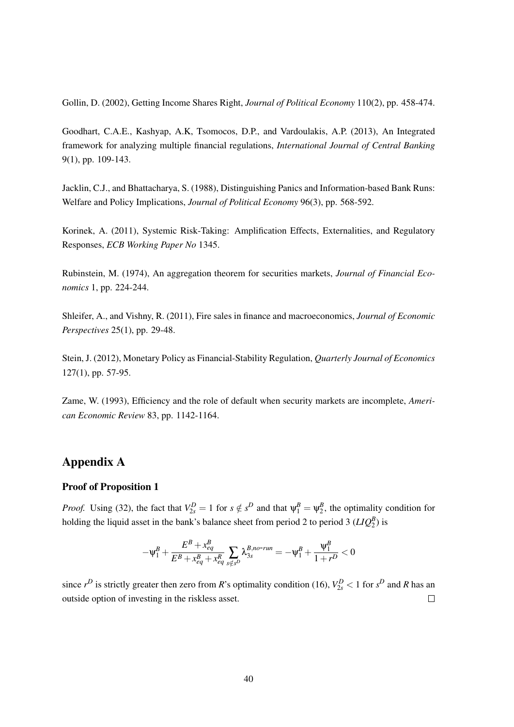Gollin, D. (2002), Getting Income Shares Right, *Journal of Political Economy* 110(2), pp. 458-474.

Goodhart, C.A.E., Kashyap, A.K, Tsomocos, D.P., and Vardoulakis, A.P. (2013), An Integrated framework for analyzing multiple financial regulations, *International Journal of Central Banking* 9(1), pp. 109-143.

Jacklin, C.J., and Bhattacharya, S. (1988), Distinguishing Panics and Information-based Bank Runs: Welfare and Policy Implications, *Journal of Political Economy* 96(3), pp. 568-592.

Korinek, A. (2011), Systemic Risk-Taking: Amplification Effects, Externalities, and Regulatory Responses, *ECB Working Paper No* 1345.

Rubinstein, M. (1974), An aggregation theorem for securities markets, *Journal of Financial Economics* 1, pp. 224-244.

Shleifer, A., and Vishny, R. (2011), Fire sales in finance and macroeconomics, *Journal of Economic Perspectives* 25(1), pp. 29-48.

Stein, J. (2012), Monetary Policy as Financial-Stability Regulation, *Quarterly Journal of Economics* 127(1), pp. 57-95.

Zame, W. (1993), Efficiency and the role of default when security markets are incomplete, *American Economic Review* 83, pp. 1142-1164.

# Appendix A

### Proof of Proposition 1

*Proof.* Using (32), the fact that $V_{2s}^{D} = 1$ for $s \notin s^{D}$ and that $\psi_{1}^{B} = \psi_{2}^{B}$, the optimality condition for holding the liquid asset in the bank's balance sheet from period 2 to period 3 ($LIQ_{2}^{B}$) is

$$-\psi_{1}^{B} + \frac{E^{B} + x_{eq}^{B}}{E^{B} + x_{eq}^{B} + x_{eq}^{R}} \sum_{s \notin s^{D}} \lambda_{3s}^{B,no\text{-}run} = -\psi_{1}^{B} + \frac{\psi_{1}^{B}}{1 + r^{D}} < 0$$

since $r^{D}$ is strictly greater then zero from $R$'s optimality condition (16), $V_{2s}^{D} < 1$ for $s^{D}$ and $R$ has an outside option of investing in the riskless asset. □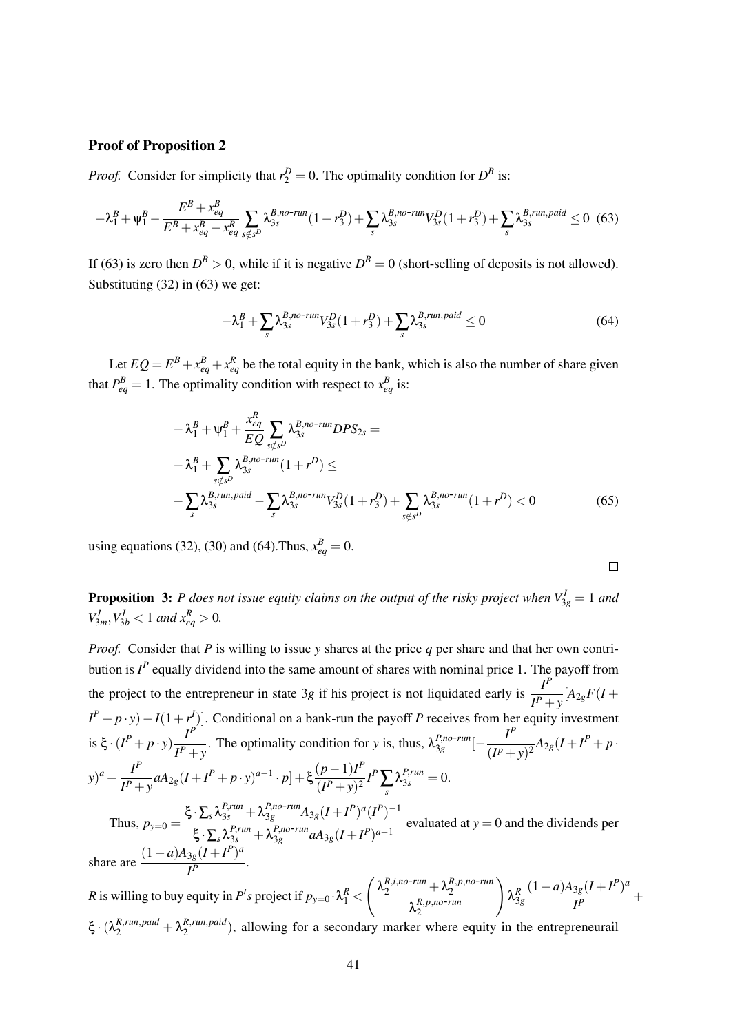## Proof of Proposition 2

*Proof.* Consider for simplicity that $r_2^D = 0$. The optimality condition for $D^B$ is:

$$-\lambda_1^B + \psi_1^B - \frac{E^B + x_{eq}^B}{E^B + x_{eq}^B + x_{eq}^R} \sum_{s \notin s^D} \lambda_{3s}^{B,no\text{-}run}(1+r_3^D) + \sum_s \lambda_{3s}^{B,no\text{-}run} V_{3s}^D (1+r_3^D) + \sum_s \lambda_{3s}^{B,run,paid} \leq 0 \quad (63)$$

If (63) is zero then $D^B > 0$, while if it is negative $D^B = 0$ (short-selling of deposits is not allowed). Substituting (32) in (63) we get:

$$-\lambda_1^B + \sum_s \lambda_{3s}^{B,no\text{-}run} V_{3s}^D (1+r_3^D) + \sum_s \lambda_{3s}^{B,run,paid} \leq 0 \quad (64)$$

Let $EQ = E^B + x_{eq}^B + x_{eq}^R$ be the total equity in the bank, which is also the number of share given that $P_{eq}^B = 1$. The optimality condition with respect to $x_{eq}^B$ is:

$$\begin{aligned}
&-\lambda_1^B + \psi_1^B + \frac{x_{eq}^R}{EQ} \sum_{s \notin s^D} \lambda_{3s}^{B,no\text{-}run} DPS_{2s} = \\
&-\lambda_1^B + \sum_{s \notin s^D} \lambda_{3s}^{B,no\text{-}run}(1+r^D) \leq \\
&-\sum_s \lambda_{3s}^{B,run,paid} - \sum_s \lambda_{3s}^{B,no\text{-}run} V_{3s}^D (1+r_3^D) + \sum_{s \notin s^D} \lambda_{3s}^{B,no\text{-}run}(1+r^D) < 0 \quad (65)
\end{aligned}$$

using equations (32), (30) and (64).Thus, $x_{eq}^B = 0$.

∎

**Proposition 3:** *P does not issue equity claims on the output of the risky project when $V_{3g}^I = 1$ and $V_{3m}^I, V_{3b}^I < 1$ and $x_{eq}^R > 0$.*

*Proof.* Consider that *P* is willing to issue *y* shares at the price *q* per share and that her own contribution is $I^P$ equally dividend into the same amount of shares with nominal price 1. The payoff from the project to the entrepreneur in state 3*g* if his project is not liquidated early is $\frac{I^P}{I^P+y}[A_{2g}F(I + I^P + p\cdot y) - I(1+r^I)]$. Conditional on a bank-run the payoff *P* receives from her equity investment is $\xi \cdot (I^P + p\cdot y)\frac{I^P}{I^P+y}$. The optimality condition for *y* is, thus, $\lambda_{3g}^{P,no\text{-}run}[-\frac{I^P}{(I^p+y)^2}A_{2g}(I+I^P+p\cdot y)^a + \frac{I^P}{I^P+y}aA_{2g}(I+I^P+p\cdot y)^{a-1}\cdot p] + \xi\frac{(p-1)I^P}{(I^P+y)^2}I^P\sum_s \lambda_{3s}^{P,run} = 0$.

Thus, $p_{y=0} = \frac{\xi \cdot \sum_s \lambda_{3s}^{P,run} + \lambda_{3g}^{P,no\text{-}run}A_{3g}(I+I^P)^a(I^P)^{-1}}{\xi \cdot \sum_s \lambda_{3s}^{P,run} + \lambda_{3g}^{P,no\text{-}run}aA_{3g}(I+I^P)^{a-1}}$ evaluated at $y=0$ and the dividends per share are $\frac{(1-a)A_{3g}(I+I^P)^a}{I^P}$.

*R* is willing to buy equity in *P's* project if $p_{y=0}\cdot\lambda_1^R < \left(\frac{\lambda_2^{R,i,no\text{-}run} + \lambda_2^{R,p,no\text{-}run}}{\lambda_2^{R,p,no\text{-}run}}\right)\lambda_{3g}^R\frac{(1-a)A_{3g}(I+I^P)^a}{I^P} + \xi\cdot(\lambda_2^{R,run,paid} + \lambda_2^{R,run,paid})$, allowing for a secondary marker where equity in the entrepreneurail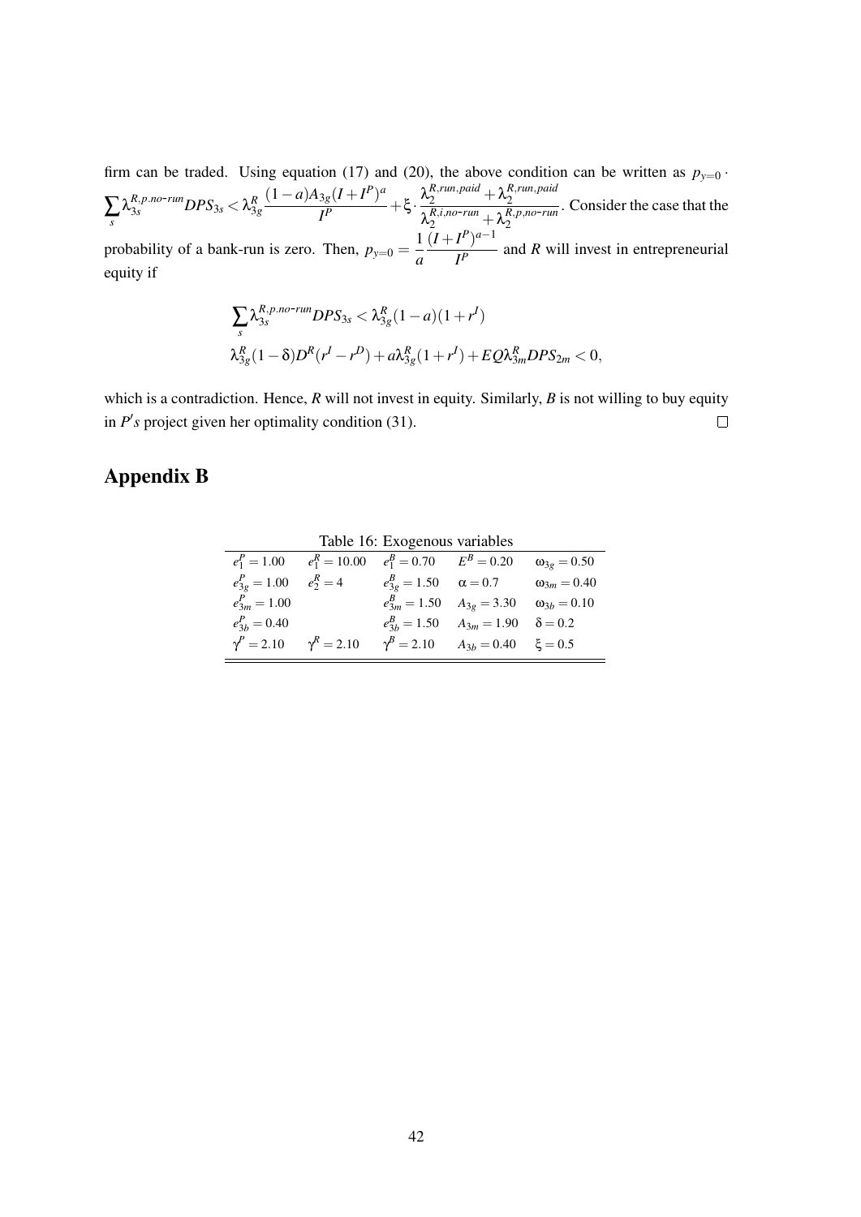firm can be traded. Using equation (17) and (20), the above condition can be written as $p_{y=0} \cdot \sum_s \lambda_{3s}^{R,p.no\text{-}run} DPS_{3s} < \lambda_{3g}^R \frac{(1-a)A_{3g}(I+I^P)^a}{I^P} + \xi \cdot \frac{\lambda_2^{R,run,paid} + \lambda_2^{R,run,paid}}{\lambda_2^{R,i.no\text{-}run} + \lambda_2^{R,p.no\text{-}run}}$. Consider the case that the probability of a bank-run is zero. Then, $p_{y=0} = \frac{1}{a}\frac{(I+I^P)^{a-1}}{I^P}$ and $R$ will invest in entrepreneurial equity if

$$
\begin{aligned}
&\sum_s \lambda_{3s}^{R,p.no\text{-}run} DPS_{3s} < \lambda_{3g}^R (1-a)(1+r^I) \\
&\lambda_{3g}^R (1-\delta) D^R (r^I - r^D) + a\lambda_{3g}^R (1+r^I) + EQ\lambda_{3m}^R DPS_{2m} < 0,
\end{aligned}
$$

which is a contradiction. Hence, $R$ will not invest in equity. Similarly, $B$ is not willing to buy equity in $P's$ project given her optimality condition (31). □

# Appendix B

Table 16: Exogenous variables

| | | | | |
|---|---|---|---|---|
| $e_1^P = 1.00$ | $e_1^R = 10.00$ | $e_1^B = 0.70$ | $E^B = 0.20$ | $\omega_{3g} = 0.50$ |
| $e_{3g}^P = 1.00$ | $e_2^R = 4$ | $e_{3g}^B = 1.50$ | $\alpha = 0.7$ | $\omega_{3m} = 0.40$ |
| $e_{3m}^P = 1.00$ | | $e_{3m}^B = 1.50$ | $A_{3g} = 3.30$ | $\omega_{3b} = 0.10$ |
| $e_{3b}^P = 0.40$ | | $e_{3b}^B = 1.50$ | $A_{3m} = 1.90$ | $\delta = 0.2$ |
| $\gamma^P = 2.10$ | $\gamma^R = 2.10$ | $\gamma^B = 2.10$ | $A_{3b} = 0.40$ | $\xi = 0.5$ |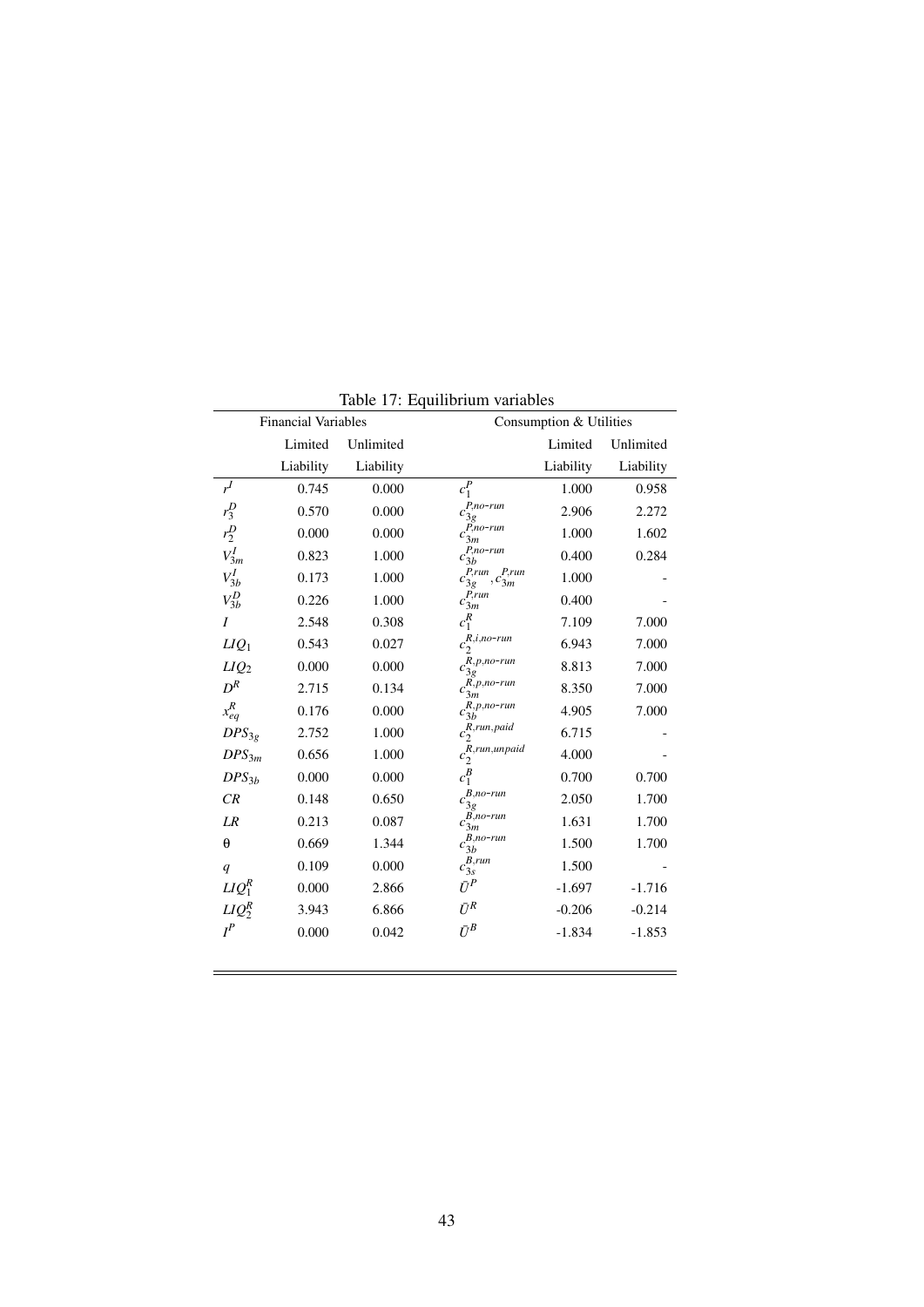Table 17: Equilibrium variables

| Financial Variables | | | Consumption & Utilities | | |
|---|---|---|---|---|---|
| | Limited Liability | Unlimited Liability | | Limited Liability | Unlimited Liability |
| $r^I$ | 0.745 | 0.000 | $c_1^P$ | 1.000 | 0.958 |
| $r_3^D$ | 0.570 | 0.000 | $c_{3g}^{P,no\text{-}run}$ | 2.906 | 2.272 |
| $r_2^D$ | 0.000 | 0.000 | $c_{3m}^{P,no\text{-}run}$ | 1.000 | 1.602 |
| $V_{3m}^I$ | 0.823 | 1.000 | $c_{3b}^{P,no\text{-}run}$ | 0.400 | 0.284 |
| $V_{3b}^I$ | 0.173 | 1.000 | $c_{3g}^{P,run}, c_{3m}^{P,run}$ | 1.000 | - |
| $V_{3b}^D$ | 0.226 | 1.000 | $c_{3m}^{P,run}$ | 0.400 | - |
| $I$ | 2.548 | 0.308 | $c_1^R$ | 7.109 | 7.000 |
| $LIQ_1$ | 0.543 | 0.027 | $c_2^{R,i,no\text{-}run}$ | 6.943 | 7.000 |
| $LIQ_2$ | 0.000 | 0.000 | $c_{3g}^{R,p,no\text{-}run}$ | 8.813 | 7.000 |
| $D^R$ | 2.715 | 0.134 | $c_{3m}^{R,p,no\text{-}run}$ | 8.350 | 7.000 |
| $x_{eq}^R$ | 0.176 | 0.000 | $c_{3b}^{R,p,no\text{-}run}$ | 4.905 | 7.000 |
| $DPS_{3_g}$ | 2.752 | 1.000 | $c_2^{R,run,paid}$ | 6.715 | - |
| $DPS_{3m}$ | 0.656 | 1.000 | $c_2^{R,run,unpaid}$ | 4.000 | - |
| $DPS_{3b}$ | 0.000 | 0.000 | $c_1^B$ | 0.700 | 0.700 |
| $CR$ | 0.148 | 0.650 | $c_{3g}^{B,no\text{-}run}$ | 2.050 | 1.700 |
| $LR$ | 0.213 | 0.087 | $c_{3m}^{B,no\text{-}run}$ | 1.631 | 1.700 |
| $\theta$ | 0.669 | 1.344 | $c_{3b}^{B,no\text{-}run}$ | 1.500 | 1.700 |
| $q$ | 0.109 | 0.000 | $c_{3s}^{B,run}$ | 1.500 | - |
| $LIQ_1^R$ | 0.000 | 2.866 | $\bar{U}^P$ | -1.697 | -1.716 |
| $LIQ_2^R$ | 3.943 | 6.866 | $\bar{U}^R$ | -0.206 | -0.214 |
| $I^P$ | 0.000 | 0.042 | $\bar{U}^B$ | -1.834 | -1.853 |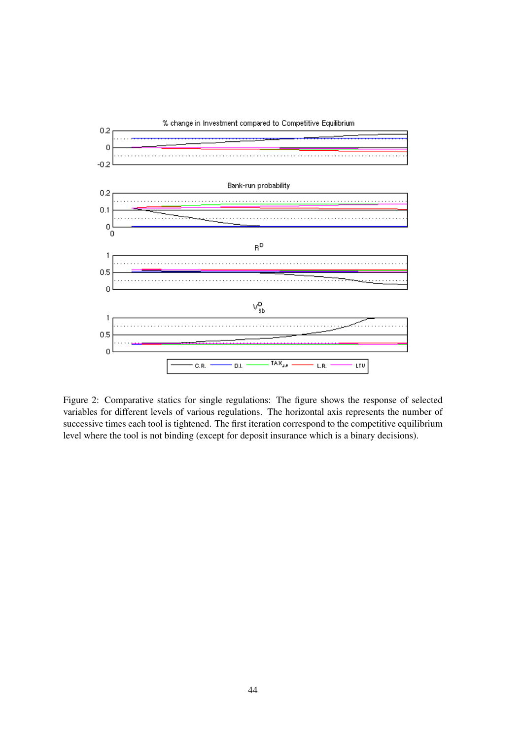Figure 2: Comparative statics for single regulations: The figure shows the response of selected variables for different levels of various regulations. The horizontal axis represents the number of successive times each tool is tightened. The first iteration correspond to the competitive equilibrium level where the tool is not binding (except for deposit insurance which is a binary decisions).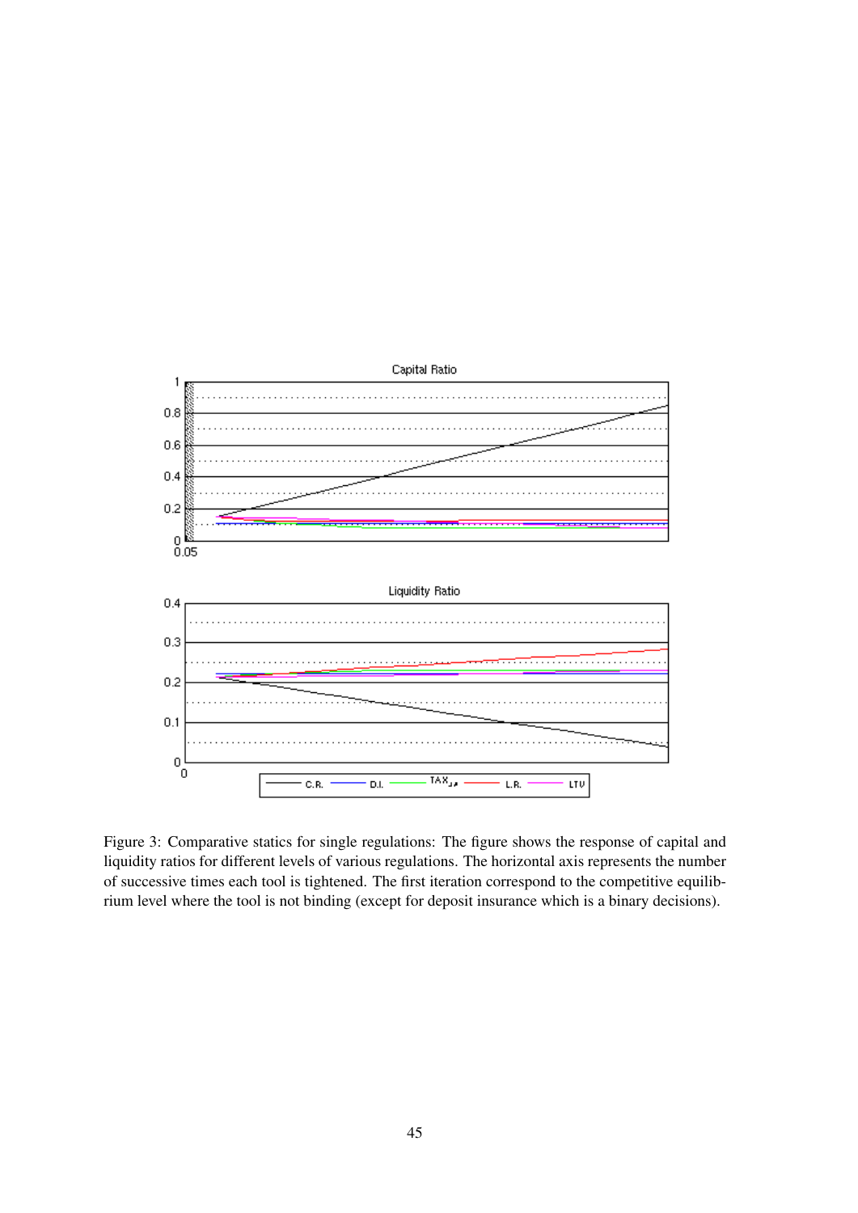Figure 3: Comparative statics for single regulations: The figure shows the response of capital and liquidity ratios for different levels of various regulations. The horizontal axis represents the number of successive times each tool is tightened. The first iteration correspond to the competitive equilibrium level where the tool is not binding (except for deposit insurance which is a binary decisions).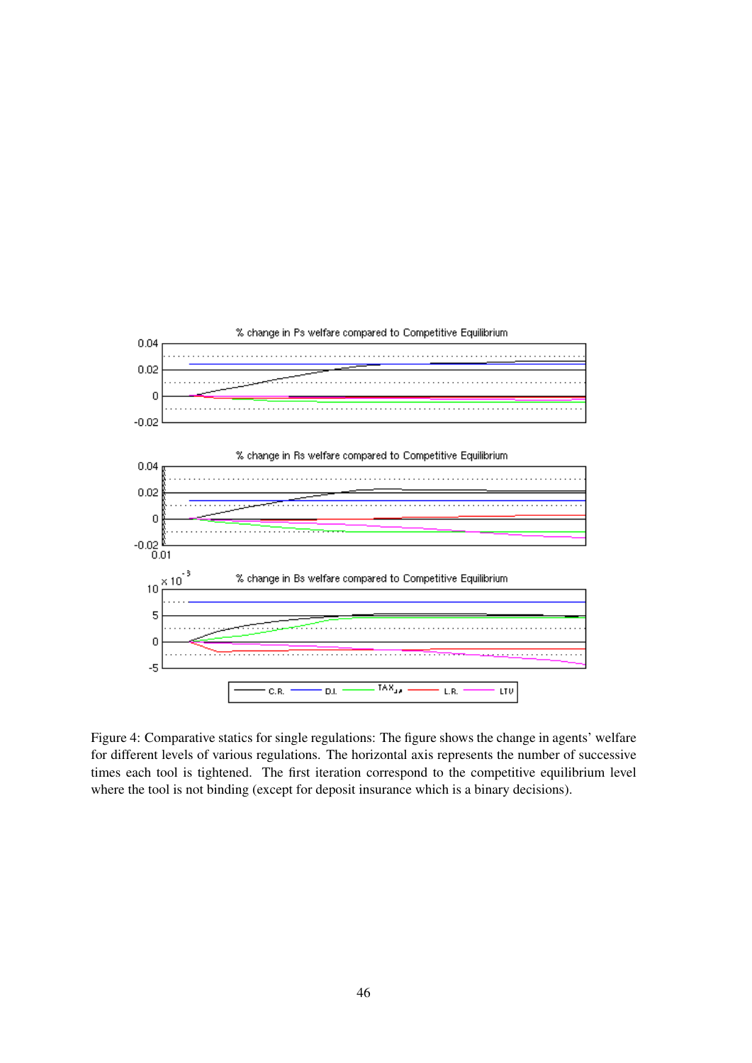% change in Ps welfare compared to Competitive Equilibrium

0.04
0.02
0
-0.02

% change in Rs welfare compared to Competitive Equilibrium

0.04
0.02
0
-0.02
0.01

% change in Bs welfare compared to Competitive Equilibrium

$\times 10^{-3}$
10
5
0
-5

C.R. D.I. $TAX_{J,a}$ L.R. LTV

Figure 4: Comparative statics for single regulations: The figure shows the change in agents' welfare for different levels of various regulations. The horizontal axis represents the number of successive times each tool is tightened. The first iteration correspond to the competitive equilibrium level where the tool is not binding (except for deposit insurance which is a binary decisions).